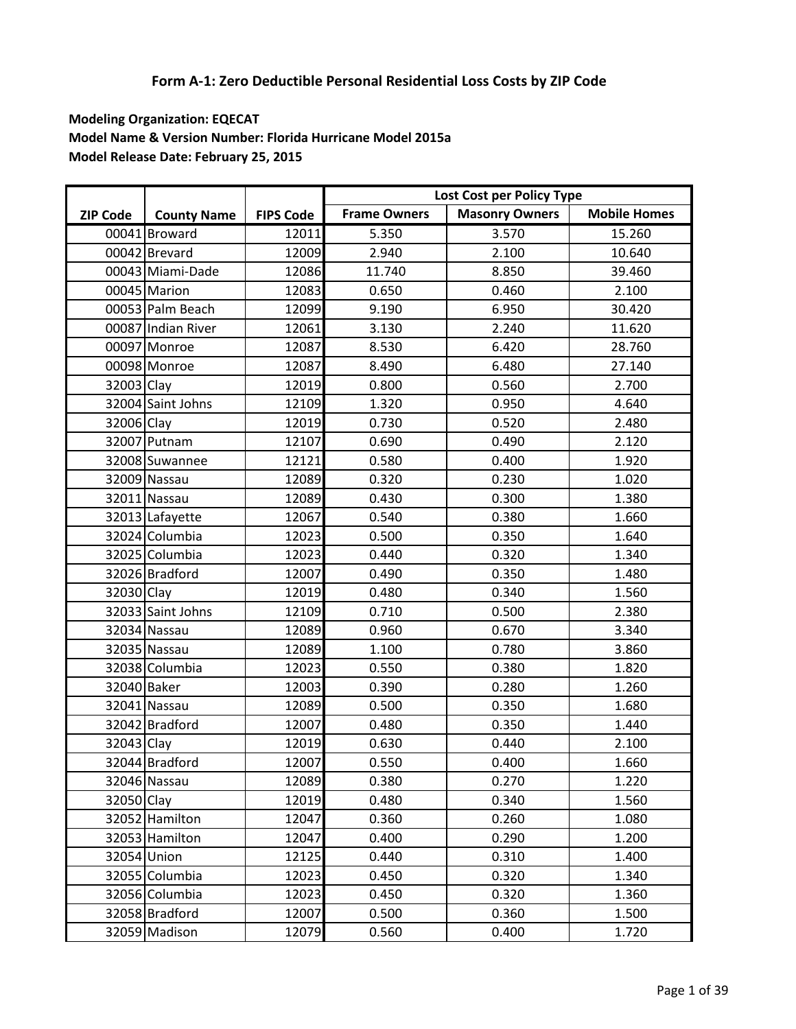# Form A-1: Zero Deductible Personal Residential Loss Costs by ZIP Code

**Modeling Organization: EQECAT**
**Model Name & Version Number: Florida Hurricane Model 2015a**
**Model Release Date: February 25, 2015**

| ZIP Code | County Name | FIPS Code | Lost Cost per Policy Type | | |
|---|---|---|---|---|---|
| | | | Frame Owners | Masonry Owners | Mobile Homes |
| 00041 | Broward | 12011 | 5.350 | 3.570 | 15.260 |
| 00042 | Brevard | 12009 | 2.940 | 2.100 | 10.640 |
| 00043 | Miami-Dade | 12086 | 11.740 | 8.850 | 39.460 |
| 00045 | Marion | 12083 | 0.650 | 0.460 | 2.100 |
| 00053 | Palm Beach | 12099 | 9.190 | 6.950 | 30.420 |
| 00087 | Indian River | 12061 | 3.130 | 2.240 | 11.620 |
| 00097 | Monroe | 12087 | 8.530 | 6.420 | 28.760 |
| 00098 | Monroe | 12087 | 8.490 | 6.480 | 27.140 |
| 32003 | Clay | 12019 | 0.800 | 0.560 | 2.700 |
| 32004 | Saint Johns | 12109 | 1.320 | 0.950 | 4.640 |
| 32006 | Clay | 12019 | 0.730 | 0.520 | 2.480 |
| 32007 | Putnam | 12107 | 0.690 | 0.490 | 2.120 |
| 32008 | Suwannee | 12121 | 0.580 | 0.400 | 1.920 |
| 32009 | Nassau | 12089 | 0.320 | 0.230 | 1.020 |
| 32011 | Nassau | 12089 | 0.430 | 0.300 | 1.380 |
| 32013 | Lafayette | 12067 | 0.540 | 0.380 | 1.660 |
| 32024 | Columbia | 12023 | 0.500 | 0.350 | 1.640 |
| 32025 | Columbia | 12023 | 0.440 | 0.320 | 1.340 |
| 32026 | Bradford | 12007 | 0.490 | 0.350 | 1.480 |
| 32030 | Clay | 12019 | 0.480 | 0.340 | 1.560 |
| 32033 | Saint Johns | 12109 | 0.710 | 0.500 | 2.380 |
| 32034 | Nassau | 12089 | 0.960 | 0.670 | 3.340 |
| 32035 | Nassau | 12089 | 1.100 | 0.780 | 3.860 |
| 32038 | Columbia | 12023 | 0.550 | 0.380 | 1.820 |
| 32040 | Baker | 12003 | 0.390 | 0.280 | 1.260 |
| 32041 | Nassau | 12089 | 0.500 | 0.350 | 1.680 |
| 32042 | Bradford | 12007 | 0.480 | 0.350 | 1.440 |
| 32043 | Clay | 12019 | 0.630 | 0.440 | 2.100 |
| 32044 | Bradford | 12007 | 0.550 | 0.400 | 1.660 |
| 32046 | Nassau | 12089 | 0.380 | 0.270 | 1.220 |
| 32050 | Clay | 12019 | 0.480 | 0.340 | 1.560 |
| 32052 | Hamilton | 12047 | 0.360 | 0.260 | 1.080 |
| 32053 | Hamilton | 12047 | 0.400 | 0.290 | 1.200 |
| 32054 | Union | 12125 | 0.440 | 0.310 | 1.400 |
| 32055 | Columbia | 12023 | 0.450 | 0.320 | 1.340 |
| 32056 | Columbia | 12023 | 0.450 | 0.320 | 1.360 |
| 32058 | Bradford | 12007 | 0.500 | 0.360 | 1.500 |
| 32059 | Madison | 12079 | 0.560 | 0.400 | 1.720 |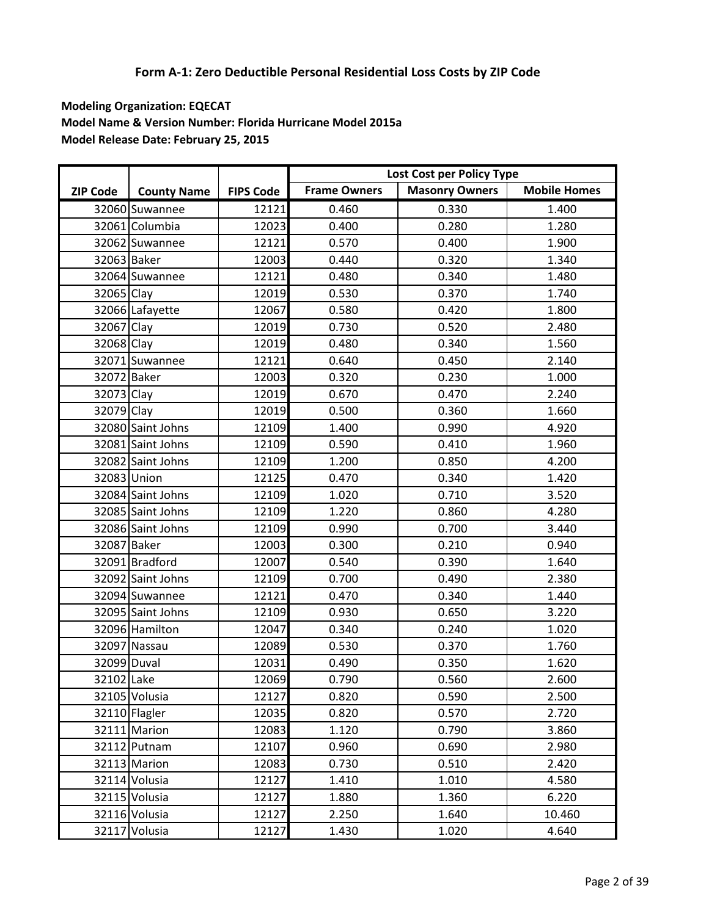# Form A-1: Zero Deductible Personal Residential Loss Costs by ZIP Code

**Modeling Organization: EQECAT**
**Model Name & Version Number: Florida Hurricane Model 2015a**
**Model Release Date: February 25, 2015**

| ZIP Code | County Name | FIPS Code | Lost Cost per Policy Type | | |
|---|---|---|---|---|---|
| | | | Frame Owners | Masonry Owners | Mobile Homes |
| 32060 | Suwannee | 12121 | 0.460 | 0.330 | 1.400 |
| 32061 | Columbia | 12023 | 0.400 | 0.280 | 1.280 |
| 32062 | Suwannee | 12121 | 0.570 | 0.400 | 1.900 |
| 32063 | Baker | 12003 | 0.440 | 0.320 | 1.340 |
| 32064 | Suwannee | 12121 | 0.480 | 0.340 | 1.480 |
| 32065 | Clay | 12019 | 0.530 | 0.370 | 1.740 |
| 32066 | Lafayette | 12067 | 0.580 | 0.420 | 1.800 |
| 32067 | Clay | 12019 | 0.730 | 0.520 | 2.480 |
| 32068 | Clay | 12019 | 0.480 | 0.340 | 1.560 |
| 32071 | Suwannee | 12121 | 0.640 | 0.450 | 2.140 |
| 32072 | Baker | 12003 | 0.320 | 0.230 | 1.000 |
| 32073 | Clay | 12019 | 0.670 | 0.470 | 2.240 |
| 32079 | Clay | 12019 | 0.500 | 0.360 | 1.660 |
| 32080 | Saint Johns | 12109 | 1.400 | 0.990 | 4.920 |
| 32081 | Saint Johns | 12109 | 0.590 | 0.410 | 1.960 |
| 32082 | Saint Johns | 12109 | 1.200 | 0.850 | 4.200 |
| 32083 | Union | 12125 | 0.470 | 0.340 | 1.420 |
| 32084 | Saint Johns | 12109 | 1.020 | 0.710 | 3.520 |
| 32085 | Saint Johns | 12109 | 1.220 | 0.860 | 4.280 |
| 32086 | Saint Johns | 12109 | 0.990 | 0.700 | 3.440 |
| 32087 | Baker | 12003 | 0.300 | 0.210 | 0.940 |
| 32091 | Bradford | 12007 | 0.540 | 0.390 | 1.640 |
| 32092 | Saint Johns | 12109 | 0.700 | 0.490 | 2.380 |
| 32094 | Suwannee | 12121 | 0.470 | 0.340 | 1.440 |
| 32095 | Saint Johns | 12109 | 0.930 | 0.650 | 3.220 |
| 32096 | Hamilton | 12047 | 0.340 | 0.240 | 1.020 |
| 32097 | Nassau | 12089 | 0.530 | 0.370 | 1.760 |
| 32099 | Duval | 12031 | 0.490 | 0.350 | 1.620 |
| 32102 | Lake | 12069 | 0.790 | 0.560 | 2.600 |
| 32105 | Volusia | 12127 | 0.820 | 0.590 | 2.500 |
| 32110 | Flagler | 12035 | 0.820 | 0.570 | 2.720 |
| 32111 | Marion | 12083 | 1.120 | 0.790 | 3.860 |
| 32112 | Putnam | 12107 | 0.960 | 0.690 | 2.980 |
| 32113 | Marion | 12083 | 0.730 | 0.510 | 2.420 |
| 32114 | Volusia | 12127 | 1.410 | 1.010 | 4.580 |
| 32115 | Volusia | 12127 | 1.880 | 1.360 | 6.220 |
| 32116 | Volusia | 12127 | 2.250 | 1.640 | 10.460 |
| 32117 | Volusia | 12127 | 1.430 | 1.020 | 4.640 |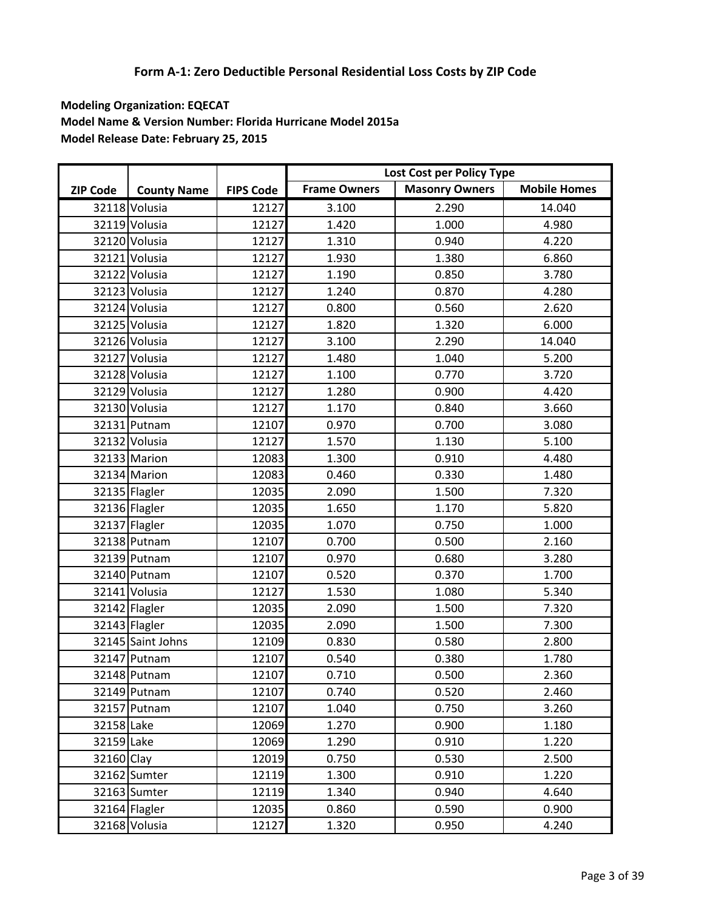## Form A-1: Zero Deductible Personal Residential Loss Costs by ZIP Code

**Modeling Organization: EQECAT**
**Model Name & Version Number: Florida Hurricane Model 2015a**
**Model Release Date: February 25, 2015**

| ZIP Code | County Name | FIPS Code | Lost Cost per Policy Type | | |
|---|---|---|---|---|---|
| | | | Frame Owners | Masonry Owners | Mobile Homes |
| 32118 | Volusia | 12127 | 3.100 | 2.290 | 14.040 |
| 32119 | Volusia | 12127 | 1.420 | 1.000 | 4.980 |
| 32120 | Volusia | 12127 | 1.310 | 0.940 | 4.220 |
| 32121 | Volusia | 12127 | 1.930 | 1.380 | 6.860 |
| 32122 | Volusia | 12127 | 1.190 | 0.850 | 3.780 |
| 32123 | Volusia | 12127 | 1.240 | 0.870 | 4.280 |
| 32124 | Volusia | 12127 | 0.800 | 0.560 | 2.620 |
| 32125 | Volusia | 12127 | 1.820 | 1.320 | 6.000 |
| 32126 | Volusia | 12127 | 3.100 | 2.290 | 14.040 |
| 32127 | Volusia | 12127 | 1.480 | 1.040 | 5.200 |
| 32128 | Volusia | 12127 | 1.100 | 0.770 | 3.720 |
| 32129 | Volusia | 12127 | 1.280 | 0.900 | 4.420 |
| 32130 | Volusia | 12127 | 1.170 | 0.840 | 3.660 |
| 32131 | Putnam | 12107 | 0.970 | 0.700 | 3.080 |
| 32132 | Volusia | 12127 | 1.570 | 1.130 | 5.100 |
| 32133 | Marion | 12083 | 1.300 | 0.910 | 4.480 |
| 32134 | Marion | 12083 | 0.460 | 0.330 | 1.480 |
| 32135 | Flagler | 12035 | 2.090 | 1.500 | 7.320 |
| 32136 | Flagler | 12035 | 1.650 | 1.170 | 5.820 |
| 32137 | Flagler | 12035 | 1.070 | 0.750 | 1.000 |
| 32138 | Putnam | 12107 | 0.700 | 0.500 | 2.160 |
| 32139 | Putnam | 12107 | 0.970 | 0.680 | 3.280 |
| 32140 | Putnam | 12107 | 0.520 | 0.370 | 1.700 |
| 32141 | Volusia | 12127 | 1.530 | 1.080 | 5.340 |
| 32142 | Flagler | 12035 | 2.090 | 1.500 | 7.320 |
| 32143 | Flagler | 12035 | 2.090 | 1.500 | 7.300 |
| 32145 | Saint Johns | 12109 | 0.830 | 0.580 | 2.800 |
| 32147 | Putnam | 12107 | 0.540 | 0.380 | 1.780 |
| 32148 | Putnam | 12107 | 0.710 | 0.500 | 2.360 |
| 32149 | Putnam | 12107 | 0.740 | 0.520 | 2.460 |
| 32157 | Putnam | 12107 | 1.040 | 0.750 | 3.260 |
| 32158 | Lake | 12069 | 1.270 | 0.900 | 1.180 |
| 32159 | Lake | 12069 | 1.290 | 0.910 | 1.220 |
| 32160 | Clay | 12019 | 0.750 | 0.530 | 2.500 |
| 32162 | Sumter | 12119 | 1.300 | 0.910 | 1.220 |
| 32163 | Sumter | 12119 | 1.340 | 0.940 | 4.640 |
| 32164 | Flagler | 12035 | 0.860 | 0.590 | 0.900 |
| 32168 | Volusia | 12127 | 1.320 | 0.950 | 4.240 |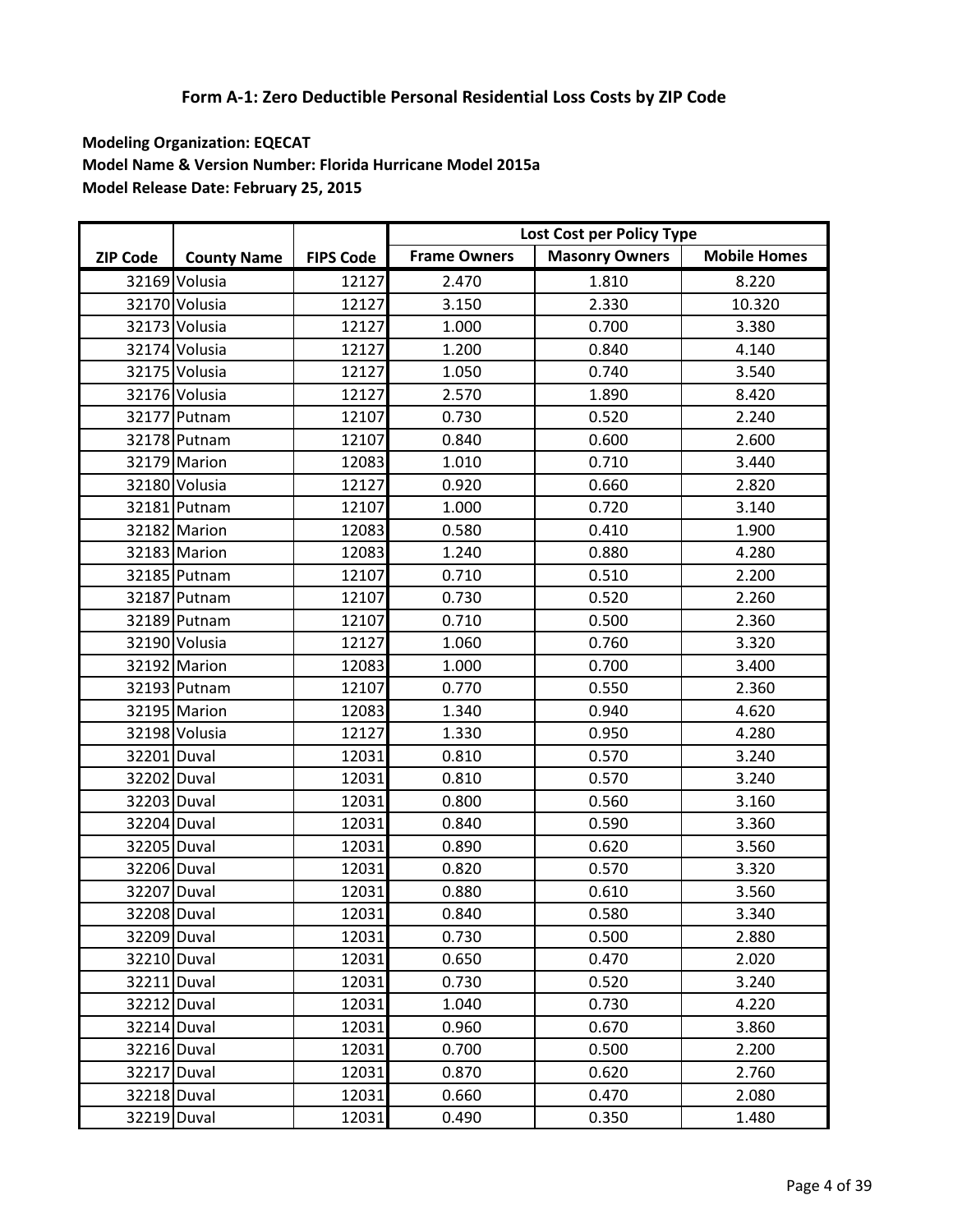# Form A-1: Zero Deductible Personal Residential Loss Costs by ZIP Code

**Modeling Organization: EQECAT**
**Model Name & Version Number: Florida Hurricane Model 2015a**
**Model Release Date: February 25, 2015**

| ZIP Code | County Name | FIPS Code | Lost Cost per Policy Type | | |
|---|---|---|---|---|---|
| | | | Frame Owners | Masonry Owners | Mobile Homes |
| 32169 | Volusia | 12127 | 2.470 | 1.810 | 8.220 |
| 32170 | Volusia | 12127 | 3.150 | 2.330 | 10.320 |
| 32173 | Volusia | 12127 | 1.000 | 0.700 | 3.380 |
| 32174 | Volusia | 12127 | 1.200 | 0.840 | 4.140 |
| 32175 | Volusia | 12127 | 1.050 | 0.740 | 3.540 |
| 32176 | Volusia | 12127 | 2.570 | 1.890 | 8.420 |
| 32177 | Putnam | 12107 | 0.730 | 0.520 | 2.240 |
| 32178 | Putnam | 12107 | 0.840 | 0.600 | 2.600 |
| 32179 | Marion | 12083 | 1.010 | 0.710 | 3.440 |
| 32180 | Volusia | 12127 | 0.920 | 0.660 | 2.820 |
| 32181 | Putnam | 12107 | 1.000 | 0.720 | 3.140 |
| 32182 | Marion | 12083 | 0.580 | 0.410 | 1.900 |
| 32183 | Marion | 12083 | 1.240 | 0.880 | 4.280 |
| 32185 | Putnam | 12107 | 0.710 | 0.510 | 2.200 |
| 32187 | Putnam | 12107 | 0.730 | 0.520 | 2.260 |
| 32189 | Putnam | 12107 | 0.710 | 0.500 | 2.360 |
| 32190 | Volusia | 12127 | 1.060 | 0.760 | 3.320 |
| 32192 | Marion | 12083 | 1.000 | 0.700 | 3.400 |
| 32193 | Putnam | 12107 | 0.770 | 0.550 | 2.360 |
| 32195 | Marion | 12083 | 1.340 | 0.940 | 4.620 |
| 32198 | Volusia | 12127 | 1.330 | 0.950 | 4.280 |
| 32201 | Duval | 12031 | 0.810 | 0.570 | 3.240 |
| 32202 | Duval | 12031 | 0.810 | 0.570 | 3.240 |
| 32203 | Duval | 12031 | 0.800 | 0.560 | 3.160 |
| 32204 | Duval | 12031 | 0.840 | 0.590 | 3.360 |
| 32205 | Duval | 12031 | 0.890 | 0.620 | 3.560 |
| 32206 | Duval | 12031 | 0.820 | 0.570 | 3.320 |
| 32207 | Duval | 12031 | 0.880 | 0.610 | 3.560 |
| 32208 | Duval | 12031 | 0.840 | 0.580 | 3.340 |
| 32209 | Duval | 12031 | 0.730 | 0.500 | 2.880 |
| 32210 | Duval | 12031 | 0.650 | 0.470 | 2.020 |
| 32211 | Duval | 12031 | 0.730 | 0.520 | 3.240 |
| 32212 | Duval | 12031 | 1.040 | 0.730 | 4.220 |
| 32214 | Duval | 12031 | 0.960 | 0.670 | 3.860 |
| 32216 | Duval | 12031 | 0.700 | 0.500 | 2.200 |
| 32217 | Duval | 12031 | 0.870 | 0.620 | 2.760 |
| 32218 | Duval | 12031 | 0.660 | 0.470 | 2.080 |
| 32219 | Duval | 12031 | 0.490 | 0.350 | 1.480 |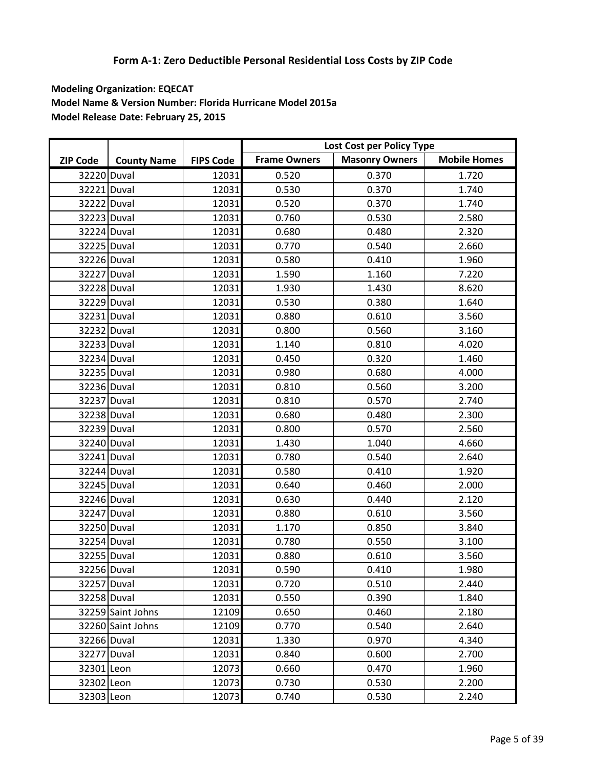## Form A-1: Zero Deductible Personal Residential Loss Costs by ZIP Code

**Modeling Organization: EQECAT**
**Model Name & Version Number: Florida Hurricane Model 2015a**
**Model Release Date: February 25, 2015**

| | | | Lost Cost per Policy Type | | |
|---|---|---|---|---|---|
| ZIP Code | County Name | FIPS Code | Frame Owners | Masonry Owners | Mobile Homes |
| 32220 | Duval | 12031 | 0.520 | 0.370 | 1.720 |
| 32221 | Duval | 12031 | 0.530 | 0.370 | 1.740 |
| 32222 | Duval | 12031 | 0.520 | 0.370 | 1.740 |
| 32223 | Duval | 12031 | 0.760 | 0.530 | 2.580 |
| 32224 | Duval | 12031 | 0.680 | 0.480 | 2.320 |
| 32225 | Duval | 12031 | 0.770 | 0.540 | 2.660 |
| 32226 | Duval | 12031 | 0.580 | 0.410 | 1.960 |
| 32227 | Duval | 12031 | 1.590 | 1.160 | 7.220 |
| 32228 | Duval | 12031 | 1.930 | 1.430 | 8.620 |
| 32229 | Duval | 12031 | 0.530 | 0.380 | 1.640 |
| 32231 | Duval | 12031 | 0.880 | 0.610 | 3.560 |
| 32232 | Duval | 12031 | 0.800 | 0.560 | 3.160 |
| 32233 | Duval | 12031 | 1.140 | 0.810 | 4.020 |
| 32234 | Duval | 12031 | 0.450 | 0.320 | 1.460 |
| 32235 | Duval | 12031 | 0.980 | 0.680 | 4.000 |
| 32236 | Duval | 12031 | 0.810 | 0.560 | 3.200 |
| 32237 | Duval | 12031 | 0.810 | 0.570 | 2.740 |
| 32238 | Duval | 12031 | 0.680 | 0.480 | 2.300 |
| 32239 | Duval | 12031 | 0.800 | 0.570 | 2.560 |
| 32240 | Duval | 12031 | 1.430 | 1.040 | 4.660 |
| 32241 | Duval | 12031 | 0.780 | 0.540 | 2.640 |
| 32244 | Duval | 12031 | 0.580 | 0.410 | 1.920 |
| 32245 | Duval | 12031 | 0.640 | 0.460 | 2.000 |
| 32246 | Duval | 12031 | 0.630 | 0.440 | 2.120 |
| 32247 | Duval | 12031 | 0.880 | 0.610 | 3.560 |
| 32250 | Duval | 12031 | 1.170 | 0.850 | 3.840 |
| 32254 | Duval | 12031 | 0.780 | 0.550 | 3.100 |
| 32255 | Duval | 12031 | 0.880 | 0.610 | 3.560 |
| 32256 | Duval | 12031 | 0.590 | 0.410 | 1.980 |
| 32257 | Duval | 12031 | 0.720 | 0.510 | 2.440 |
| 32258 | Duval | 12031 | 0.550 | 0.390 | 1.840 |
| 32259 | Saint Johns | 12109 | 0.650 | 0.460 | 2.180 |
| 32260 | Saint Johns | 12109 | 0.770 | 0.540 | 2.640 |
| 32266 | Duval | 12031 | 1.330 | 0.970 | 4.340 |
| 32277 | Duval | 12031 | 0.840 | 0.600 | 2.700 |
| 32301 | Leon | 12073 | 0.660 | 0.470 | 1.960 |
| 32302 | Leon | 12073 | 0.730 | 0.530 | 2.200 |
| 32303 | Leon | 12073 | 0.740 | 0.530 | 2.240 |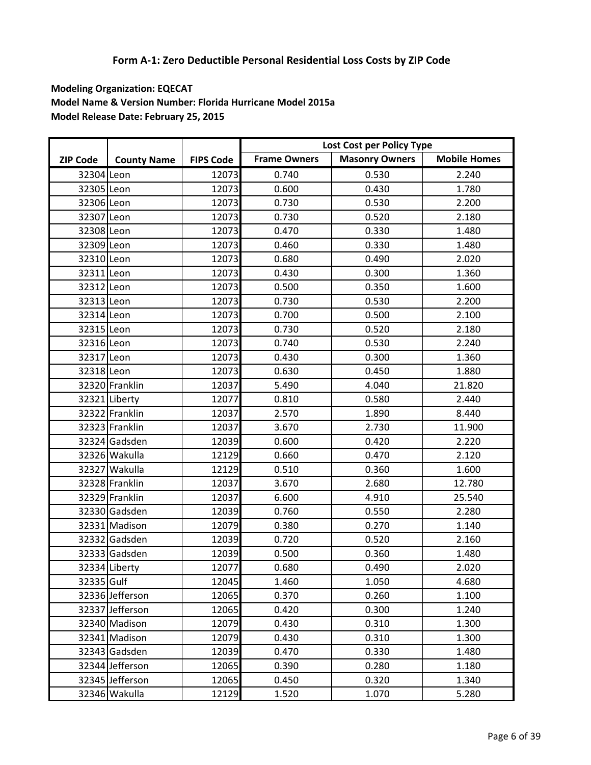## Form A-1: Zero Deductible Personal Residential Loss Costs by ZIP Code

**Modeling Organization: EQECAT**
**Model Name & Version Number: Florida Hurricane Model 2015a**
**Model Release Date: February 25, 2015**

| ZIP Code | County Name | FIPS Code | Lost Cost per Policy Type | | |
|---|---|---|---|---|---|
| | | | Frame Owners | Masonry Owners | Mobile Homes |
| 32304 | Leon | 12073 | 0.740 | 0.530 | 2.240 |
| 32305 | Leon | 12073 | 0.600 | 0.430 | 1.780 |
| 32306 | Leon | 12073 | 0.730 | 0.530 | 2.200 |
| 32307 | Leon | 12073 | 0.730 | 0.520 | 2.180 |
| 32308 | Leon | 12073 | 0.470 | 0.330 | 1.480 |
| 32309 | Leon | 12073 | 0.460 | 0.330 | 1.480 |
| 32310 | Leon | 12073 | 0.680 | 0.490 | 2.020 |
| 32311 | Leon | 12073 | 0.430 | 0.300 | 1.360 |
| 32312 | Leon | 12073 | 0.500 | 0.350 | 1.600 |
| 32313 | Leon | 12073 | 0.730 | 0.530 | 2.200 |
| 32314 | Leon | 12073 | 0.700 | 0.500 | 2.100 |
| 32315 | Leon | 12073 | 0.730 | 0.520 | 2.180 |
| 32316 | Leon | 12073 | 0.740 | 0.530 | 2.240 |
| 32317 | Leon | 12073 | 0.430 | 0.300 | 1.360 |
| 32318 | Leon | 12073 | 0.630 | 0.450 | 1.880 |
| 32320 | Franklin | 12037 | 5.490 | 4.040 | 21.820 |
| 32321 | Liberty | 12077 | 0.810 | 0.580 | 2.440 |
| 32322 | Franklin | 12037 | 2.570 | 1.890 | 8.440 |
| 32323 | Franklin | 12037 | 3.670 | 2.730 | 11.900 |
| 32324 | Gadsden | 12039 | 0.600 | 0.420 | 2.220 |
| 32326 | Wakulla | 12129 | 0.660 | 0.470 | 2.120 |
| 32327 | Wakulla | 12129 | 0.510 | 0.360 | 1.600 |
| 32328 | Franklin | 12037 | 3.670 | 2.680 | 12.780 |
| 32329 | Franklin | 12037 | 6.600 | 4.910 | 25.540 |
| 32330 | Gadsden | 12039 | 0.760 | 0.550 | 2.280 |
| 32331 | Madison | 12079 | 0.380 | 0.270 | 1.140 |
| 32332 | Gadsden | 12039 | 0.720 | 0.520 | 2.160 |
| 32333 | Gadsden | 12039 | 0.500 | 0.360 | 1.480 |
| 32334 | Liberty | 12077 | 0.680 | 0.490 | 2.020 |
| 32335 | Gulf | 12045 | 1.460 | 1.050 | 4.680 |
| 32336 | Jefferson | 12065 | 0.370 | 0.260 | 1.100 |
| 32337 | Jefferson | 12065 | 0.420 | 0.300 | 1.240 |
| 32340 | Madison | 12079 | 0.430 | 0.310 | 1.300 |
| 32341 | Madison | 12079 | 0.430 | 0.310 | 1.300 |
| 32343 | Gadsden | 12039 | 0.470 | 0.330 | 1.480 |
| 32344 | Jefferson | 12065 | 0.390 | 0.280 | 1.180 |
| 32345 | Jefferson | 12065 | 0.450 | 0.320 | 1.340 |
| 32346 | Wakulla | 12129 | 1.520 | 1.070 | 5.280 |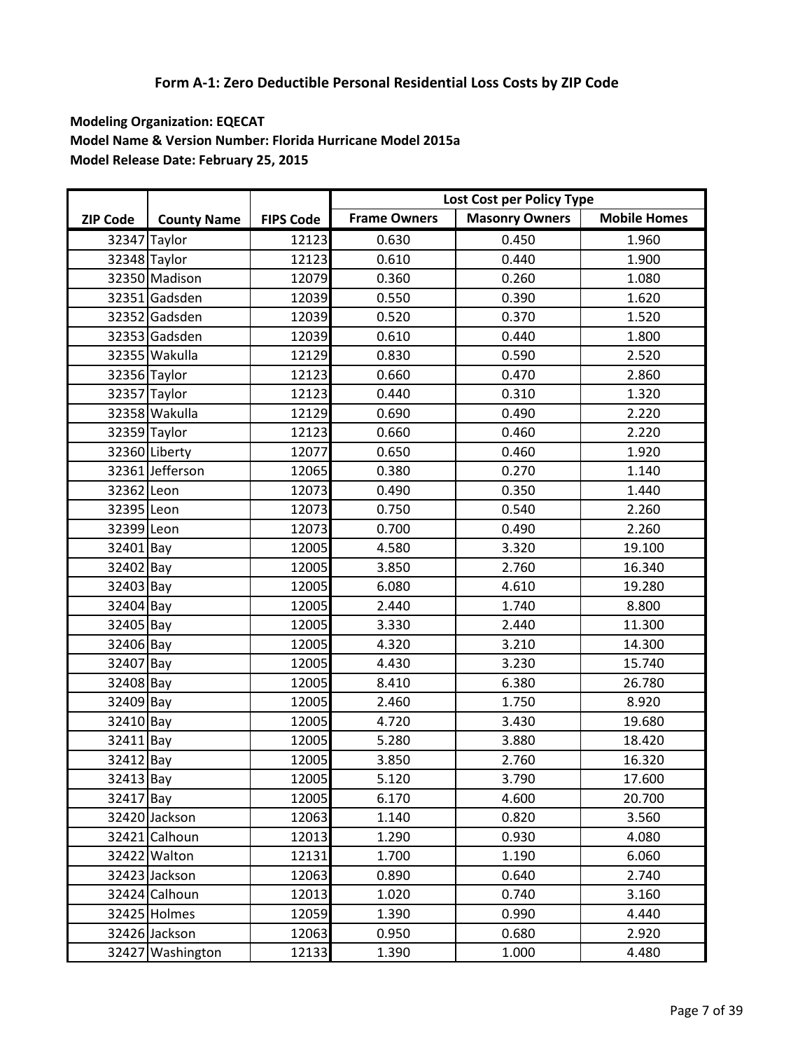## Form A-1: Zero Deductible Personal Residential Loss Costs by ZIP Code

**Modeling Organization: EQECAT**
**Model Name & Version Number: Florida Hurricane Model 2015a**
**Model Release Date: February 25, 2015**

| | | | Lost Cost per Policy Type | | |
|---|---|---|---|---|---|
| ZIP Code | County Name | FIPS Code | Frame Owners | Masonry Owners | Mobile Homes |
| 32347 | Taylor | 12123 | 0.630 | 0.450 | 1.960 |
| 32348 | Taylor | 12123 | 0.610 | 0.440 | 1.900 |
| 32350 | Madison | 12079 | 0.360 | 0.260 | 1.080 |
| 32351 | Gadsden | 12039 | 0.550 | 0.390 | 1.620 |
| 32352 | Gadsden | 12039 | 0.520 | 0.370 | 1.520 |
| 32353 | Gadsden | 12039 | 0.610 | 0.440 | 1.800 |
| 32355 | Wakulla | 12129 | 0.830 | 0.590 | 2.520 |
| 32356 | Taylor | 12123 | 0.660 | 0.470 | 2.860 |
| 32357 | Taylor | 12123 | 0.440 | 0.310 | 1.320 |
| 32358 | Wakulla | 12129 | 0.690 | 0.490 | 2.220 |
| 32359 | Taylor | 12123 | 0.660 | 0.460 | 2.220 |
| 32360 | Liberty | 12077 | 0.650 | 0.460 | 1.920 |
| 32361 | Jefferson | 12065 | 0.380 | 0.270 | 1.140 |
| 32362 | Leon | 12073 | 0.490 | 0.350 | 1.440 |
| 32395 | Leon | 12073 | 0.750 | 0.540 | 2.260 |
| 32399 | Leon | 12073 | 0.700 | 0.490 | 2.260 |
| 32401 | Bay | 12005 | 4.580 | 3.320 | 19.100 |
| 32402 | Bay | 12005 | 3.850 | 2.760 | 16.340 |
| 32403 | Bay | 12005 | 6.080 | 4.610 | 19.280 |
| 32404 | Bay | 12005 | 2.440 | 1.740 | 8.800 |
| 32405 | Bay | 12005 | 3.330 | 2.440 | 11.300 |
| 32406 | Bay | 12005 | 4.320 | 3.210 | 14.300 |
| 32407 | Bay | 12005 | 4.430 | 3.230 | 15.740 |
| 32408 | Bay | 12005 | 8.410 | 6.380 | 26.780 |
| 32409 | Bay | 12005 | 2.460 | 1.750 | 8.920 |
| 32410 | Bay | 12005 | 4.720 | 3.430 | 19.680 |
| 32411 | Bay | 12005 | 5.280 | 3.880 | 18.420 |
| 32412 | Bay | 12005 | 3.850 | 2.760 | 16.320 |
| 32413 | Bay | 12005 | 5.120 | 3.790 | 17.600 |
| 32417 | Bay | 12005 | 6.170 | 4.600 | 20.700 |
| 32420 | Jackson | 12063 | 1.140 | 0.820 | 3.560 |
| 32421 | Calhoun | 12013 | 1.290 | 0.930 | 4.080 |
| 32422 | Walton | 12131 | 1.700 | 1.190 | 6.060 |
| 32423 | Jackson | 12063 | 0.890 | 0.640 | 2.740 |
| 32424 | Calhoun | 12013 | 1.020 | 0.740 | 3.160 |
| 32425 | Holmes | 12059 | 1.390 | 0.990 | 4.440 |
| 32426 | Jackson | 12063 | 0.950 | 0.680 | 2.920 |
| 32427 | Washington | 12133 | 1.390 | 1.000 | 4.480 |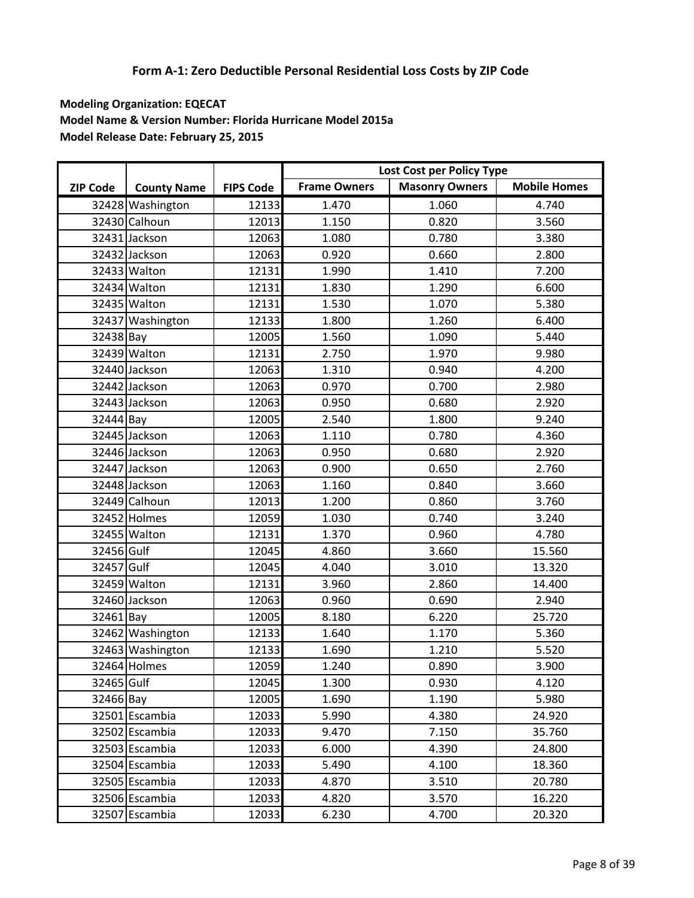# Form A-1: Zero Deductible Personal Residential Loss Costs by ZIP Code

**Modeling Organization: EQECAT**
**Model Name & Version Number: Florida Hurricane Model 2015a**
**Model Release Date: February 25, 2015**

| ZIP Code | County Name | FIPS Code | Lost Cost per Policy Type | | |
|---|---|---|---|---|---|
| | | | Frame Owners | Masonry Owners | Mobile Homes |
| 32428 | Washington | 12133 | 1.470 | 1.060 | 4.740 |
| 32430 | Calhoun | 12013 | 1.150 | 0.820 | 3.560 |
| 32431 | Jackson | 12063 | 1.080 | 0.780 | 3.380 |
| 32432 | Jackson | 12063 | 0.920 | 0.660 | 2.800 |
| 32433 | Walton | 12131 | 1.990 | 1.410 | 7.200 |
| 32434 | Walton | 12131 | 1.830 | 1.290 | 6.600 |
| 32435 | Walton | 12131 | 1.530 | 1.070 | 5.380 |
| 32437 | Washington | 12133 | 1.800 | 1.260 | 6.400 |
| 32438 | Bay | 12005 | 1.560 | 1.090 | 5.440 |
| 32439 | Walton | 12131 | 2.750 | 1.970 | 9.980 |
| 32440 | Jackson | 12063 | 1.310 | 0.940 | 4.200 |
| 32442 | Jackson | 12063 | 0.970 | 0.700 | 2.980 |
| 32443 | Jackson | 12063 | 0.950 | 0.680 | 2.920 |
| 32444 | Bay | 12005 | 2.540 | 1.800 | 9.240 |
| 32445 | Jackson | 12063 | 1.110 | 0.780 | 4.360 |
| 32446 | Jackson | 12063 | 0.950 | 0.680 | 2.920 |
| 32447 | Jackson | 12063 | 0.900 | 0.650 | 2.760 |
| 32448 | Jackson | 12063 | 1.160 | 0.840 | 3.660 |
| 32449 | Calhoun | 12013 | 1.200 | 0.860 | 3.760 |
| 32452 | Holmes | 12059 | 1.030 | 0.740 | 3.240 |
| 32455 | Walton | 12131 | 1.370 | 0.960 | 4.780 |
| 32456 | Gulf | 12045 | 4.860 | 3.660 | 15.560 |
| 32457 | Gulf | 12045 | 4.040 | 3.010 | 13.320 |
| 32459 | Walton | 12131 | 3.960 | 2.860 | 14.400 |
| 32460 | Jackson | 12063 | 0.960 | 0.690 | 2.940 |
| 32461 | Bay | 12005 | 8.180 | 6.220 | 25.720 |
| 32462 | Washington | 12133 | 1.640 | 1.170 | 5.360 |
| 32463 | Washington | 12133 | 1.690 | 1.210 | 5.520 |
| 32464 | Holmes | 12059 | 1.240 | 0.890 | 3.900 |
| 32465 | Gulf | 12045 | 1.300 | 0.930 | 4.120 |
| 32466 | Bay | 12005 | 1.690 | 1.190 | 5.980 |
| 32501 | Escambia | 12033 | 5.990 | 4.380 | 24.920 |
| 32502 | Escambia | 12033 | 9.470 | 7.150 | 35.760 |
| 32503 | Escambia | 12033 | 6.000 | 4.390 | 24.800 |
| 32504 | Escambia | 12033 | 5.490 | 4.100 | 18.360 |
| 32505 | Escambia | 12033 | 4.870 | 3.510 | 20.780 |
| 32506 | Escambia | 12033 | 4.820 | 3.570 | 16.220 |
| 32507 | Escambia | 12033 | 6.230 | 4.700 | 20.320 |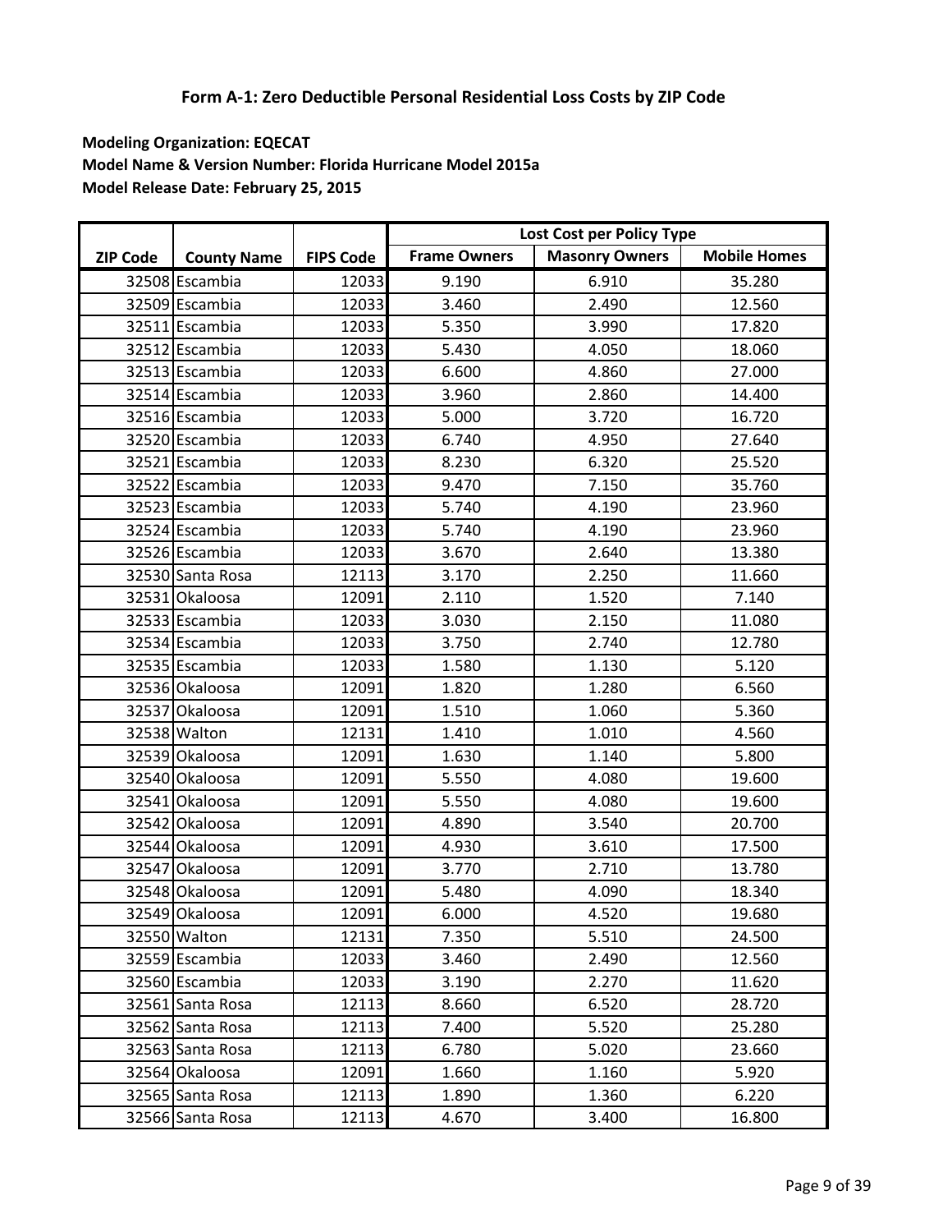# Form A-1: Zero Deductible Personal Residential Loss Costs by ZIP Code

**Modeling Organization: EQECAT**
**Model Name & Version Number: Florida Hurricane Model 2015a**
**Model Release Date: February 25, 2015**

| ZIP Code | County Name | FIPS Code | Lost Cost per Policy Type | | |
|---|---|---|---|---|---|
| | | | Frame Owners | Masonry Owners | Mobile Homes |
| 32508 | Escambia | 12033 | 9.190 | 6.910 | 35.280 |
| 32509 | Escambia | 12033 | 3.460 | 2.490 | 12.560 |
| 32511 | Escambia | 12033 | 5.350 | 3.990 | 17.820 |
| 32512 | Escambia | 12033 | 5.430 | 4.050 | 18.060 |
| 32513 | Escambia | 12033 | 6.600 | 4.860 | 27.000 |
| 32514 | Escambia | 12033 | 3.960 | 2.860 | 14.400 |
| 32516 | Escambia | 12033 | 5.000 | 3.720 | 16.720 |
| 32520 | Escambia | 12033 | 6.740 | 4.950 | 27.640 |
| 32521 | Escambia | 12033 | 8.230 | 6.320 | 25.520 |
| 32522 | Escambia | 12033 | 9.470 | 7.150 | 35.760 |
| 32523 | Escambia | 12033 | 5.740 | 4.190 | 23.960 |
| 32524 | Escambia | 12033 | 5.740 | 4.190 | 23.960 |
| 32526 | Escambia | 12033 | 3.670 | 2.640 | 13.380 |
| 32530 | Santa Rosa | 12113 | 3.170 | 2.250 | 11.660 |
| 32531 | Okaloosa | 12091 | 2.110 | 1.520 | 7.140 |
| 32533 | Escambia | 12033 | 3.030 | 2.150 | 11.080 |
| 32534 | Escambia | 12033 | 3.750 | 2.740 | 12.780 |
| 32535 | Escambia | 12033 | 1.580 | 1.130 | 5.120 |
| 32536 | Okaloosa | 12091 | 1.820 | 1.280 | 6.560 |
| 32537 | Okaloosa | 12091 | 1.510 | 1.060 | 5.360 |
| 32538 | Walton | 12131 | 1.410 | 1.010 | 4.560 |
| 32539 | Okaloosa | 12091 | 1.630 | 1.140 | 5.800 |
| 32540 | Okaloosa | 12091 | 5.550 | 4.080 | 19.600 |
| 32541 | Okaloosa | 12091 | 5.550 | 4.080 | 19.600 |
| 32542 | Okaloosa | 12091 | 4.890 | 3.540 | 20.700 |
| 32544 | Okaloosa | 12091 | 4.930 | 3.610 | 17.500 |
| 32547 | Okaloosa | 12091 | 3.770 | 2.710 | 13.780 |
| 32548 | Okaloosa | 12091 | 5.480 | 4.090 | 18.340 |
| 32549 | Okaloosa | 12091 | 6.000 | 4.520 | 19.680 |
| 32550 | Walton | 12131 | 7.350 | 5.510 | 24.500 |
| 32559 | Escambia | 12033 | 3.460 | 2.490 | 12.560 |
| 32560 | Escambia | 12033 | 3.190 | 2.270 | 11.620 |
| 32561 | Santa Rosa | 12113 | 8.660 | 6.520 | 28.720 |
| 32562 | Santa Rosa | 12113 | 7.400 | 5.520 | 25.280 |
| 32563 | Santa Rosa | 12113 | 6.780 | 5.020 | 23.660 |
| 32564 | Okaloosa | 12091 | 1.660 | 1.160 | 5.920 |
| 32565 | Santa Rosa | 12113 | 1.890 | 1.360 | 6.220 |
| 32566 | Santa Rosa | 12113 | 4.670 | 3.400 | 16.800 |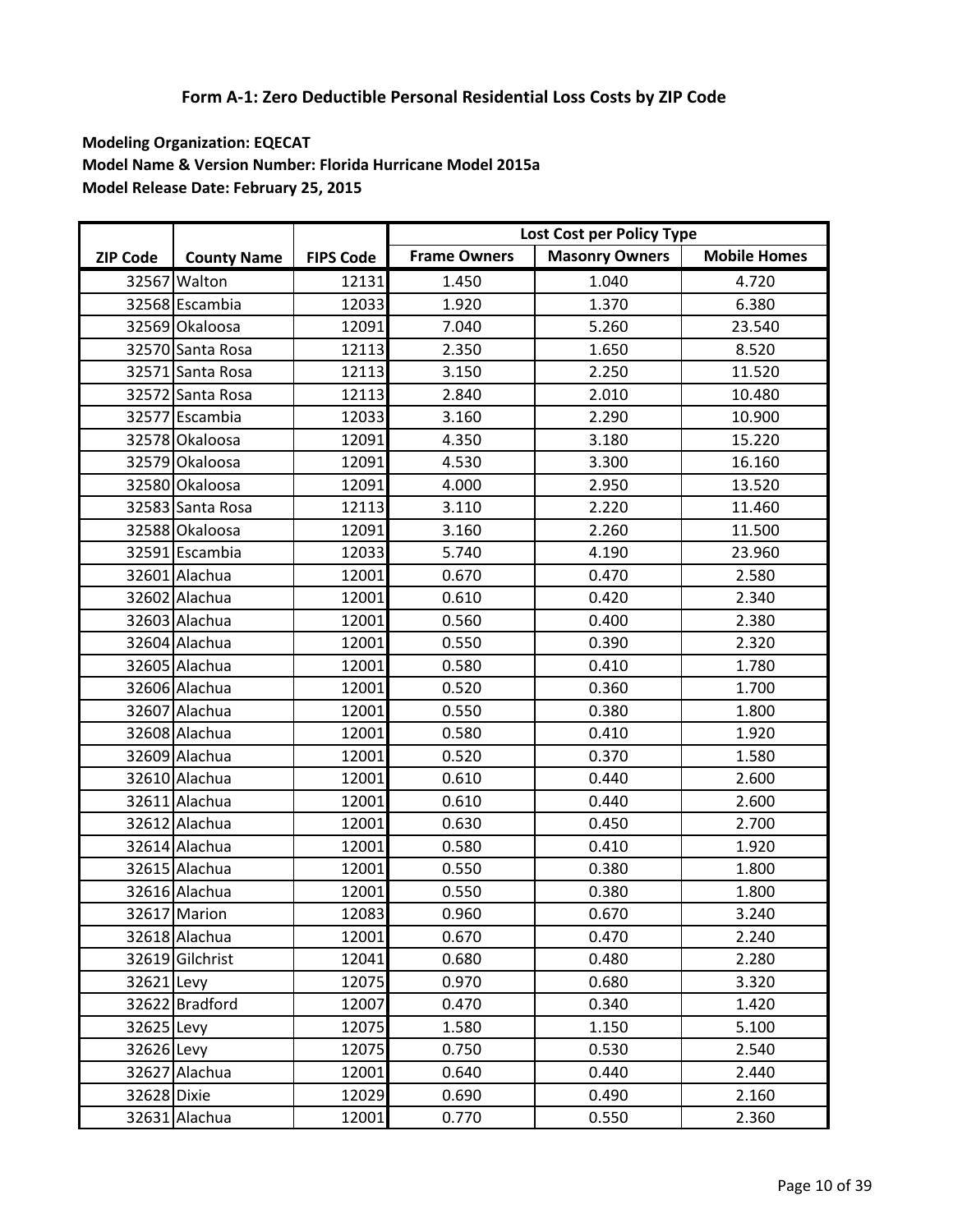## Form A-1: Zero Deductible Personal Residential Loss Costs by ZIP Code

**Modeling Organization: EQECAT**
**Model Name & Version Number: Florida Hurricane Model 2015a**
**Model Release Date: February 25, 2015**

| ZIP Code | County Name | FIPS Code | Lost Cost per Policy Type | | |
|---|---|---|---|---|---|
| | | | Frame Owners | Masonry Owners | Mobile Homes |
| 32567 | Walton | 12131 | 1.450 | 1.040 | 4.720 |
| 32568 | Escambia | 12033 | 1.920 | 1.370 | 6.380 |
| 32569 | Okaloosa | 12091 | 7.040 | 5.260 | 23.540 |
| 32570 | Santa Rosa | 12113 | 2.350 | 1.650 | 8.520 |
| 32571 | Santa Rosa | 12113 | 3.150 | 2.250 | 11.520 |
| 32572 | Santa Rosa | 12113 | 2.840 | 2.010 | 10.480 |
| 32577 | Escambia | 12033 | 3.160 | 2.290 | 10.900 |
| 32578 | Okaloosa | 12091 | 4.350 | 3.180 | 15.220 |
| 32579 | Okaloosa | 12091 | 4.530 | 3.300 | 16.160 |
| 32580 | Okaloosa | 12091 | 4.000 | 2.950 | 13.520 |
| 32583 | Santa Rosa | 12113 | 3.110 | 2.220 | 11.460 |
| 32588 | Okaloosa | 12091 | 3.160 | 2.260 | 11.500 |
| 32591 | Escambia | 12033 | 5.740 | 4.190 | 23.960 |
| 32601 | Alachua | 12001 | 0.670 | 0.470 | 2.580 |
| 32602 | Alachua | 12001 | 0.610 | 0.420 | 2.340 |
| 32603 | Alachua | 12001 | 0.560 | 0.400 | 2.380 |
| 32604 | Alachua | 12001 | 0.550 | 0.390 | 2.320 |
| 32605 | Alachua | 12001 | 0.580 | 0.410 | 1.780 |
| 32606 | Alachua | 12001 | 0.520 | 0.360 | 1.700 |
| 32607 | Alachua | 12001 | 0.550 | 0.380 | 1.800 |
| 32608 | Alachua | 12001 | 0.580 | 0.410 | 1.920 |
| 32609 | Alachua | 12001 | 0.520 | 0.370 | 1.580 |
| 32610 | Alachua | 12001 | 0.610 | 0.440 | 2.600 |
| 32611 | Alachua | 12001 | 0.610 | 0.440 | 2.600 |
| 32612 | Alachua | 12001 | 0.630 | 0.450 | 2.700 |
| 32614 | Alachua | 12001 | 0.580 | 0.410 | 1.920 |
| 32615 | Alachua | 12001 | 0.550 | 0.380 | 1.800 |
| 32616 | Alachua | 12001 | 0.550 | 0.380 | 1.800 |
| 32617 | Marion | 12083 | 0.960 | 0.670 | 3.240 |
| 32618 | Alachua | 12001 | 0.670 | 0.470 | 2.240 |
| 32619 | Gilchrist | 12041 | 0.680 | 0.480 | 2.280 |
| 32621 | Levy | 12075 | 0.970 | 0.680 | 3.320 |
| 32622 | Bradford | 12007 | 0.470 | 0.340 | 1.420 |
| 32625 | Levy | 12075 | 1.580 | 1.150 | 5.100 |
| 32626 | Levy | 12075 | 0.750 | 0.530 | 2.540 |
| 32627 | Alachua | 12001 | 0.640 | 0.440 | 2.440 |
| 32628 | Dixie | 12029 | 0.690 | 0.490 | 2.160 |
| 32631 | Alachua | 12001 | 0.770 | 0.550 | 2.360 |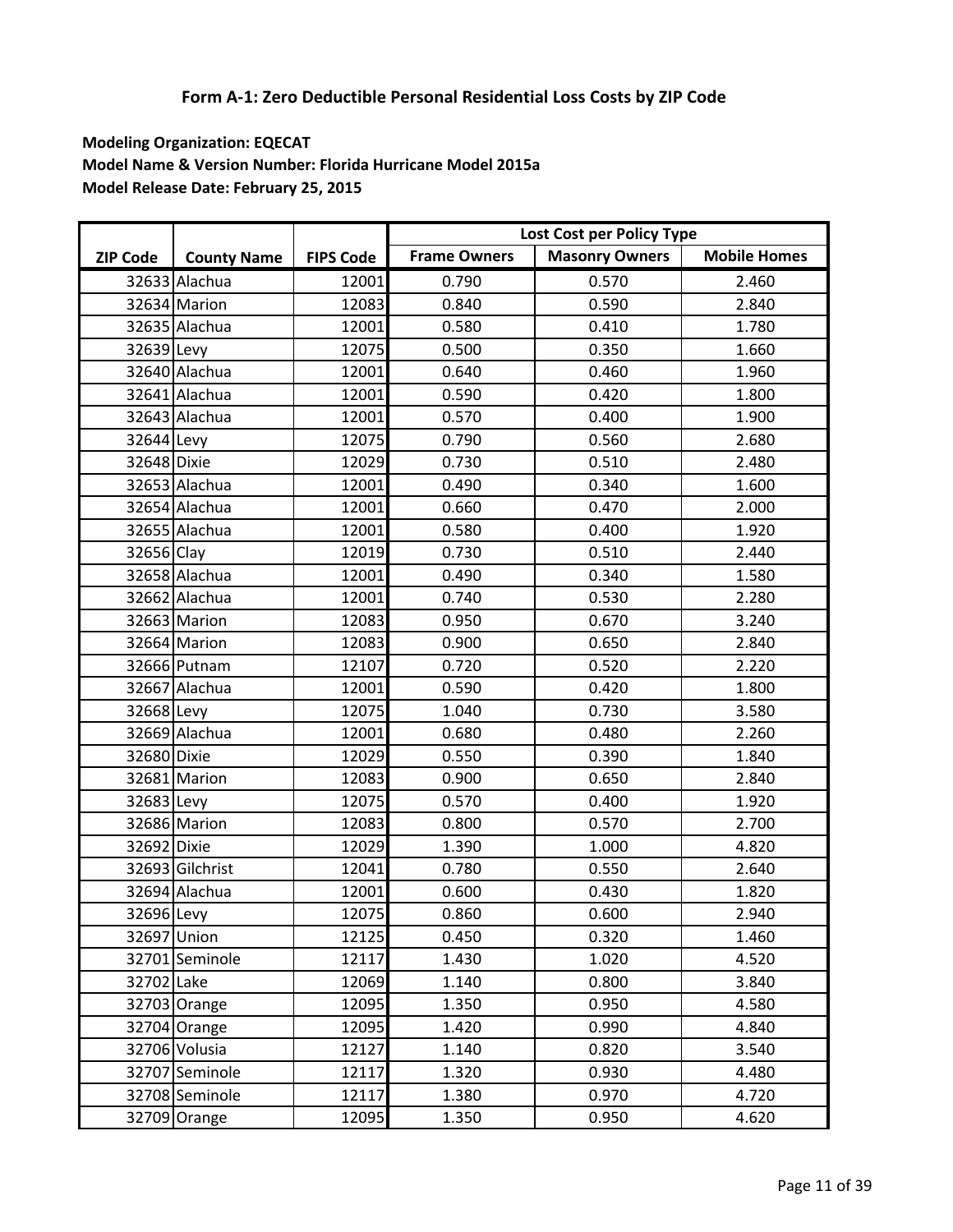## Form A-1: Zero Deductible Personal Residential Loss Costs by ZIP Code

**Modeling Organization: EQECAT**
**Model Name & Version Number: Florida Hurricane Model 2015a**
**Model Release Date: February 25, 2015**

| | | | Lost Cost per Policy Type | | |
|---|---|---|---|---|---|
| ZIP Code | County Name | FIPS Code | Frame Owners | Masonry Owners | Mobile Homes |
| 32633 | Alachua | 12001 | 0.790 | 0.570 | 2.460 |
| 32634 | Marion | 12083 | 0.840 | 0.590 | 2.840 |
| 32635 | Alachua | 12001 | 0.580 | 0.410 | 1.780 |
| 32639 | Levy | 12075 | 0.500 | 0.350 | 1.660 |
| 32640 | Alachua | 12001 | 0.640 | 0.460 | 1.960 |
| 32641 | Alachua | 12001 | 0.590 | 0.420 | 1.800 |
| 32643 | Alachua | 12001 | 0.570 | 0.400 | 1.900 |
| 32644 | Levy | 12075 | 0.790 | 0.560 | 2.680 |
| 32648 | Dixie | 12029 | 0.730 | 0.510 | 2.480 |
| 32653 | Alachua | 12001 | 0.490 | 0.340 | 1.600 |
| 32654 | Alachua | 12001 | 0.660 | 0.470 | 2.000 |
| 32655 | Alachua | 12001 | 0.580 | 0.400 | 1.920 |
| 32656 | Clay | 12019 | 0.730 | 0.510 | 2.440 |
| 32658 | Alachua | 12001 | 0.490 | 0.340 | 1.580 |
| 32662 | Alachua | 12001 | 0.740 | 0.530 | 2.280 |
| 32663 | Marion | 12083 | 0.950 | 0.670 | 3.240 |
| 32664 | Marion | 12083 | 0.900 | 0.650 | 2.840 |
| 32666 | Putnam | 12107 | 0.720 | 0.520 | 2.220 |
| 32667 | Alachua | 12001 | 0.590 | 0.420 | 1.800 |
| 32668 | Levy | 12075 | 1.040 | 0.730 | 3.580 |
| 32669 | Alachua | 12001 | 0.680 | 0.480 | 2.260 |
| 32680 | Dixie | 12029 | 0.550 | 0.390 | 1.840 |
| 32681 | Marion | 12083 | 0.900 | 0.650 | 2.840 |
| 32683 | Levy | 12075 | 0.570 | 0.400 | 1.920 |
| 32686 | Marion | 12083 | 0.800 | 0.570 | 2.700 |
| 32692 | Dixie | 12029 | 1.390 | 1.000 | 4.820 |
| 32693 | Gilchrist | 12041 | 0.780 | 0.550 | 2.640 |
| 32694 | Alachua | 12001 | 0.600 | 0.430 | 1.820 |
| 32696 | Levy | 12075 | 0.860 | 0.600 | 2.940 |
| 32697 | Union | 12125 | 0.450 | 0.320 | 1.460 |
| 32701 | Seminole | 12117 | 1.430 | 1.020 | 4.520 |
| 32702 | Lake | 12069 | 1.140 | 0.800 | 3.840 |
| 32703 | Orange | 12095 | 1.350 | 0.950 | 4.580 |
| 32704 | Orange | 12095 | 1.420 | 0.990 | 4.840 |
| 32706 | Volusia | 12127 | 1.140 | 0.820 | 3.540 |
| 32707 | Seminole | 12117 | 1.320 | 0.930 | 4.480 |
| 32708 | Seminole | 12117 | 1.380 | 0.970 | 4.720 |
| 32709 | Orange | 12095 | 1.350 | 0.950 | 4.620 |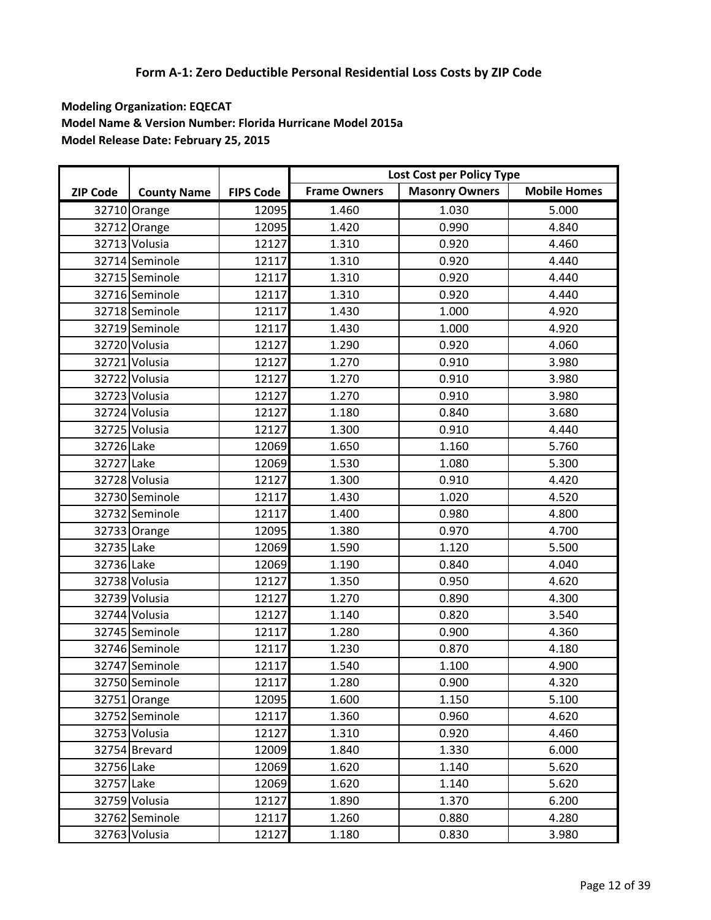## Form A-1: Zero Deductible Personal Residential Loss Costs by ZIP Code

**Modeling Organization: EQECAT**
**Model Name & Version Number: Florida Hurricane Model 2015a**
**Model Release Date: February 25, 2015**

| | | | Lost Cost per Policy Type | | |
|---|---|---|---|---|---|
| ZIP Code | County Name | FIPS Code | Frame Owners | Masonry Owners | Mobile Homes |
| 32710 | Orange | 12095 | 1.460 | 1.030 | 5.000 |
| 32712 | Orange | 12095 | 1.420 | 0.990 | 4.840 |
| 32713 | Volusia | 12127 | 1.310 | 0.920 | 4.460 |
| 32714 | Seminole | 12117 | 1.310 | 0.920 | 4.440 |
| 32715 | Seminole | 12117 | 1.310 | 0.920 | 4.440 |
| 32716 | Seminole | 12117 | 1.310 | 0.920 | 4.440 |
| 32718 | Seminole | 12117 | 1.430 | 1.000 | 4.920 |
| 32719 | Seminole | 12117 | 1.430 | 1.000 | 4.920 |
| 32720 | Volusia | 12127 | 1.290 | 0.920 | 4.060 |
| 32721 | Volusia | 12127 | 1.270 | 0.910 | 3.980 |
| 32722 | Volusia | 12127 | 1.270 | 0.910 | 3.980 |
| 32723 | Volusia | 12127 | 1.270 | 0.910 | 3.980 |
| 32724 | Volusia | 12127 | 1.180 | 0.840 | 3.680 |
| 32725 | Volusia | 12127 | 1.300 | 0.910 | 4.440 |
| 32726 | Lake | 12069 | 1.650 | 1.160 | 5.760 |
| 32727 | Lake | 12069 | 1.530 | 1.080 | 5.300 |
| 32728 | Volusia | 12127 | 1.300 | 0.910 | 4.420 |
| 32730 | Seminole | 12117 | 1.430 | 1.020 | 4.520 |
| 32732 | Seminole | 12117 | 1.400 | 0.980 | 4.800 |
| 32733 | Orange | 12095 | 1.380 | 0.970 | 4.700 |
| 32735 | Lake | 12069 | 1.590 | 1.120 | 5.500 |
| 32736 | Lake | 12069 | 1.190 | 0.840 | 4.040 |
| 32738 | Volusia | 12127 | 1.350 | 0.950 | 4.620 |
| 32739 | Volusia | 12127 | 1.270 | 0.890 | 4.300 |
| 32744 | Volusia | 12127 | 1.140 | 0.820 | 3.540 |
| 32745 | Seminole | 12117 | 1.280 | 0.900 | 4.360 |
| 32746 | Seminole | 12117 | 1.230 | 0.870 | 4.180 |
| 32747 | Seminole | 12117 | 1.540 | 1.100 | 4.900 |
| 32750 | Seminole | 12117 | 1.280 | 0.900 | 4.320 |
| 32751 | Orange | 12095 | 1.600 | 1.150 | 5.100 |
| 32752 | Seminole | 12117 | 1.360 | 0.960 | 4.620 |
| 32753 | Volusia | 12127 | 1.310 | 0.920 | 4.460 |
| 32754 | Brevard | 12009 | 1.840 | 1.330 | 6.000 |
| 32756 | Lake | 12069 | 1.620 | 1.140 | 5.620 |
| 32757 | Lake | 12069 | 1.620 | 1.140 | 5.620 |
| 32759 | Volusia | 12127 | 1.890 | 1.370 | 6.200 |
| 32762 | Seminole | 12117 | 1.260 | 0.880 | 4.280 |
| 32763 | Volusia | 12127 | 1.180 | 0.830 | 3.980 |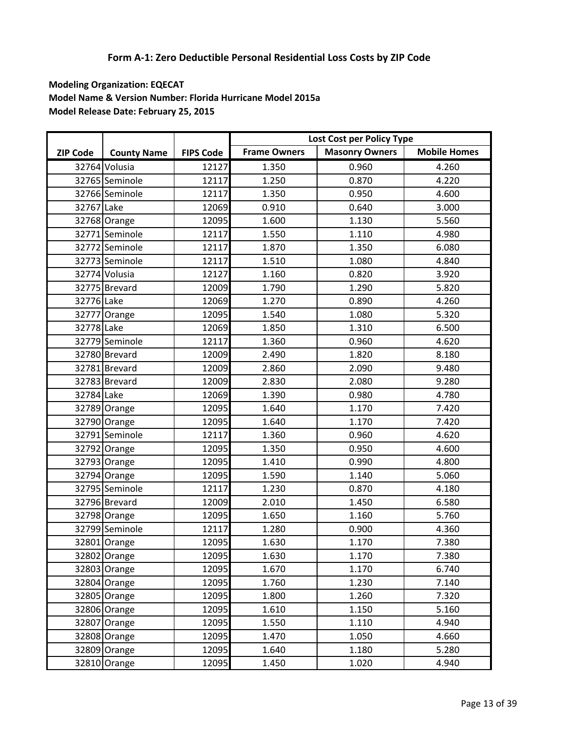# Form A-1: Zero Deductible Personal Residential Loss Costs by ZIP Code

**Modeling Organization: EQECAT**
**Model Name & Version Number: Florida Hurricane Model 2015a**
**Model Release Date: February 25, 2015**

| ZIP Code | County Name | FIPS Code | Lost Cost per Policy Type | | |
|---|---|---|---|---|---|
| | | | Frame Owners | Masonry Owners | Mobile Homes |
| 32764 | Volusia | 12127 | 1.350 | 0.960 | 4.260 |
| 32765 | Seminole | 12117 | 1.250 | 0.870 | 4.220 |
| 32766 | Seminole | 12117 | 1.350 | 0.950 | 4.600 |
| 32767 | Lake | 12069 | 0.910 | 0.640 | 3.000 |
| 32768 | Orange | 12095 | 1.600 | 1.130 | 5.560 |
| 32771 | Seminole | 12117 | 1.550 | 1.110 | 4.980 |
| 32772 | Seminole | 12117 | 1.870 | 1.350 | 6.080 |
| 32773 | Seminole | 12117 | 1.510 | 1.080 | 4.840 |
| 32774 | Volusia | 12127 | 1.160 | 0.820 | 3.920 |
| 32775 | Brevard | 12009 | 1.790 | 1.290 | 5.820 |
| 32776 | Lake | 12069 | 1.270 | 0.890 | 4.260 |
| 32777 | Orange | 12095 | 1.540 | 1.080 | 5.320 |
| 32778 | Lake | 12069 | 1.850 | 1.310 | 6.500 |
| 32779 | Seminole | 12117 | 1.360 | 0.960 | 4.620 |
| 32780 | Brevard | 12009 | 2.490 | 1.820 | 8.180 |
| 32781 | Brevard | 12009 | 2.860 | 2.090 | 9.480 |
| 32783 | Brevard | 12009 | 2.830 | 2.080 | 9.280 |
| 32784 | Lake | 12069 | 1.390 | 0.980 | 4.780 |
| 32789 | Orange | 12095 | 1.640 | 1.170 | 7.420 |
| 32790 | Orange | 12095 | 1.640 | 1.170 | 7.420 |
| 32791 | Seminole | 12117 | 1.360 | 0.960 | 4.620 |
| 32792 | Orange | 12095 | 1.350 | 0.950 | 4.600 |
| 32793 | Orange | 12095 | 1.410 | 0.990 | 4.800 |
| 32794 | Orange | 12095 | 1.590 | 1.140 | 5.060 |
| 32795 | Seminole | 12117 | 1.230 | 0.870 | 4.180 |
| 32796 | Brevard | 12009 | 2.010 | 1.450 | 6.580 |
| 32798 | Orange | 12095 | 1.650 | 1.160 | 5.760 |
| 32799 | Seminole | 12117 | 1.280 | 0.900 | 4.360 |
| 32801 | Orange | 12095 | 1.630 | 1.170 | 7.380 |
| 32802 | Orange | 12095 | 1.630 | 1.170 | 7.380 |
| 32803 | Orange | 12095 | 1.670 | 1.170 | 6.740 |
| 32804 | Orange | 12095 | 1.760 | 1.230 | 7.140 |
| 32805 | Orange | 12095 | 1.800 | 1.260 | 7.320 |
| 32806 | Orange | 12095 | 1.610 | 1.150 | 5.160 |
| 32807 | Orange | 12095 | 1.550 | 1.110 | 4.940 |
| 32808 | Orange | 12095 | 1.470 | 1.050 | 4.660 |
| 32809 | Orange | 12095 | 1.640 | 1.180 | 5.280 |
| 32810 | Orange | 12095 | 1.450 | 1.020 | 4.940 |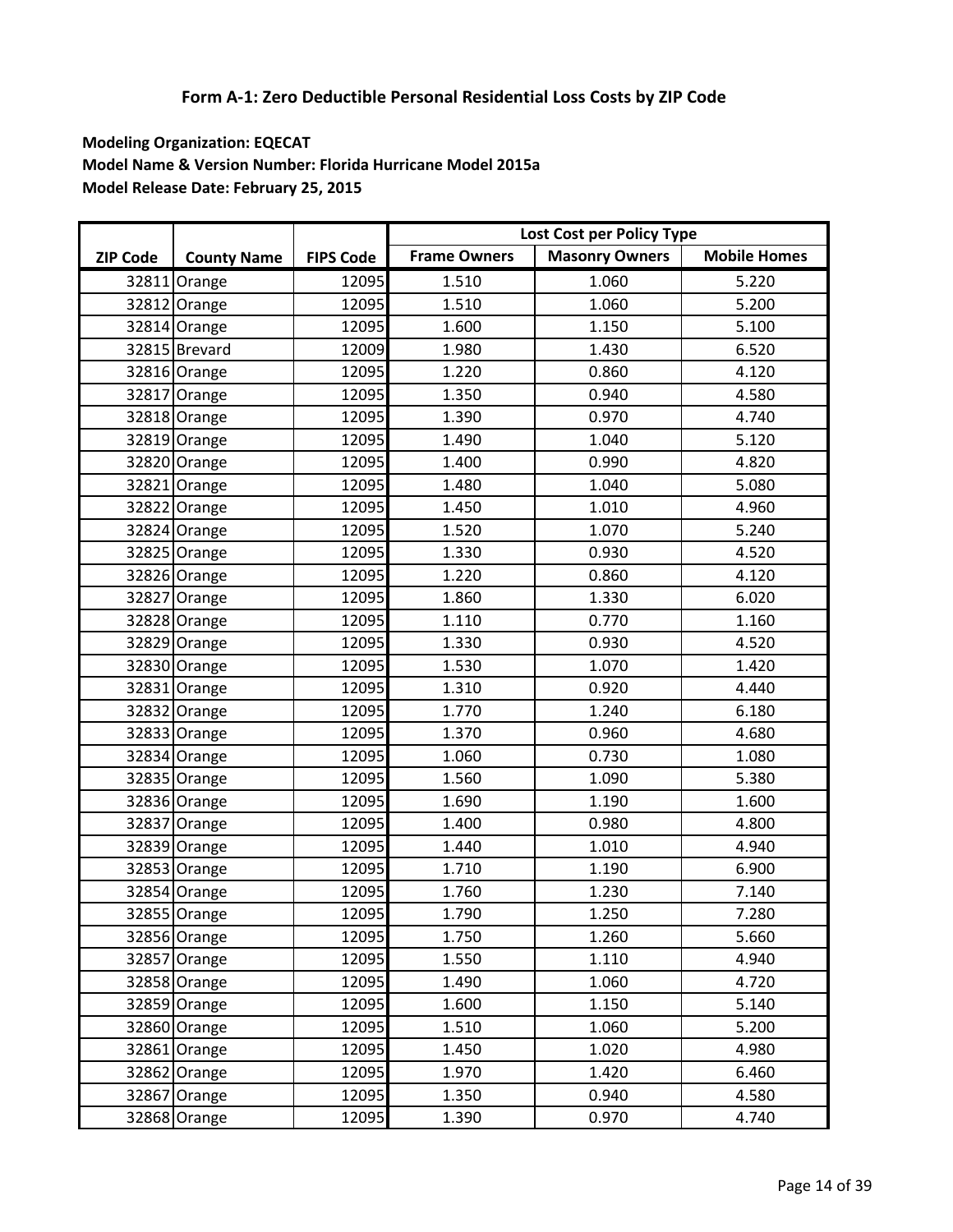### Form A-1: Zero Deductible Personal Residential Loss Costs by ZIP Code

**Modeling Organization: EQECAT**

**Model Name & Version Number: Florida Hurricane Model 2015a**

**Model Release Date: February 25, 2015**

| | | | Lost Cost per Policy Type | | |
|---|---|---|---|---|---|
| **ZIP Code** | **County Name** | **FIPS Code** | **Frame Owners** | **Masonry Owners** | **Mobile Homes** |
| 32811 | Orange | 12095 | 1.510 | 1.060 | 5.220 |
| 32812 | Orange | 12095 | 1.510 | 1.060 | 5.200 |
| 32814 | Orange | 12095 | 1.600 | 1.150 | 5.100 |
| 32815 | Brevard | 12009 | 1.980 | 1.430 | 6.520 |
| 32816 | Orange | 12095 | 1.220 | 0.860 | 4.120 |
| 32817 | Orange | 12095 | 1.350 | 0.940 | 4.580 |
| 32818 | Orange | 12095 | 1.390 | 0.970 | 4.740 |
| 32819 | Orange | 12095 | 1.490 | 1.040 | 5.120 |
| 32820 | Orange | 12095 | 1.400 | 0.990 | 4.820 |
| 32821 | Orange | 12095 | 1.480 | 1.040 | 5.080 |
| 32822 | Orange | 12095 | 1.450 | 1.010 | 4.960 |
| 32824 | Orange | 12095 | 1.520 | 1.070 | 5.240 |
| 32825 | Orange | 12095 | 1.330 | 0.930 | 4.520 |
| 32826 | Orange | 12095 | 1.220 | 0.860 | 4.120 |
| 32827 | Orange | 12095 | 1.860 | 1.330 | 6.020 |
| 32828 | Orange | 12095 | 1.110 | 0.770 | 1.160 |
| 32829 | Orange | 12095 | 1.330 | 0.930 | 4.520 |
| 32830 | Orange | 12095 | 1.530 | 1.070 | 1.420 |
| 32831 | Orange | 12095 | 1.310 | 0.920 | 4.440 |
| 32832 | Orange | 12095 | 1.770 | 1.240 | 6.180 |
| 32833 | Orange | 12095 | 1.370 | 0.960 | 4.680 |
| 32834 | Orange | 12095 | 1.060 | 0.730 | 1.080 |
| 32835 | Orange | 12095 | 1.560 | 1.090 | 5.380 |
| 32836 | Orange | 12095 | 1.690 | 1.190 | 1.600 |
| 32837 | Orange | 12095 | 1.400 | 0.980 | 4.800 |
| 32839 | Orange | 12095 | 1.440 | 1.010 | 4.940 |
| 32853 | Orange | 12095 | 1.710 | 1.190 | 6.900 |
| 32854 | Orange | 12095 | 1.760 | 1.230 | 7.140 |
| 32855 | Orange | 12095 | 1.790 | 1.250 | 7.280 |
| 32856 | Orange | 12095 | 1.750 | 1.260 | 5.660 |
| 32857 | Orange | 12095 | 1.550 | 1.110 | 4.940 |
| 32858 | Orange | 12095 | 1.490 | 1.060 | 4.720 |
| 32859 | Orange | 12095 | 1.600 | 1.150 | 5.140 |
| 32860 | Orange | 12095 | 1.510 | 1.060 | 5.200 |
| 32861 | Orange | 12095 | 1.450 | 1.020 | 4.980 |
| 32862 | Orange | 12095 | 1.970 | 1.420 | 6.460 |
| 32867 | Orange | 12095 | 1.350 | 0.940 | 4.580 |
| 32868 | Orange | 12095 | 1.390 | 0.970 | 4.740 |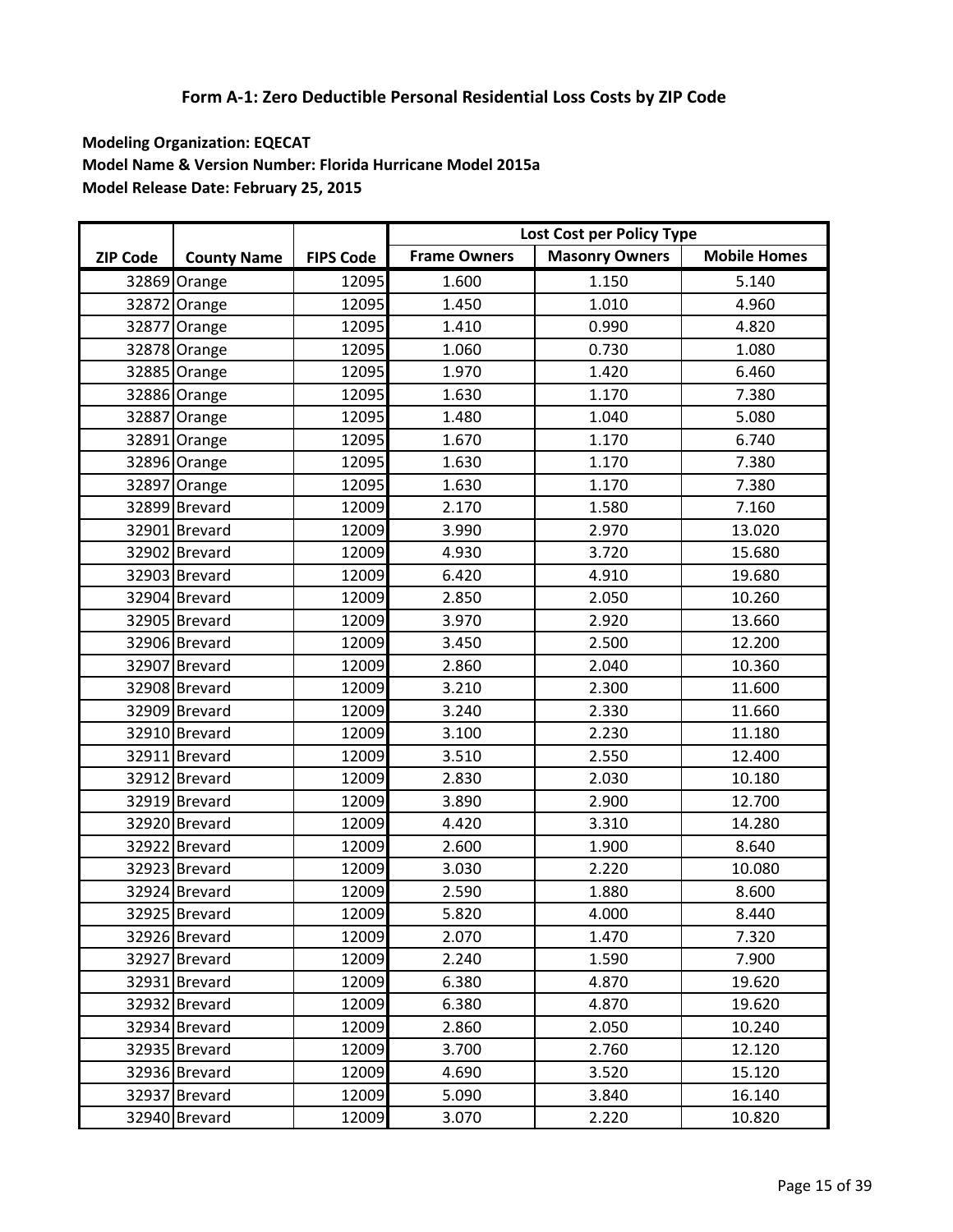## Form A-1: Zero Deductible Personal Residential Loss Costs by ZIP Code

**Modeling Organization: EQECAT**
**Model Name & Version Number: Florida Hurricane Model 2015a**
**Model Release Date: February 25, 2015**

| | | | Lost Cost per Policy Type | | |
|---|---|---|---|---|---|
| ZIP Code | County Name | FIPS Code | Frame Owners | Masonry Owners | Mobile Homes |
| 32869 | Orange | 12095 | 1.600 | 1.150 | 5.140 |
| 32872 | Orange | 12095 | 1.450 | 1.010 | 4.960 |
| 32877 | Orange | 12095 | 1.410 | 0.990 | 4.820 |
| 32878 | Orange | 12095 | 1.060 | 0.730 | 1.080 |
| 32885 | Orange | 12095 | 1.970 | 1.420 | 6.460 |
| 32886 | Orange | 12095 | 1.630 | 1.170 | 7.380 |
| 32887 | Orange | 12095 | 1.480 | 1.040 | 5.080 |
| 32891 | Orange | 12095 | 1.670 | 1.170 | 6.740 |
| 32896 | Orange | 12095 | 1.630 | 1.170 | 7.380 |
| 32897 | Orange | 12095 | 1.630 | 1.170 | 7.380 |
| 32899 | Brevard | 12009 | 2.170 | 1.580 | 7.160 |
| 32901 | Brevard | 12009 | 3.990 | 2.970 | 13.020 |
| 32902 | Brevard | 12009 | 4.930 | 3.720 | 15.680 |
| 32903 | Brevard | 12009 | 6.420 | 4.910 | 19.680 |
| 32904 | Brevard | 12009 | 2.850 | 2.050 | 10.260 |
| 32905 | Brevard | 12009 | 3.970 | 2.920 | 13.660 |
| 32906 | Brevard | 12009 | 3.450 | 2.500 | 12.200 |
| 32907 | Brevard | 12009 | 2.860 | 2.040 | 10.360 |
| 32908 | Brevard | 12009 | 3.210 | 2.300 | 11.600 |
| 32909 | Brevard | 12009 | 3.240 | 2.330 | 11.660 |
| 32910 | Brevard | 12009 | 3.100 | 2.230 | 11.180 |
| 32911 | Brevard | 12009 | 3.510 | 2.550 | 12.400 |
| 32912 | Brevard | 12009 | 2.830 | 2.030 | 10.180 |
| 32919 | Brevard | 12009 | 3.890 | 2.900 | 12.700 |
| 32920 | Brevard | 12009 | 4.420 | 3.310 | 14.280 |
| 32922 | Brevard | 12009 | 2.600 | 1.900 | 8.640 |
| 32923 | Brevard | 12009 | 3.030 | 2.220 | 10.080 |
| 32924 | Brevard | 12009 | 2.590 | 1.880 | 8.600 |
| 32925 | Brevard | 12009 | 5.820 | 4.000 | 8.440 |
| 32926 | Brevard | 12009 | 2.070 | 1.470 | 7.320 |
| 32927 | Brevard | 12009 | 2.240 | 1.590 | 7.900 |
| 32931 | Brevard | 12009 | 6.380 | 4.870 | 19.620 |
| 32932 | Brevard | 12009 | 6.380 | 4.870 | 19.620 |
| 32934 | Brevard | 12009 | 2.860 | 2.050 | 10.240 |
| 32935 | Brevard | 12009 | 3.700 | 2.760 | 12.120 |
| 32936 | Brevard | 12009 | 4.690 | 3.520 | 15.120 |
| 32937 | Brevard | 12009 | 5.090 | 3.840 | 16.140 |
| 32940 | Brevard | 12009 | 3.070 | 2.220 | 10.820 |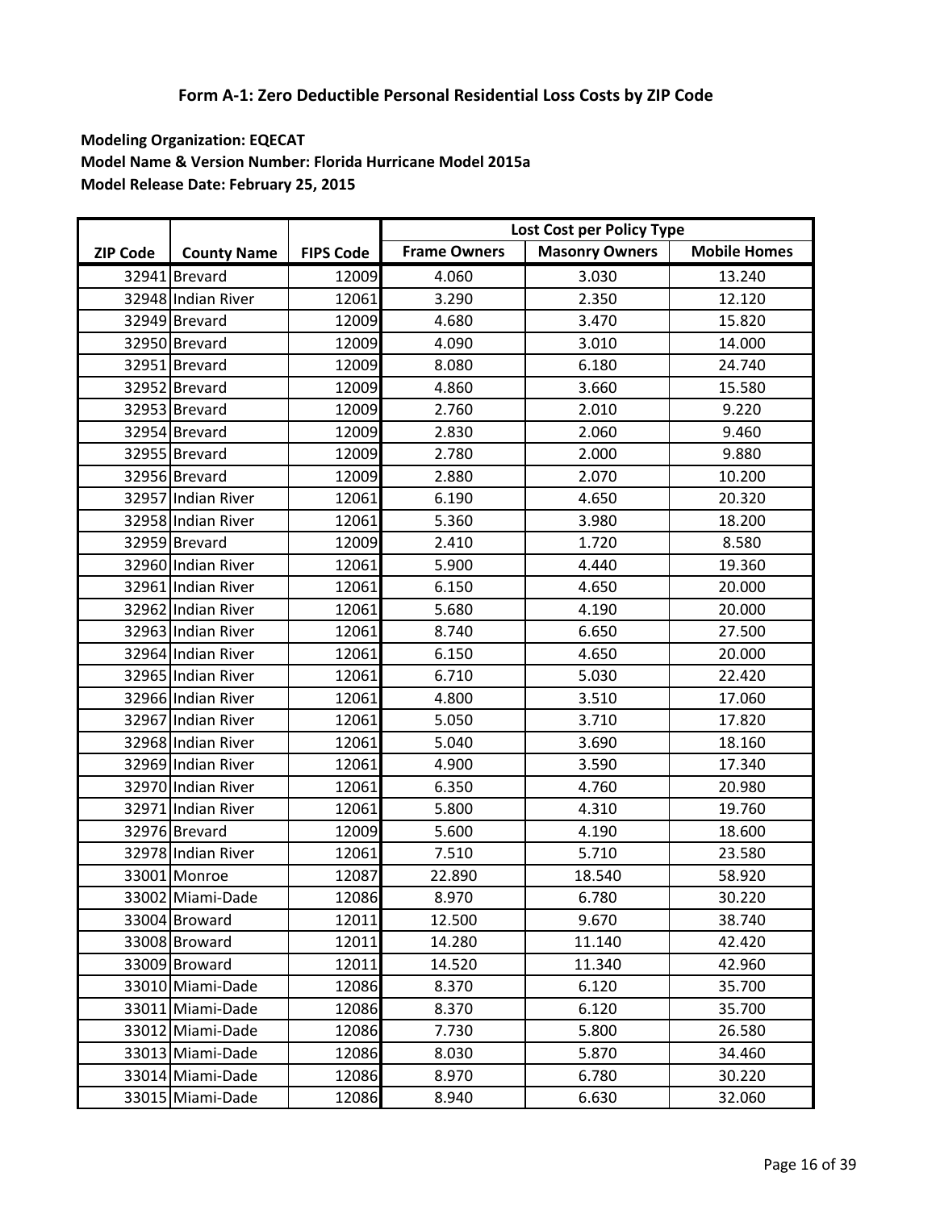## Form A-1: Zero Deductible Personal Residential Loss Costs by ZIP Code

**Modeling Organization: EQECAT**
**Model Name & Version Number: Florida Hurricane Model 2015a**
**Model Release Date: February 25, 2015**

| ZIP Code | County Name | FIPS Code | Lost Cost per Policy Type | | |
|---|---|---|---|---|---|
| | | | Frame Owners | Masonry Owners | Mobile Homes |
| 32941 | Brevard | 12009 | 4.060 | 3.030 | 13.240 |
| 32948 | Indian River | 12061 | 3.290 | 2.350 | 12.120 |
| 32949 | Brevard | 12009 | 4.680 | 3.470 | 15.820 |
| 32950 | Brevard | 12009 | 4.090 | 3.010 | 14.000 |
| 32951 | Brevard | 12009 | 8.080 | 6.180 | 24.740 |
| 32952 | Brevard | 12009 | 4.860 | 3.660 | 15.580 |
| 32953 | Brevard | 12009 | 2.760 | 2.010 | 9.220 |
| 32954 | Brevard | 12009 | 2.830 | 2.060 | 9.460 |
| 32955 | Brevard | 12009 | 2.780 | 2.000 | 9.880 |
| 32956 | Brevard | 12009 | 2.880 | 2.070 | 10.200 |
| 32957 | Indian River | 12061 | 6.190 | 4.650 | 20.320 |
| 32958 | Indian River | 12061 | 5.360 | 3.980 | 18.200 |
| 32959 | Brevard | 12009 | 2.410 | 1.720 | 8.580 |
| 32960 | Indian River | 12061 | 5.900 | 4.440 | 19.360 |
| 32961 | Indian River | 12061 | 6.150 | 4.650 | 20.000 |
| 32962 | Indian River | 12061 | 5.680 | 4.190 | 20.000 |
| 32963 | Indian River | 12061 | 8.740 | 6.650 | 27.500 |
| 32964 | Indian River | 12061 | 6.150 | 4.650 | 20.000 |
| 32965 | Indian River | 12061 | 6.710 | 5.030 | 22.420 |
| 32966 | Indian River | 12061 | 4.800 | 3.510 | 17.060 |
| 32967 | Indian River | 12061 | 5.050 | 3.710 | 17.820 |
| 32968 | Indian River | 12061 | 5.040 | 3.690 | 18.160 |
| 32969 | Indian River | 12061 | 4.900 | 3.590 | 17.340 |
| 32970 | Indian River | 12061 | 6.350 | 4.760 | 20.980 |
| 32971 | Indian River | 12061 | 5.800 | 4.310 | 19.760 |
| 32976 | Brevard | 12009 | 5.600 | 4.190 | 18.600 |
| 32978 | Indian River | 12061 | 7.510 | 5.710 | 23.580 |
| 33001 | Monroe | 12087 | 22.890 | 18.540 | 58.920 |
| 33002 | Miami-Dade | 12086 | 8.970 | 6.780 | 30.220 |
| 33004 | Broward | 12011 | 12.500 | 9.670 | 38.740 |
| 33008 | Broward | 12011 | 14.280 | 11.140 | 42.420 |
| 33009 | Broward | 12011 | 14.520 | 11.340 | 42.960 |
| 33010 | Miami-Dade | 12086 | 8.370 | 6.120 | 35.700 |
| 33011 | Miami-Dade | 12086 | 8.370 | 6.120 | 35.700 |
| 33012 | Miami-Dade | 12086 | 7.730 | 5.800 | 26.580 |
| 33013 | Miami-Dade | 12086 | 8.030 | 5.870 | 34.460 |
| 33014 | Miami-Dade | 12086 | 8.970 | 6.780 | 30.220 |
| 33015 | Miami-Dade | 12086 | 8.940 | 6.630 | 32.060 |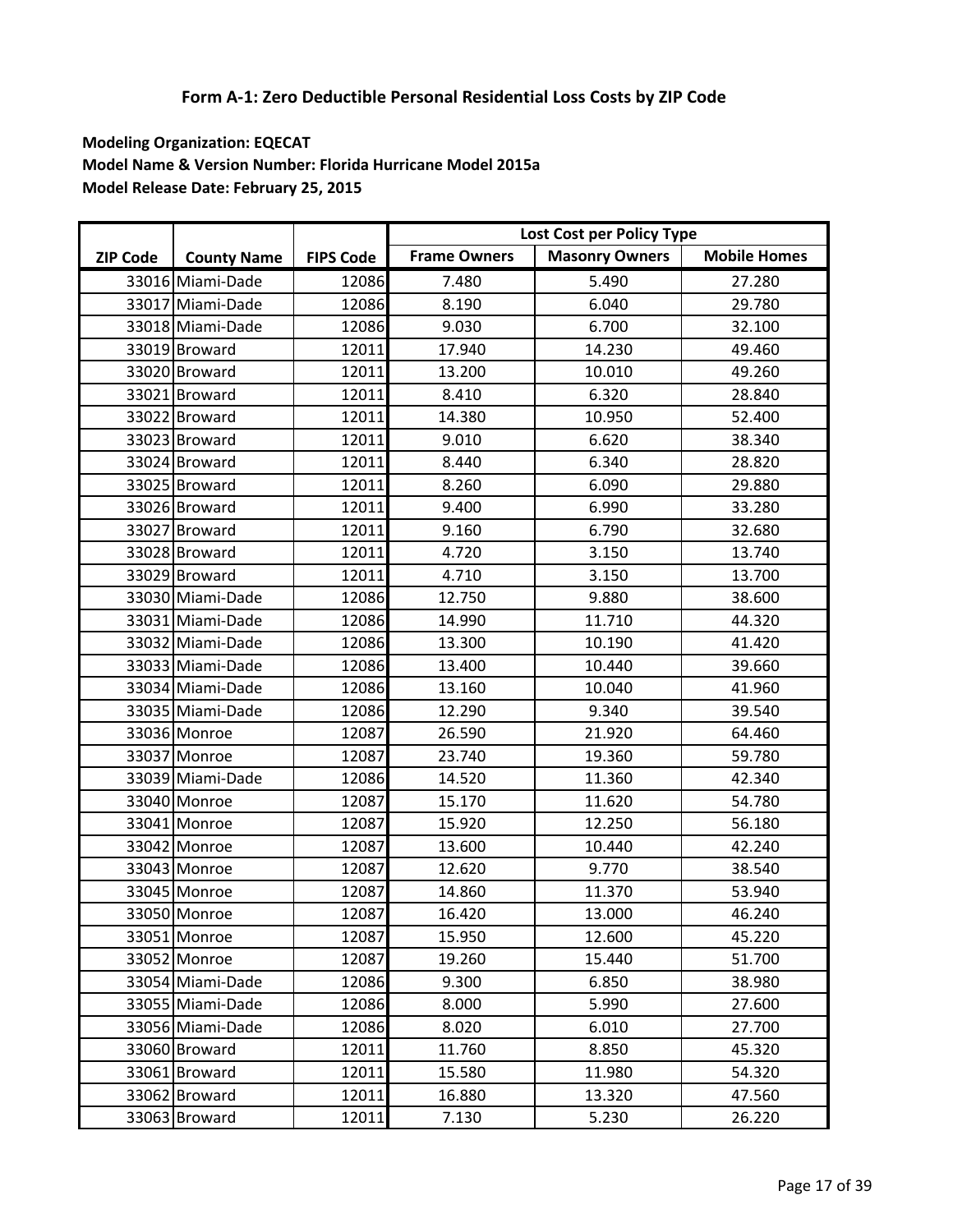# Form A-1: Zero Deductible Personal Residential Loss Costs by ZIP Code

**Modeling Organization: EQECAT**
**Model Name & Version Number: Florida Hurricane Model 2015a**
**Model Release Date: February 25, 2015**

| | | | Lost Cost per Policy Type | | |
|---|---|---|---|---|---|
| **ZIP Code** | **County Name** | **FIPS Code** | **Frame Owners** | **Masonry Owners** | **Mobile Homes** |
| 33016 | Miami-Dade | 12086 | 7.480 | 5.490 | 27.280 |
| 33017 | Miami-Dade | 12086 | 8.190 | 6.040 | 29.780 |
| 33018 | Miami-Dade | 12086 | 9.030 | 6.700 | 32.100 |
| 33019 | Broward | 12011 | 17.940 | 14.230 | 49.460 |
| 33020 | Broward | 12011 | 13.200 | 10.010 | 49.260 |
| 33021 | Broward | 12011 | 8.410 | 6.320 | 28.840 |
| 33022 | Broward | 12011 | 14.380 | 10.950 | 52.400 |
| 33023 | Broward | 12011 | 9.010 | 6.620 | 38.340 |
| 33024 | Broward | 12011 | 8.440 | 6.340 | 28.820 |
| 33025 | Broward | 12011 | 8.260 | 6.090 | 29.880 |
| 33026 | Broward | 12011 | 9.400 | 6.990 | 33.280 |
| 33027 | Broward | 12011 | 9.160 | 6.790 | 32.680 |
| 33028 | Broward | 12011 | 4.720 | 3.150 | 13.740 |
| 33029 | Broward | 12011 | 4.710 | 3.150 | 13.700 |
| 33030 | Miami-Dade | 12086 | 12.750 | 9.880 | 38.600 |
| 33031 | Miami-Dade | 12086 | 14.990 | 11.710 | 44.320 |
| 33032 | Miami-Dade | 12086 | 13.300 | 10.190 | 41.420 |
| 33033 | Miami-Dade | 12086 | 13.400 | 10.440 | 39.660 |
| 33034 | Miami-Dade | 12086 | 13.160 | 10.040 | 41.960 |
| 33035 | Miami-Dade | 12086 | 12.290 | 9.340 | 39.540 |
| 33036 | Monroe | 12087 | 26.590 | 21.920 | 64.460 |
| 33037 | Monroe | 12087 | 23.740 | 19.360 | 59.780 |
| 33039 | Miami-Dade | 12086 | 14.520 | 11.360 | 42.340 |
| 33040 | Monroe | 12087 | 15.170 | 11.620 | 54.780 |
| 33041 | Monroe | 12087 | 15.920 | 12.250 | 56.180 |
| 33042 | Monroe | 12087 | 13.600 | 10.440 | 42.240 |
| 33043 | Monroe | 12087 | 12.620 | 9.770 | 38.540 |
| 33045 | Monroe | 12087 | 14.860 | 11.370 | 53.940 |
| 33050 | Monroe | 12087 | 16.420 | 13.000 | 46.240 |
| 33051 | Monroe | 12087 | 15.950 | 12.600 | 45.220 |
| 33052 | Monroe | 12087 | 19.260 | 15.440 | 51.700 |
| 33054 | Miami-Dade | 12086 | 9.300 | 6.850 | 38.980 |
| 33055 | Miami-Dade | 12086 | 8.000 | 5.990 | 27.600 |
| 33056 | Miami-Dade | 12086 | 8.020 | 6.010 | 27.700 |
| 33060 | Broward | 12011 | 11.760 | 8.850 | 45.320 |
| 33061 | Broward | 12011 | 15.580 | 11.980 | 54.320 |
| 33062 | Broward | 12011 | 16.880 | 13.320 | 47.560 |
| 33063 | Broward | 12011 | 7.130 | 5.230 | 26.220 |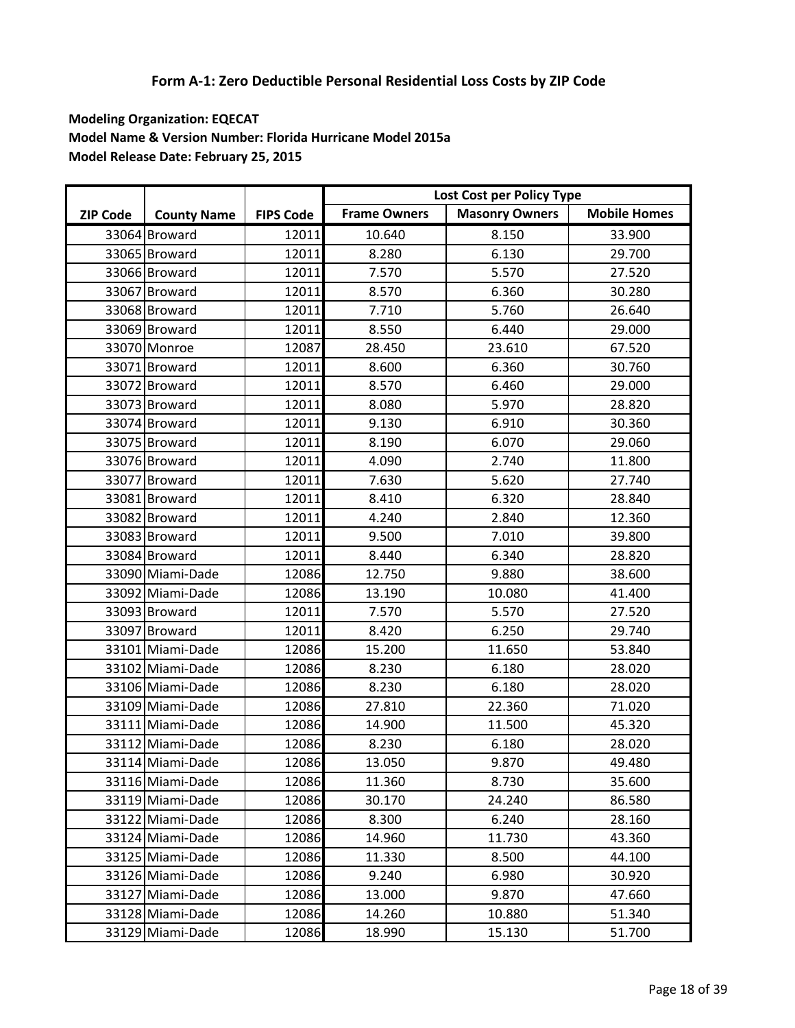## Form A-1: Zero Deductible Personal Residential Loss Costs by ZIP Code

**Modeling Organization: EQECAT**
**Model Name & Version Number: Florida Hurricane Model 2015a**
**Model Release Date: February 25, 2015**

| | | | Lost Cost per Policy Type | | |
|---|---|---|---|---|---|
| ZIP Code | County Name | FIPS Code | Frame Owners | Masonry Owners | Mobile Homes |
| 33064 | Broward | 12011 | 10.640 | 8.150 | 33.900 |
| 33065 | Broward | 12011 | 8.280 | 6.130 | 29.700 |
| 33066 | Broward | 12011 | 7.570 | 5.570 | 27.520 |
| 33067 | Broward | 12011 | 8.570 | 6.360 | 30.280 |
| 33068 | Broward | 12011 | 7.710 | 5.760 | 26.640 |
| 33069 | Broward | 12011 | 8.550 | 6.440 | 29.000 |
| 33070 | Monroe | 12087 | 28.450 | 23.610 | 67.520 |
| 33071 | Broward | 12011 | 8.600 | 6.360 | 30.760 |
| 33072 | Broward | 12011 | 8.570 | 6.460 | 29.000 |
| 33073 | Broward | 12011 | 8.080 | 5.970 | 28.820 |
| 33074 | Broward | 12011 | 9.130 | 6.910 | 30.360 |
| 33075 | Broward | 12011 | 8.190 | 6.070 | 29.060 |
| 33076 | Broward | 12011 | 4.090 | 2.740 | 11.800 |
| 33077 | Broward | 12011 | 7.630 | 5.620 | 27.740 |
| 33081 | Broward | 12011 | 8.410 | 6.320 | 28.840 |
| 33082 | Broward | 12011 | 4.240 | 2.840 | 12.360 |
| 33083 | Broward | 12011 | 9.500 | 7.010 | 39.800 |
| 33084 | Broward | 12011 | 8.440 | 6.340 | 28.820 |
| 33090 | Miami-Dade | 12086 | 12.750 | 9.880 | 38.600 |
| 33092 | Miami-Dade | 12086 | 13.190 | 10.080 | 41.400 |
| 33093 | Broward | 12011 | 7.570 | 5.570 | 27.520 |
| 33097 | Broward | 12011 | 8.420 | 6.250 | 29.740 |
| 33101 | Miami-Dade | 12086 | 15.200 | 11.650 | 53.840 |
| 33102 | Miami-Dade | 12086 | 8.230 | 6.180 | 28.020 |
| 33106 | Miami-Dade | 12086 | 8.230 | 6.180 | 28.020 |
| 33109 | Miami-Dade | 12086 | 27.810 | 22.360 | 71.020 |
| 33111 | Miami-Dade | 12086 | 14.900 | 11.500 | 45.320 |
| 33112 | Miami-Dade | 12086 | 8.230 | 6.180 | 28.020 |
| 33114 | Miami-Dade | 12086 | 13.050 | 9.870 | 49.480 |
| 33116 | Miami-Dade | 12086 | 11.360 | 8.730 | 35.600 |
| 33119 | Miami-Dade | 12086 | 30.170 | 24.240 | 86.580 |
| 33122 | Miami-Dade | 12086 | 8.300 | 6.240 | 28.160 |
| 33124 | Miami-Dade | 12086 | 14.960 | 11.730 | 43.360 |
| 33125 | Miami-Dade | 12086 | 11.330 | 8.500 | 44.100 |
| 33126 | Miami-Dade | 12086 | 9.240 | 6.980 | 30.920 |
| 33127 | Miami-Dade | 12086 | 13.000 | 9.870 | 47.660 |
| 33128 | Miami-Dade | 12086 | 14.260 | 10.880 | 51.340 |
| 33129 | Miami-Dade | 12086 | 18.990 | 15.130 | 51.700 |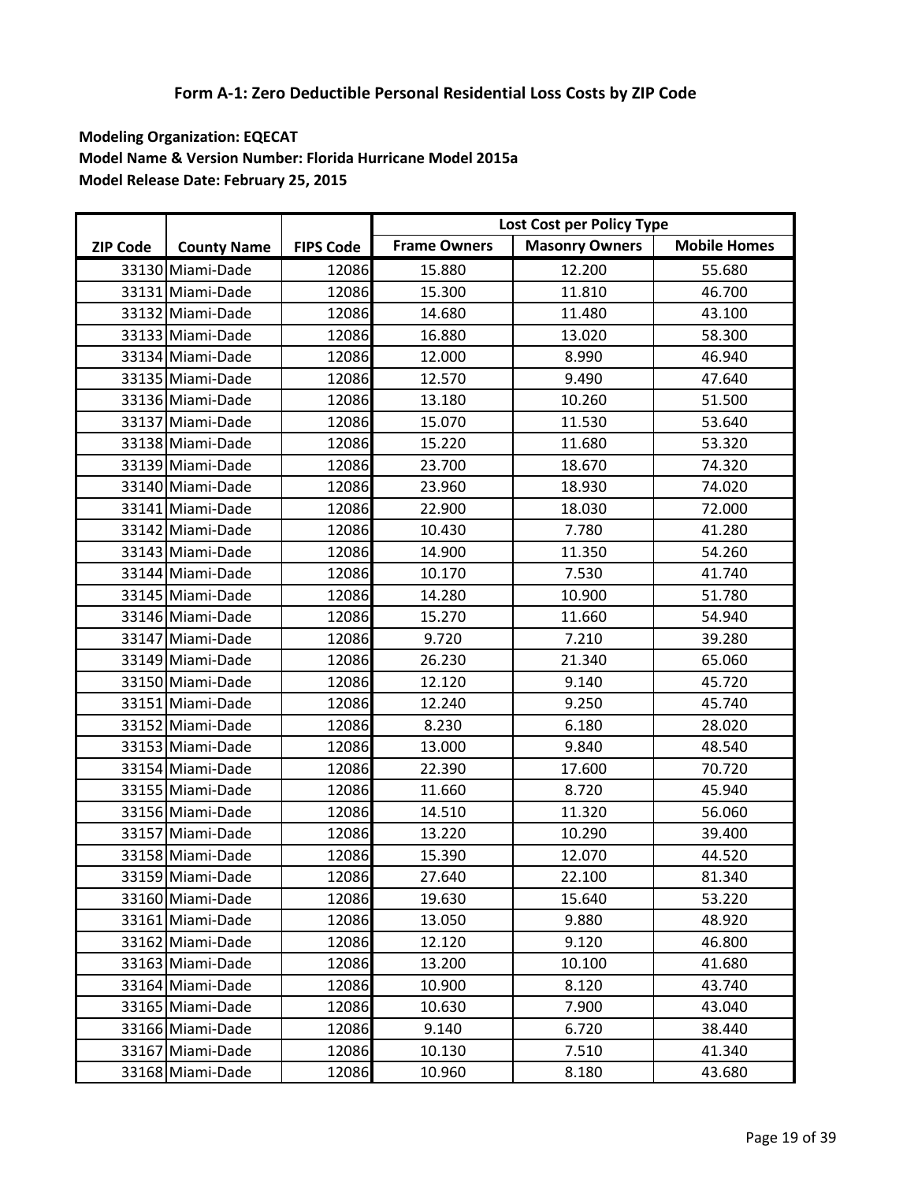## Form A-1: Zero Deductible Personal Residential Loss Costs by ZIP Code

**Modeling Organization: EQECAT**
**Model Name & Version Number: Florida Hurricane Model 2015a**
**Model Release Date: February 25, 2015**

| ZIP Code | County Name | FIPS Code | Lost Cost per Policy Type | | |
|---|---|---|---|---|---|
| | | | Frame Owners | Masonry Owners | Mobile Homes |
| 33130 | Miami-Dade | 12086 | 15.880 | 12.200 | 55.680 |
| 33131 | Miami-Dade | 12086 | 15.300 | 11.810 | 46.700 |
| 33132 | Miami-Dade | 12086 | 14.680 | 11.480 | 43.100 |
| 33133 | Miami-Dade | 12086 | 16.880 | 13.020 | 58.300 |
| 33134 | Miami-Dade | 12086 | 12.000 | 8.990 | 46.940 |
| 33135 | Miami-Dade | 12086 | 12.570 | 9.490 | 47.640 |
| 33136 | Miami-Dade | 12086 | 13.180 | 10.260 | 51.500 |
| 33137 | Miami-Dade | 12086 | 15.070 | 11.530 | 53.640 |
| 33138 | Miami-Dade | 12086 | 15.220 | 11.680 | 53.320 |
| 33139 | Miami-Dade | 12086 | 23.700 | 18.670 | 74.320 |
| 33140 | Miami-Dade | 12086 | 23.960 | 18.930 | 74.020 |
| 33141 | Miami-Dade | 12086 | 22.900 | 18.030 | 72.000 |
| 33142 | Miami-Dade | 12086 | 10.430 | 7.780 | 41.280 |
| 33143 | Miami-Dade | 12086 | 14.900 | 11.350 | 54.260 |
| 33144 | Miami-Dade | 12086 | 10.170 | 7.530 | 41.740 |
| 33145 | Miami-Dade | 12086 | 14.280 | 10.900 | 51.780 |
| 33146 | Miami-Dade | 12086 | 15.270 | 11.660 | 54.940 |
| 33147 | Miami-Dade | 12086 | 9.720 | 7.210 | 39.280 |
| 33149 | Miami-Dade | 12086 | 26.230 | 21.340 | 65.060 |
| 33150 | Miami-Dade | 12086 | 12.120 | 9.140 | 45.720 |
| 33151 | Miami-Dade | 12086 | 12.240 | 9.250 | 45.740 |
| 33152 | Miami-Dade | 12086 | 8.230 | 6.180 | 28.020 |
| 33153 | Miami-Dade | 12086 | 13.000 | 9.840 | 48.540 |
| 33154 | Miami-Dade | 12086 | 22.390 | 17.600 | 70.720 |
| 33155 | Miami-Dade | 12086 | 11.660 | 8.720 | 45.940 |
| 33156 | Miami-Dade | 12086 | 14.510 | 11.320 | 56.060 |
| 33157 | Miami-Dade | 12086 | 13.220 | 10.290 | 39.400 |
| 33158 | Miami-Dade | 12086 | 15.390 | 12.070 | 44.520 |
| 33159 | Miami-Dade | 12086 | 27.640 | 22.100 | 81.340 |
| 33160 | Miami-Dade | 12086 | 19.630 | 15.640 | 53.220 |
| 33161 | Miami-Dade | 12086 | 13.050 | 9.880 | 48.920 |
| 33162 | Miami-Dade | 12086 | 12.120 | 9.120 | 46.800 |
| 33163 | Miami-Dade | 12086 | 13.200 | 10.100 | 41.680 |
| 33164 | Miami-Dade | 12086 | 10.900 | 8.120 | 43.740 |
| 33165 | Miami-Dade | 12086 | 10.630 | 7.900 | 43.040 |
| 33166 | Miami-Dade | 12086 | 9.140 | 6.720 | 38.440 |
| 33167 | Miami-Dade | 12086 | 10.130 | 7.510 | 41.340 |
| 33168 | Miami-Dade | 12086 | 10.960 | 8.180 | 43.680 |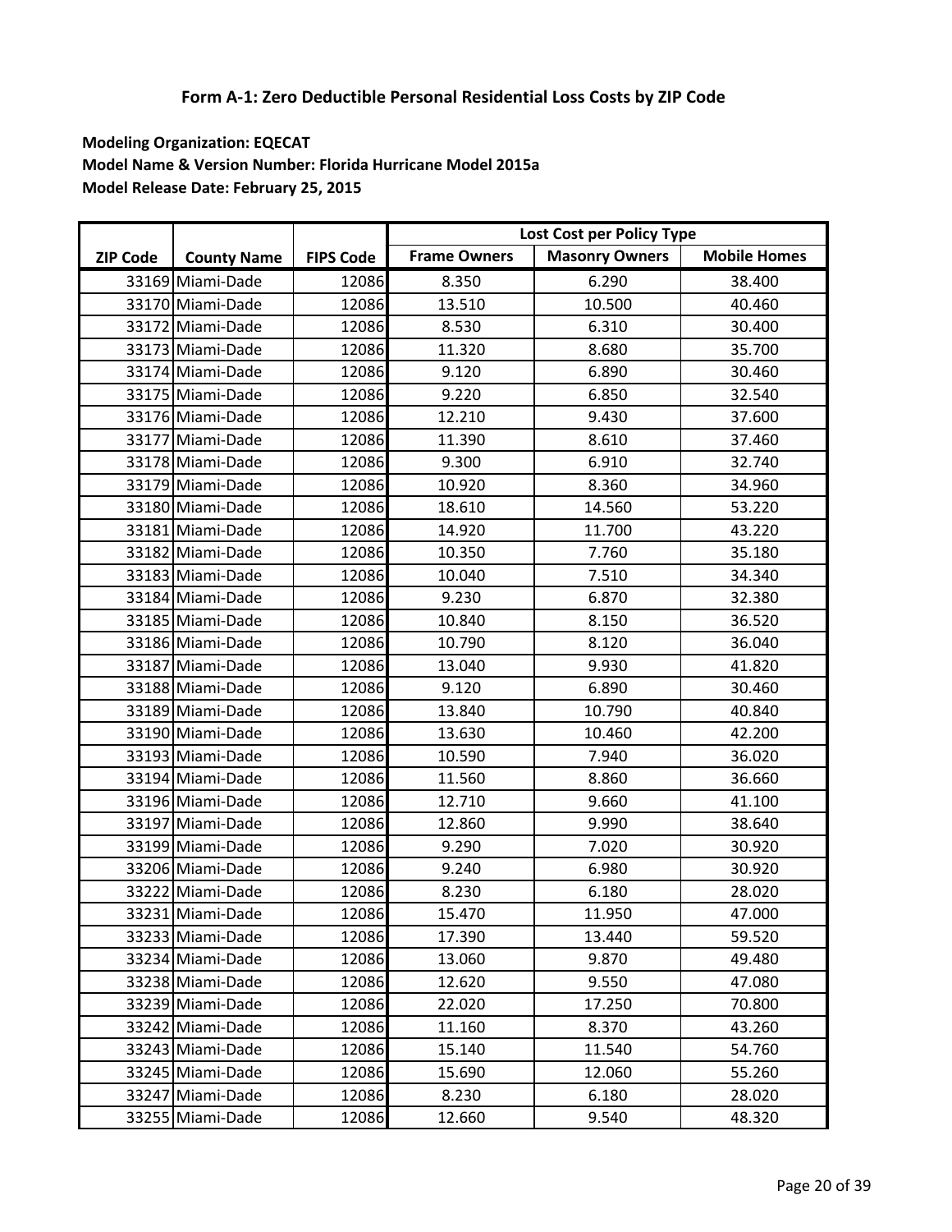# Form A-1: Zero Deductible Personal Residential Loss Costs by ZIP Code

**Modeling Organization: EQECAT**
**Model Name & Version Number: Florida Hurricane Model 2015a**
**Model Release Date: February 25, 2015**

| | | | Lost Cost per Policy Type | | |
|---|---|---|---|---|---|
| ZIP Code | County Name | FIPS Code | Frame Owners | Masonry Owners | Mobile Homes |
| 33169 | Miami-Dade | 12086 | 8.350 | 6.290 | 38.400 |
| 33170 | Miami-Dade | 12086 | 13.510 | 10.500 | 40.460 |
| 33172 | Miami-Dade | 12086 | 8.530 | 6.310 | 30.400 |
| 33173 | Miami-Dade | 12086 | 11.320 | 8.680 | 35.700 |
| 33174 | Miami-Dade | 12086 | 9.120 | 6.890 | 30.460 |
| 33175 | Miami-Dade | 12086 | 9.220 | 6.850 | 32.540 |
| 33176 | Miami-Dade | 12086 | 12.210 | 9.430 | 37.600 |
| 33177 | Miami-Dade | 12086 | 11.390 | 8.610 | 37.460 |
| 33178 | Miami-Dade | 12086 | 9.300 | 6.910 | 32.740 |
| 33179 | Miami-Dade | 12086 | 10.920 | 8.360 | 34.960 |
| 33180 | Miami-Dade | 12086 | 18.610 | 14.560 | 53.220 |
| 33181 | Miami-Dade | 12086 | 14.920 | 11.700 | 43.220 |
| 33182 | Miami-Dade | 12086 | 10.350 | 7.760 | 35.180 |
| 33183 | Miami-Dade | 12086 | 10.040 | 7.510 | 34.340 |
| 33184 | Miami-Dade | 12086 | 9.230 | 6.870 | 32.380 |
| 33185 | Miami-Dade | 12086 | 10.840 | 8.150 | 36.520 |
| 33186 | Miami-Dade | 12086 | 10.790 | 8.120 | 36.040 |
| 33187 | Miami-Dade | 12086 | 13.040 | 9.930 | 41.820 |
| 33188 | Miami-Dade | 12086 | 9.120 | 6.890 | 30.460 |
| 33189 | Miami-Dade | 12086 | 13.840 | 10.790 | 40.840 |
| 33190 | Miami-Dade | 12086 | 13.630 | 10.460 | 42.200 |
| 33193 | Miami-Dade | 12086 | 10.590 | 7.940 | 36.020 |
| 33194 | Miami-Dade | 12086 | 11.560 | 8.860 | 36.660 |
| 33196 | Miami-Dade | 12086 | 12.710 | 9.660 | 41.100 |
| 33197 | Miami-Dade | 12086 | 12.860 | 9.990 | 38.640 |
| 33199 | Miami-Dade | 12086 | 9.290 | 7.020 | 30.920 |
| 33206 | Miami-Dade | 12086 | 9.240 | 6.980 | 30.920 |
| 33222 | Miami-Dade | 12086 | 8.230 | 6.180 | 28.020 |
| 33231 | Miami-Dade | 12086 | 15.470 | 11.950 | 47.000 |
| 33233 | Miami-Dade | 12086 | 17.390 | 13.440 | 59.520 |
| 33234 | Miami-Dade | 12086 | 13.060 | 9.870 | 49.480 |
| 33238 | Miami-Dade | 12086 | 12.620 | 9.550 | 47.080 |
| 33239 | Miami-Dade | 12086 | 22.020 | 17.250 | 70.800 |
| 33242 | Miami-Dade | 12086 | 11.160 | 8.370 | 43.260 |
| 33243 | Miami-Dade | 12086 | 15.140 | 11.540 | 54.760 |
| 33245 | Miami-Dade | 12086 | 15.690 | 12.060 | 55.260 |
| 33247 | Miami-Dade | 12086 | 8.230 | 6.180 | 28.020 |
| 33255 | Miami-Dade | 12086 | 12.660 | 9.540 | 48.320 |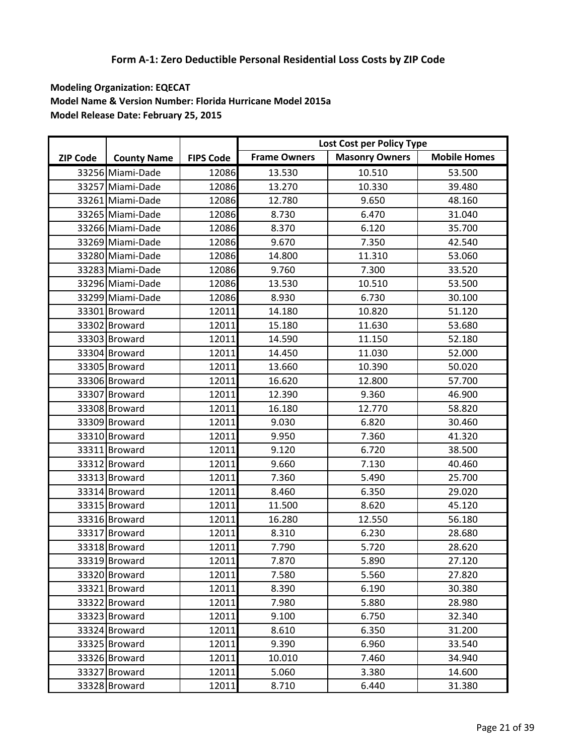## Form A-1: Zero Deductible Personal Residential Loss Costs by ZIP Code

**Modeling Organization: EQECAT**
**Model Name & Version Number: Florida Hurricane Model 2015a**
**Model Release Date: February 25, 2015**

| ZIP Code | County Name | FIPS Code | Lost Cost per Policy Type | | |
|---|---|---|---|---|---|
| | | | Frame Owners | Masonry Owners | Mobile Homes |
| 33256 | Miami-Dade | 12086 | 13.530 | 10.510 | 53.500 |
| 33257 | Miami-Dade | 12086 | 13.270 | 10.330 | 39.480 |
| 33261 | Miami-Dade | 12086 | 12.780 | 9.650 | 48.160 |
| 33265 | Miami-Dade | 12086 | 8.730 | 6.470 | 31.040 |
| 33266 | Miami-Dade | 12086 | 8.370 | 6.120 | 35.700 |
| 33269 | Miami-Dade | 12086 | 9.670 | 7.350 | 42.540 |
| 33280 | Miami-Dade | 12086 | 14.800 | 11.310 | 53.060 |
| 33283 | Miami-Dade | 12086 | 9.760 | 7.300 | 33.520 |
| 33296 | Miami-Dade | 12086 | 13.530 | 10.510 | 53.500 |
| 33299 | Miami-Dade | 12086 | 8.930 | 6.730 | 30.100 |
| 33301 | Broward | 12011 | 14.180 | 10.820 | 51.120 |
| 33302 | Broward | 12011 | 15.180 | 11.630 | 53.680 |
| 33303 | Broward | 12011 | 14.590 | 11.150 | 52.180 |
| 33304 | Broward | 12011 | 14.450 | 11.030 | 52.000 |
| 33305 | Broward | 12011 | 13.660 | 10.390 | 50.020 |
| 33306 | Broward | 12011 | 16.620 | 12.800 | 57.700 |
| 33307 | Broward | 12011 | 12.390 | 9.360 | 46.900 |
| 33308 | Broward | 12011 | 16.180 | 12.770 | 58.820 |
| 33309 | Broward | 12011 | 9.030 | 6.820 | 30.460 |
| 33310 | Broward | 12011 | 9.950 | 7.360 | 41.320 |
| 33311 | Broward | 12011 | 9.120 | 6.720 | 38.500 |
| 33312 | Broward | 12011 | 9.660 | 7.130 | 40.460 |
| 33313 | Broward | 12011 | 7.360 | 5.490 | 25.700 |
| 33314 | Broward | 12011 | 8.460 | 6.350 | 29.020 |
| 33315 | Broward | 12011 | 11.500 | 8.620 | 45.120 |
| 33316 | Broward | 12011 | 16.280 | 12.550 | 56.180 |
| 33317 | Broward | 12011 | 8.310 | 6.230 | 28.680 |
| 33318 | Broward | 12011 | 7.790 | 5.720 | 28.620 |
| 33319 | Broward | 12011 | 7.870 | 5.890 | 27.120 |
| 33320 | Broward | 12011 | 7.580 | 5.560 | 27.820 |
| 33321 | Broward | 12011 | 8.390 | 6.190 | 30.380 |
| 33322 | Broward | 12011 | 7.980 | 5.880 | 28.980 |
| 33323 | Broward | 12011 | 9.100 | 6.750 | 32.340 |
| 33324 | Broward | 12011 | 8.610 | 6.350 | 31.200 |
| 33325 | Broward | 12011 | 9.390 | 6.960 | 33.540 |
| 33326 | Broward | 12011 | 10.010 | 7.460 | 34.940 |
| 33327 | Broward | 12011 | 5.060 | 3.380 | 14.600 |
| 33328 | Broward | 12011 | 8.710 | 6.440 | 31.380 |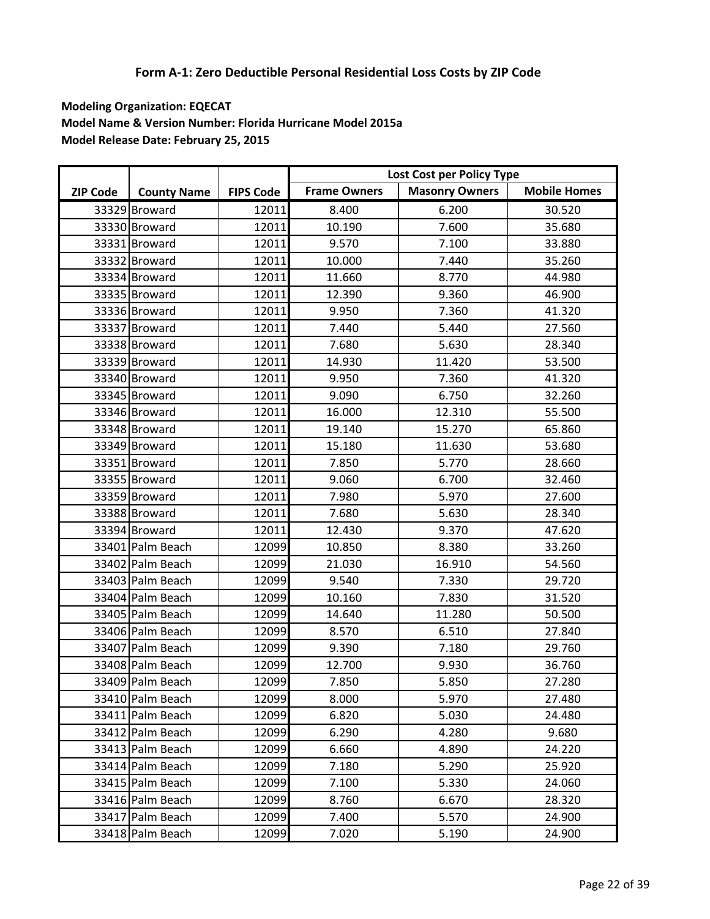# Form A-1: Zero Deductible Personal Residential Loss Costs by ZIP Code

**Modeling Organization: EQECAT**
**Model Name & Version Number: Florida Hurricane Model 2015a**
**Model Release Date: February 25, 2015**

| ZIP Code | County Name | FIPS Code | Lost Cost per Policy Type | | |
|---|---|---|---|---|---|
| | | | Frame Owners | Masonry Owners | Mobile Homes |
| 33329 | Broward | 12011 | 8.400 | 6.200 | 30.520 |
| 33330 | Broward | 12011 | 10.190 | 7.600 | 35.680 |
| 33331 | Broward | 12011 | 9.570 | 7.100 | 33.880 |
| 33332 | Broward | 12011 | 10.000 | 7.440 | 35.260 |
| 33334 | Broward | 12011 | 11.660 | 8.770 | 44.980 |
| 33335 | Broward | 12011 | 12.390 | 9.360 | 46.900 |
| 33336 | Broward | 12011 | 9.950 | 7.360 | 41.320 |
| 33337 | Broward | 12011 | 7.440 | 5.440 | 27.560 |
| 33338 | Broward | 12011 | 7.680 | 5.630 | 28.340 |
| 33339 | Broward | 12011 | 14.930 | 11.420 | 53.500 |
| 33340 | Broward | 12011 | 9.950 | 7.360 | 41.320 |
| 33345 | Broward | 12011 | 9.090 | 6.750 | 32.260 |
| 33346 | Broward | 12011 | 16.000 | 12.310 | 55.500 |
| 33348 | Broward | 12011 | 19.140 | 15.270 | 65.860 |
| 33349 | Broward | 12011 | 15.180 | 11.630 | 53.680 |
| 33351 | Broward | 12011 | 7.850 | 5.770 | 28.660 |
| 33355 | Broward | 12011 | 9.060 | 6.700 | 32.460 |
| 33359 | Broward | 12011 | 7.980 | 5.970 | 27.600 |
| 33388 | Broward | 12011 | 7.680 | 5.630 | 28.340 |
| 33394 | Broward | 12011 | 12.430 | 9.370 | 47.620 |
| 33401 | Palm Beach | 12099 | 10.850 | 8.380 | 33.260 |
| 33402 | Palm Beach | 12099 | 21.030 | 16.910 | 54.560 |
| 33403 | Palm Beach | 12099 | 9.540 | 7.330 | 29.720 |
| 33404 | Palm Beach | 12099 | 10.160 | 7.830 | 31.520 |
| 33405 | Palm Beach | 12099 | 14.640 | 11.280 | 50.500 |
| 33406 | Palm Beach | 12099 | 8.570 | 6.510 | 27.840 |
| 33407 | Palm Beach | 12099 | 9.390 | 7.180 | 29.760 |
| 33408 | Palm Beach | 12099 | 12.700 | 9.930 | 36.760 |
| 33409 | Palm Beach | 12099 | 7.850 | 5.850 | 27.280 |
| 33410 | Palm Beach | 12099 | 8.000 | 5.970 | 27.480 |
| 33411 | Palm Beach | 12099 | 6.820 | 5.030 | 24.480 |
| 33412 | Palm Beach | 12099 | 6.290 | 4.280 | 9.680 |
| 33413 | Palm Beach | 12099 | 6.660 | 4.890 | 24.220 |
| 33414 | Palm Beach | 12099 | 7.180 | 5.290 | 25.920 |
| 33415 | Palm Beach | 12099 | 7.100 | 5.330 | 24.060 |
| 33416 | Palm Beach | 12099 | 8.760 | 6.670 | 28.320 |
| 33417 | Palm Beach | 12099 | 7.400 | 5.570 | 24.900 |
| 33418 | Palm Beach | 12099 | 7.020 | 5.190 | 24.900 |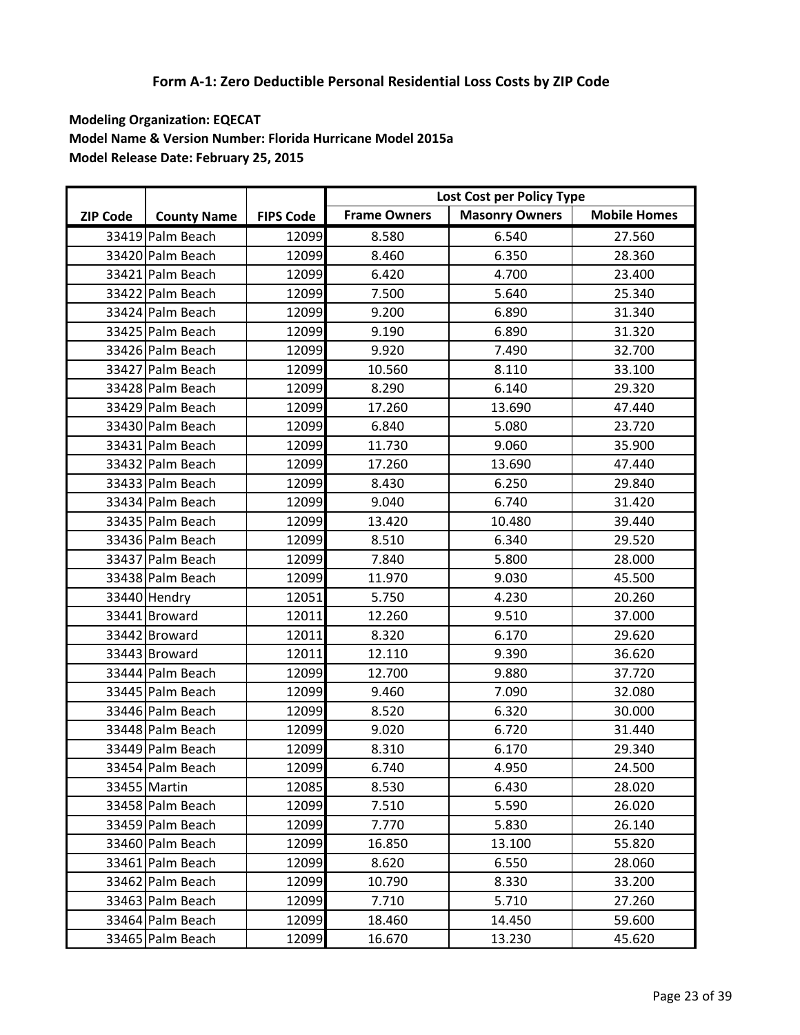# Form A-1: Zero Deductible Personal Residential Loss Costs by ZIP Code

**Modeling Organization: EQECAT**
**Model Name & Version Number: Florida Hurricane Model 2015a**
**Model Release Date: February 25, 2015**

| ZIP Code | County Name | FIPS Code | Lost Cost per Policy Type | | |
|---|---|---|---|---|---|
| | | | Frame Owners | Masonry Owners | Mobile Homes |
| 33419 | Palm Beach | 12099 | 8.580 | 6.540 | 27.560 |
| 33420 | Palm Beach | 12099 | 8.460 | 6.350 | 28.360 |
| 33421 | Palm Beach | 12099 | 6.420 | 4.700 | 23.400 |
| 33422 | Palm Beach | 12099 | 7.500 | 5.640 | 25.340 |
| 33424 | Palm Beach | 12099 | 9.200 | 6.890 | 31.340 |
| 33425 | Palm Beach | 12099 | 9.190 | 6.890 | 31.320 |
| 33426 | Palm Beach | 12099 | 9.920 | 7.490 | 32.700 |
| 33427 | Palm Beach | 12099 | 10.560 | 8.110 | 33.100 |
| 33428 | Palm Beach | 12099 | 8.290 | 6.140 | 29.320 |
| 33429 | Palm Beach | 12099 | 17.260 | 13.690 | 47.440 |
| 33430 | Palm Beach | 12099 | 6.840 | 5.080 | 23.720 |
| 33431 | Palm Beach | 12099 | 11.730 | 9.060 | 35.900 |
| 33432 | Palm Beach | 12099 | 17.260 | 13.690 | 47.440 |
| 33433 | Palm Beach | 12099 | 8.430 | 6.250 | 29.840 |
| 33434 | Palm Beach | 12099 | 9.040 | 6.740 | 31.420 |
| 33435 | Palm Beach | 12099 | 13.420 | 10.480 | 39.440 |
| 33436 | Palm Beach | 12099 | 8.510 | 6.340 | 29.520 |
| 33437 | Palm Beach | 12099 | 7.840 | 5.800 | 28.000 |
| 33438 | Palm Beach | 12099 | 11.970 | 9.030 | 45.500 |
| 33440 | Hendry | 12051 | 5.750 | 4.230 | 20.260 |
| 33441 | Broward | 12011 | 12.260 | 9.510 | 37.000 |
| 33442 | Broward | 12011 | 8.320 | 6.170 | 29.620 |
| 33443 | Broward | 12011 | 12.110 | 9.390 | 36.620 |
| 33444 | Palm Beach | 12099 | 12.700 | 9.880 | 37.720 |
| 33445 | Palm Beach | 12099 | 9.460 | 7.090 | 32.080 |
| 33446 | Palm Beach | 12099 | 8.520 | 6.320 | 30.000 |
| 33448 | Palm Beach | 12099 | 9.020 | 6.720 | 31.440 |
| 33449 | Palm Beach | 12099 | 8.310 | 6.170 | 29.340 |
| 33454 | Palm Beach | 12099 | 6.740 | 4.950 | 24.500 |
| 33455 | Martin | 12085 | 8.530 | 6.430 | 28.020 |
| 33458 | Palm Beach | 12099 | 7.510 | 5.590 | 26.020 |
| 33459 | Palm Beach | 12099 | 7.770 | 5.830 | 26.140 |
| 33460 | Palm Beach | 12099 | 16.850 | 13.100 | 55.820 |
| 33461 | Palm Beach | 12099 | 8.620 | 6.550 | 28.060 |
| 33462 | Palm Beach | 12099 | 10.790 | 8.330 | 33.200 |
| 33463 | Palm Beach | 12099 | 7.710 | 5.710 | 27.260 |
| 33464 | Palm Beach | 12099 | 18.460 | 14.450 | 59.600 |
| 33465 | Palm Beach | 12099 | 16.670 | 13.230 | 45.620 |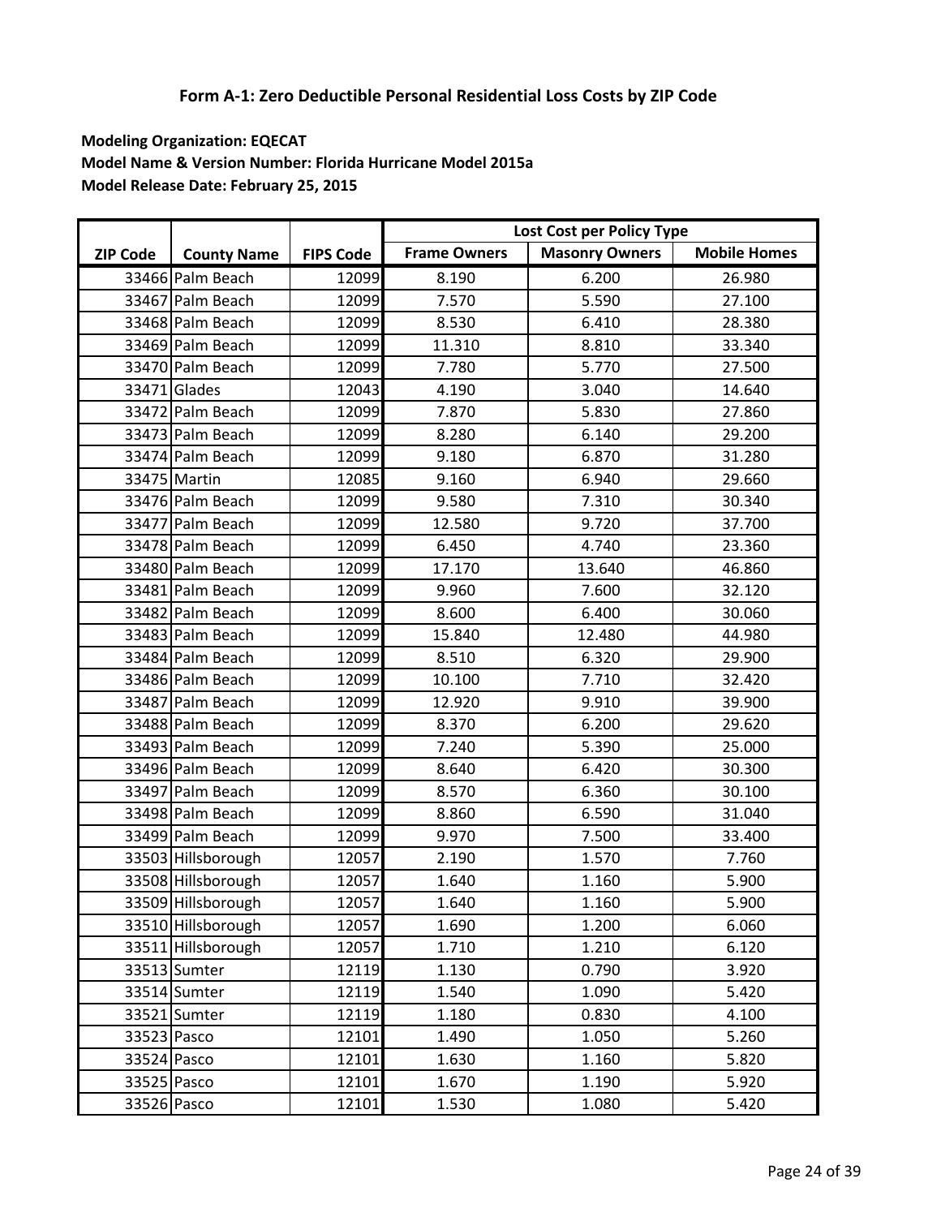# Form A-1: Zero Deductible Personal Residential Loss Costs by ZIP Code

**Modeling Organization: EQECAT**
**Model Name & Version Number: Florida Hurricane Model 2015a**
**Model Release Date: February 25, 2015**

| ZIP Code | County Name | FIPS Code | Lost Cost per Policy Type | | |
|---|---|---|---|---|---|
| | | | Frame Owners | Masonry Owners | Mobile Homes |
| 33466 | Palm Beach | 12099 | 8.190 | 6.200 | 26.980 |
| 33467 | Palm Beach | 12099 | 7.570 | 5.590 | 27.100 |
| 33468 | Palm Beach | 12099 | 8.530 | 6.410 | 28.380 |
| 33469 | Palm Beach | 12099 | 11.310 | 8.810 | 33.340 |
| 33470 | Palm Beach | 12099 | 7.780 | 5.770 | 27.500 |
| 33471 | Glades | 12043 | 4.190 | 3.040 | 14.640 |
| 33472 | Palm Beach | 12099 | 7.870 | 5.830 | 27.860 |
| 33473 | Palm Beach | 12099 | 8.280 | 6.140 | 29.200 |
| 33474 | Palm Beach | 12099 | 9.180 | 6.870 | 31.280 |
| 33475 | Martin | 12085 | 9.160 | 6.940 | 29.660 |
| 33476 | Palm Beach | 12099 | 9.580 | 7.310 | 30.340 |
| 33477 | Palm Beach | 12099 | 12.580 | 9.720 | 37.700 |
| 33478 | Palm Beach | 12099 | 6.450 | 4.740 | 23.360 |
| 33480 | Palm Beach | 12099 | 17.170 | 13.640 | 46.860 |
| 33481 | Palm Beach | 12099 | 9.960 | 7.600 | 32.120 |
| 33482 | Palm Beach | 12099 | 8.600 | 6.400 | 30.060 |
| 33483 | Palm Beach | 12099 | 15.840 | 12.480 | 44.980 |
| 33484 | Palm Beach | 12099 | 8.510 | 6.320 | 29.900 |
| 33486 | Palm Beach | 12099 | 10.100 | 7.710 | 32.420 |
| 33487 | Palm Beach | 12099 | 12.920 | 9.910 | 39.900 |
| 33488 | Palm Beach | 12099 | 8.370 | 6.200 | 29.620 |
| 33493 | Palm Beach | 12099 | 7.240 | 5.390 | 25.000 |
| 33496 | Palm Beach | 12099 | 8.640 | 6.420 | 30.300 |
| 33497 | Palm Beach | 12099 | 8.570 | 6.360 | 30.100 |
| 33498 | Palm Beach | 12099 | 8.860 | 6.590 | 31.040 |
| 33499 | Palm Beach | 12099 | 9.970 | 7.500 | 33.400 |
| 33503 | Hillsborough | 12057 | 2.190 | 1.570 | 7.760 |
| 33508 | Hillsborough | 12057 | 1.640 | 1.160 | 5.900 |
| 33509 | Hillsborough | 12057 | 1.640 | 1.160 | 5.900 |
| 33510 | Hillsborough | 12057 | 1.690 | 1.200 | 6.060 |
| 33511 | Hillsborough | 12057 | 1.710 | 1.210 | 6.120 |
| 33513 | Sumter | 12119 | 1.130 | 0.790 | 3.920 |
| 33514 | Sumter | 12119 | 1.540 | 1.090 | 5.420 |
| 33521 | Sumter | 12119 | 1.180 | 0.830 | 4.100 |
| 33523 | Pasco | 12101 | 1.490 | 1.050 | 5.260 |
| 33524 | Pasco | 12101 | 1.630 | 1.160 | 5.820 |
| 33525 | Pasco | 12101 | 1.670 | 1.190 | 5.920 |
| 33526 | Pasco | 12101 | 1.530 | 1.080 | 5.420 |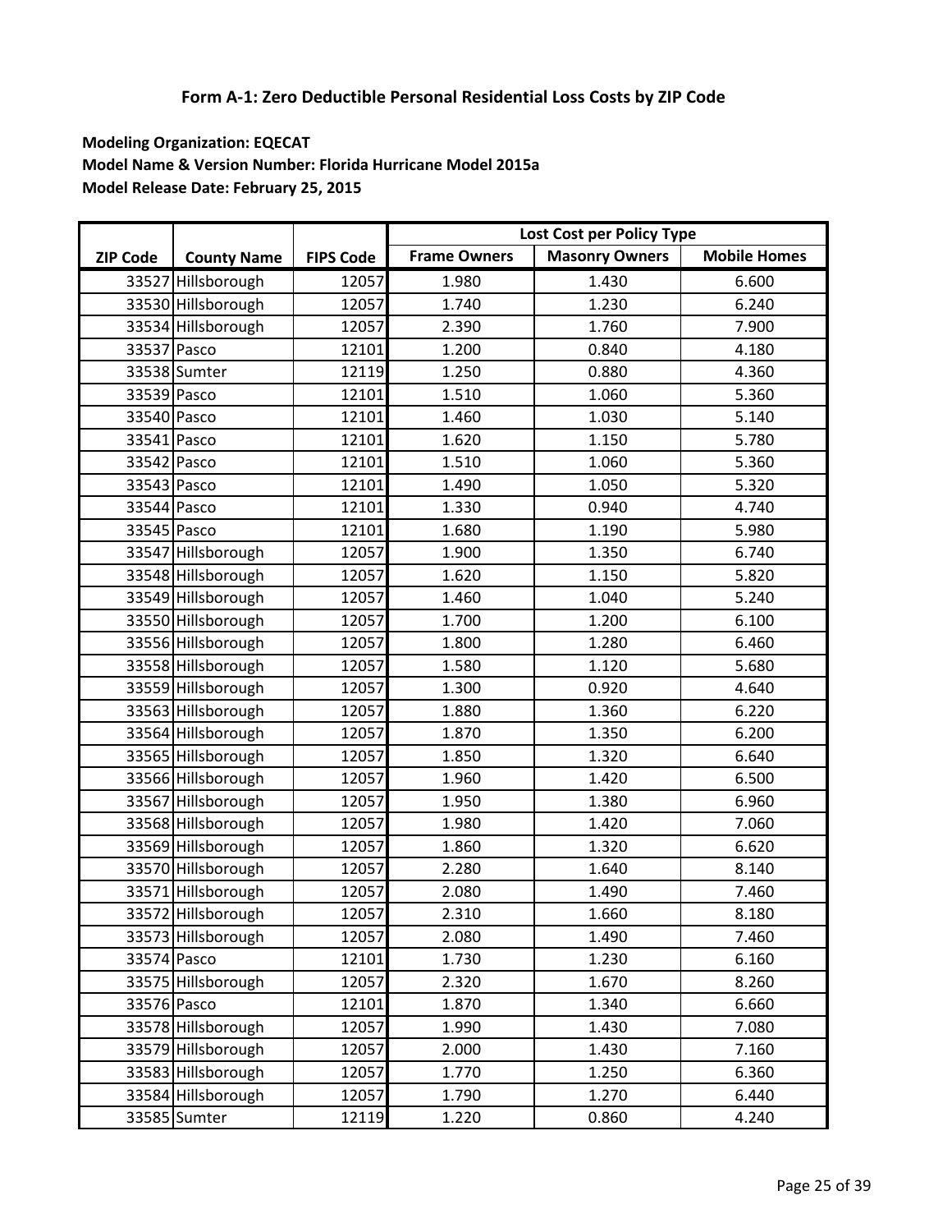## Form A-1: Zero Deductible Personal Residential Loss Costs by ZIP Code

**Modeling Organization: EQECAT**
**Model Name & Version Number: Florida Hurricane Model 2015a**
**Model Release Date: February 25, 2015**

| | | | Lost Cost per Policy Type | | |
|---|---|---|---|---|---|
| ZIP Code | County Name | FIPS Code | Frame Owners | Masonry Owners | Mobile Homes |
| 33527 | Hillsborough | 12057 | 1.980 | 1.430 | 6.600 |
| 33530 | Hillsborough | 12057 | 1.740 | 1.230 | 6.240 |
| 33534 | Hillsborough | 12057 | 2.390 | 1.760 | 7.900 |
| 33537 | Pasco | 12101 | 1.200 | 0.840 | 4.180 |
| 33538 | Sumter | 12119 | 1.250 | 0.880 | 4.360 |
| 33539 | Pasco | 12101 | 1.510 | 1.060 | 5.360 |
| 33540 | Pasco | 12101 | 1.460 | 1.030 | 5.140 |
| 33541 | Pasco | 12101 | 1.620 | 1.150 | 5.780 |
| 33542 | Pasco | 12101 | 1.510 | 1.060 | 5.360 |
| 33543 | Pasco | 12101 | 1.490 | 1.050 | 5.320 |
| 33544 | Pasco | 12101 | 1.330 | 0.940 | 4.740 |
| 33545 | Pasco | 12101 | 1.680 | 1.190 | 5.980 |
| 33547 | Hillsborough | 12057 | 1.900 | 1.350 | 6.740 |
| 33548 | Hillsborough | 12057 | 1.620 | 1.150 | 5.820 |
| 33549 | Hillsborough | 12057 | 1.460 | 1.040 | 5.240 |
| 33550 | Hillsborough | 12057 | 1.700 | 1.200 | 6.100 |
| 33556 | Hillsborough | 12057 | 1.800 | 1.280 | 6.460 |
| 33558 | Hillsborough | 12057 | 1.580 | 1.120 | 5.680 |
| 33559 | Hillsborough | 12057 | 1.300 | 0.920 | 4.640 |
| 33563 | Hillsborough | 12057 | 1.880 | 1.360 | 6.220 |
| 33564 | Hillsborough | 12057 | 1.870 | 1.350 | 6.200 |
| 33565 | Hillsborough | 12057 | 1.850 | 1.320 | 6.640 |
| 33566 | Hillsborough | 12057 | 1.960 | 1.420 | 6.500 |
| 33567 | Hillsborough | 12057 | 1.950 | 1.380 | 6.960 |
| 33568 | Hillsborough | 12057 | 1.980 | 1.420 | 7.060 |
| 33569 | Hillsborough | 12057 | 1.860 | 1.320 | 6.620 |
| 33570 | Hillsborough | 12057 | 2.280 | 1.640 | 8.140 |
| 33571 | Hillsborough | 12057 | 2.080 | 1.490 | 7.460 |
| 33572 | Hillsborough | 12057 | 2.310 | 1.660 | 8.180 |
| 33573 | Hillsborough | 12057 | 2.080 | 1.490 | 7.460 |
| 33574 | Pasco | 12101 | 1.730 | 1.230 | 6.160 |
| 33575 | Hillsborough | 12057 | 2.320 | 1.670 | 8.260 |
| 33576 | Pasco | 12101 | 1.870 | 1.340 | 6.660 |
| 33578 | Hillsborough | 12057 | 1.990 | 1.430 | 7.080 |
| 33579 | Hillsborough | 12057 | 2.000 | 1.430 | 7.160 |
| 33583 | Hillsborough | 12057 | 1.770 | 1.250 | 6.360 |
| 33584 | Hillsborough | 12057 | 1.790 | 1.270 | 6.440 |
| 33585 | Sumter | 12119 | 1.220 | 0.860 | 4.240 |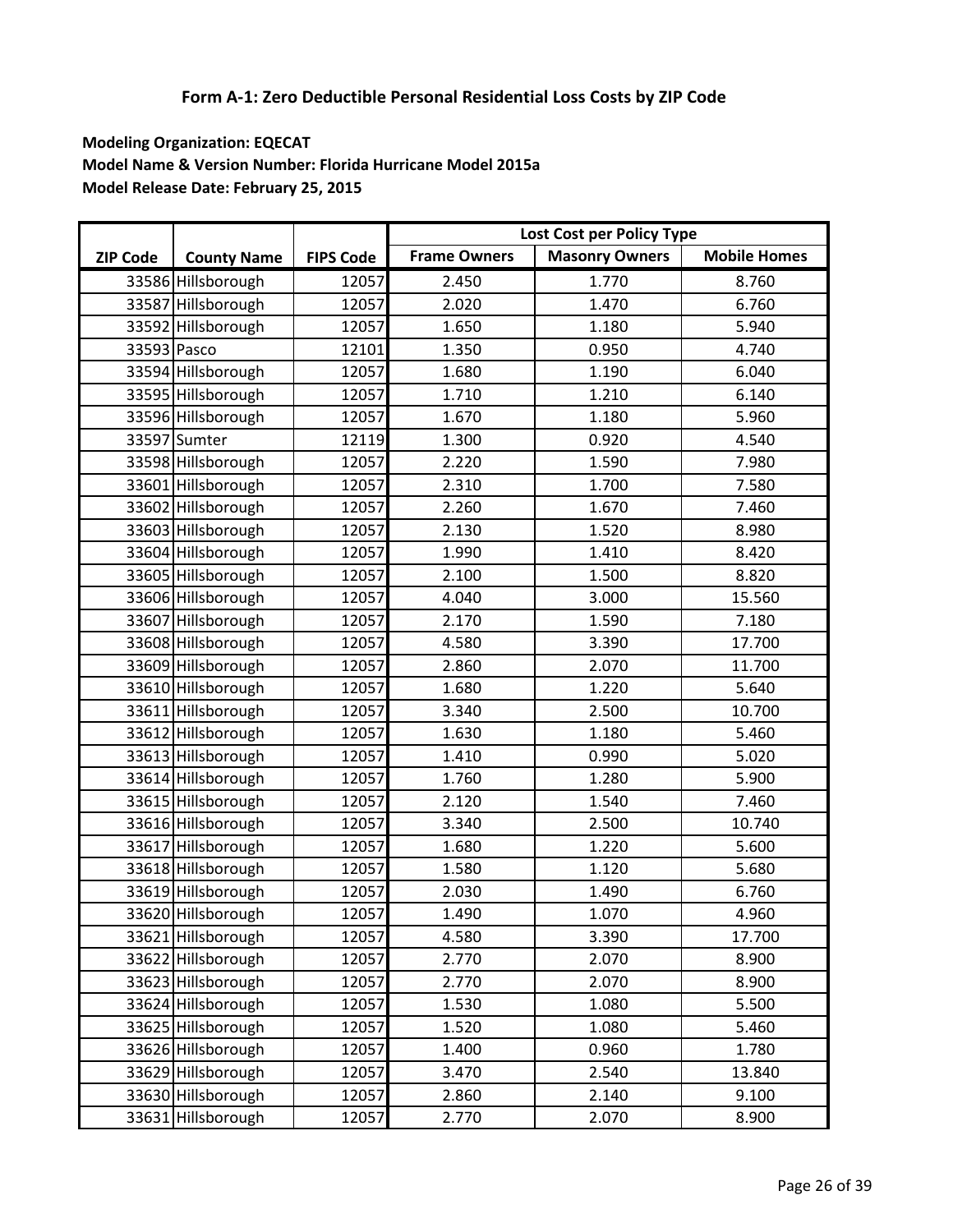# Form A-1: Zero Deductible Personal Residential Loss Costs by ZIP Code

**Modeling Organization: EQECAT**
**Model Name & Version Number: Florida Hurricane Model 2015a**
**Model Release Date: February 25, 2015**

| | | | Lost Cost per Policy Type | | |
|---|---|---|---|---|---|
| **ZIP Code** | **County Name** | **FIPS Code** | **Frame Owners** | **Masonry Owners** | **Mobile Homes** |
| 33586 | Hillsborough | 12057 | 2.450 | 1.770 | 8.760 |
| 33587 | Hillsborough | 12057 | 2.020 | 1.470 | 6.760 |
| 33592 | Hillsborough | 12057 | 1.650 | 1.180 | 5.940 |
| 33593 | Pasco | 12101 | 1.350 | 0.950 | 4.740 |
| 33594 | Hillsborough | 12057 | 1.680 | 1.190 | 6.040 |
| 33595 | Hillsborough | 12057 | 1.710 | 1.210 | 6.140 |
| 33596 | Hillsborough | 12057 | 1.670 | 1.180 | 5.960 |
| 33597 | Sumter | 12119 | 1.300 | 0.920 | 4.540 |
| 33598 | Hillsborough | 12057 | 2.220 | 1.590 | 7.980 |
| 33601 | Hillsborough | 12057 | 2.310 | 1.700 | 7.580 |
| 33602 | Hillsborough | 12057 | 2.260 | 1.670 | 7.460 |
| 33603 | Hillsborough | 12057 | 2.130 | 1.520 | 8.980 |
| 33604 | Hillsborough | 12057 | 1.990 | 1.410 | 8.420 |
| 33605 | Hillsborough | 12057 | 2.100 | 1.500 | 8.820 |
| 33606 | Hillsborough | 12057 | 4.040 | 3.000 | 15.560 |
| 33607 | Hillsborough | 12057 | 2.170 | 1.590 | 7.180 |
| 33608 | Hillsborough | 12057 | 4.580 | 3.390 | 17.700 |
| 33609 | Hillsborough | 12057 | 2.860 | 2.070 | 11.700 |
| 33610 | Hillsborough | 12057 | 1.680 | 1.220 | 5.640 |
| 33611 | Hillsborough | 12057 | 3.340 | 2.500 | 10.700 |
| 33612 | Hillsborough | 12057 | 1.630 | 1.180 | 5.460 |
| 33613 | Hillsborough | 12057 | 1.410 | 0.990 | 5.020 |
| 33614 | Hillsborough | 12057 | 1.760 | 1.280 | 5.900 |
| 33615 | Hillsborough | 12057 | 2.120 | 1.540 | 7.460 |
| 33616 | Hillsborough | 12057 | 3.340 | 2.500 | 10.740 |
| 33617 | Hillsborough | 12057 | 1.680 | 1.220 | 5.600 |
| 33618 | Hillsborough | 12057 | 1.580 | 1.120 | 5.680 |
| 33619 | Hillsborough | 12057 | 2.030 | 1.490 | 6.760 |
| 33620 | Hillsborough | 12057 | 1.490 | 1.070 | 4.960 |
| 33621 | Hillsborough | 12057 | 4.580 | 3.390 | 17.700 |
| 33622 | Hillsborough | 12057 | 2.770 | 2.070 | 8.900 |
| 33623 | Hillsborough | 12057 | 2.770 | 2.070 | 8.900 |
| 33624 | Hillsborough | 12057 | 1.530 | 1.080 | 5.500 |
| 33625 | Hillsborough | 12057 | 1.520 | 1.080 | 5.460 |
| 33626 | Hillsborough | 12057 | 1.400 | 0.960 | 1.780 |
| 33629 | Hillsborough | 12057 | 3.470 | 2.540 | 13.840 |
| 33630 | Hillsborough | 12057 | 2.860 | 2.140 | 9.100 |
| 33631 | Hillsborough | 12057 | 2.770 | 2.070 | 8.900 |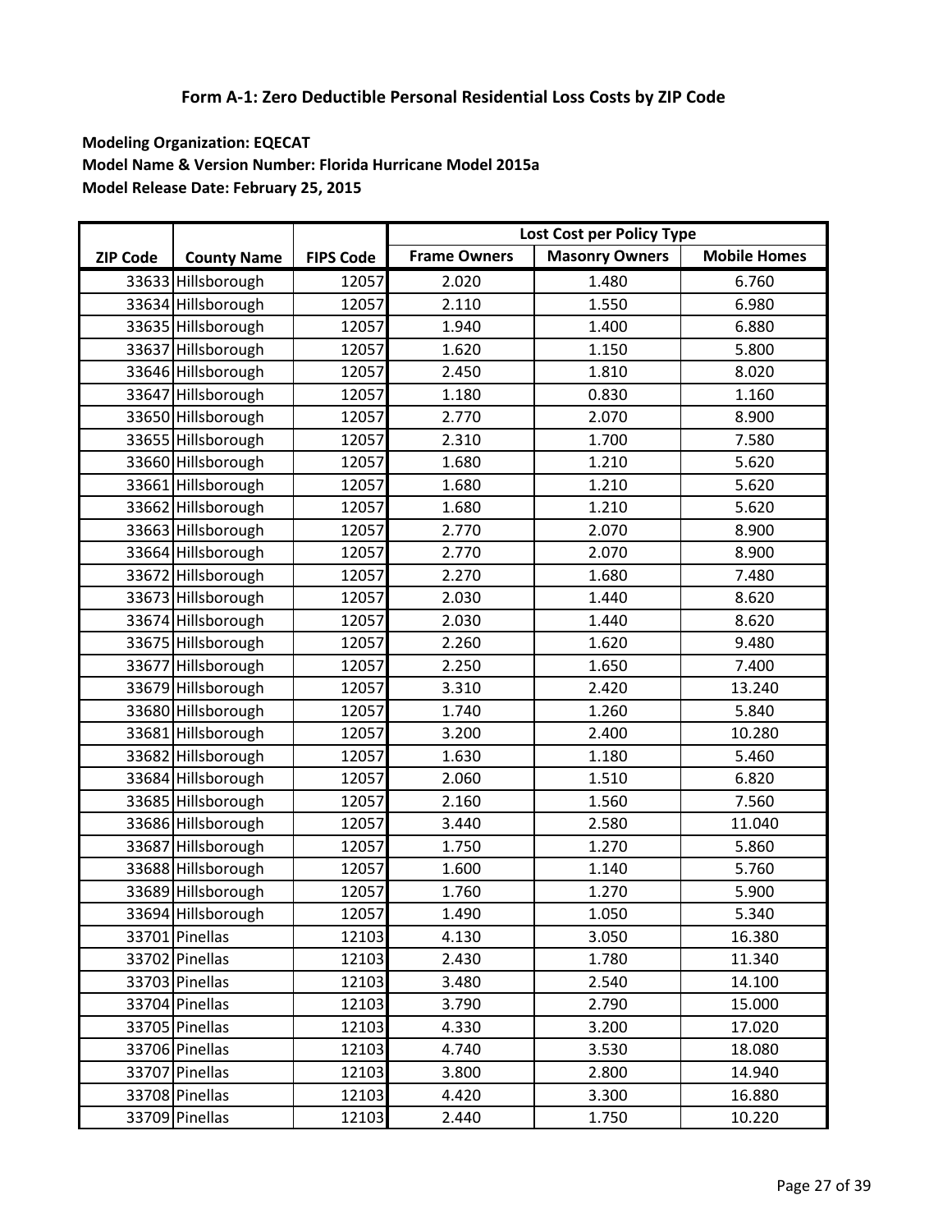## Form A-1: Zero Deductible Personal Residential Loss Costs by ZIP Code

**Modeling Organization: EQECAT**
**Model Name & Version Number: Florida Hurricane Model 2015a**
**Model Release Date: February 25, 2015**

| | | | Lost Cost per Policy Type | | |
|---|---|---|---|---|---|
| **ZIP Code** | **County Name** | **FIPS Code** | **Frame Owners** | **Masonry Owners** | **Mobile Homes** |
| 33633 | Hillsborough | 12057 | 2.020 | 1.480 | 6.760 |
| 33634 | Hillsborough | 12057 | 2.110 | 1.550 | 6.980 |
| 33635 | Hillsborough | 12057 | 1.940 | 1.400 | 6.880 |
| 33637 | Hillsborough | 12057 | 1.620 | 1.150 | 5.800 |
| 33646 | Hillsborough | 12057 | 2.450 | 1.810 | 8.020 |
| 33647 | Hillsborough | 12057 | 1.180 | 0.830 | 1.160 |
| 33650 | Hillsborough | 12057 | 2.770 | 2.070 | 8.900 |
| 33655 | Hillsborough | 12057 | 2.310 | 1.700 | 7.580 |
| 33660 | Hillsborough | 12057 | 1.680 | 1.210 | 5.620 |
| 33661 | Hillsborough | 12057 | 1.680 | 1.210 | 5.620 |
| 33662 | Hillsborough | 12057 | 1.680 | 1.210 | 5.620 |
| 33663 | Hillsborough | 12057 | 2.770 | 2.070 | 8.900 |
| 33664 | Hillsborough | 12057 | 2.770 | 2.070 | 8.900 |
| 33672 | Hillsborough | 12057 | 2.270 | 1.680 | 7.480 |
| 33673 | Hillsborough | 12057 | 2.030 | 1.440 | 8.620 |
| 33674 | Hillsborough | 12057 | 2.030 | 1.440 | 8.620 |
| 33675 | Hillsborough | 12057 | 2.260 | 1.620 | 9.480 |
| 33677 | Hillsborough | 12057 | 2.250 | 1.650 | 7.400 |
| 33679 | Hillsborough | 12057 | 3.310 | 2.420 | 13.240 |
| 33680 | Hillsborough | 12057 | 1.740 | 1.260 | 5.840 |
| 33681 | Hillsborough | 12057 | 3.200 | 2.400 | 10.280 |
| 33682 | Hillsborough | 12057 | 1.630 | 1.180 | 5.460 |
| 33684 | Hillsborough | 12057 | 2.060 | 1.510 | 6.820 |
| 33685 | Hillsborough | 12057 | 2.160 | 1.560 | 7.560 |
| 33686 | Hillsborough | 12057 | 3.440 | 2.580 | 11.040 |
| 33687 | Hillsborough | 12057 | 1.750 | 1.270 | 5.860 |
| 33688 | Hillsborough | 12057 | 1.600 | 1.140 | 5.760 |
| 33689 | Hillsborough | 12057 | 1.760 | 1.270 | 5.900 |
| 33694 | Hillsborough | 12057 | 1.490 | 1.050 | 5.340 |
| 33701 | Pinellas | 12103 | 4.130 | 3.050 | 16.380 |
| 33702 | Pinellas | 12103 | 2.430 | 1.780 | 11.340 |
| 33703 | Pinellas | 12103 | 3.480 | 2.540 | 14.100 |
| 33704 | Pinellas | 12103 | 3.790 | 2.790 | 15.000 |
| 33705 | Pinellas | 12103 | 4.330 | 3.200 | 17.020 |
| 33706 | Pinellas | 12103 | 4.740 | 3.530 | 18.080 |
| 33707 | Pinellas | 12103 | 3.800 | 2.800 | 14.940 |
| 33708 | Pinellas | 12103 | 4.420 | 3.300 | 16.880 |
| 33709 | Pinellas | 12103 | 2.440 | 1.750 | 10.220 |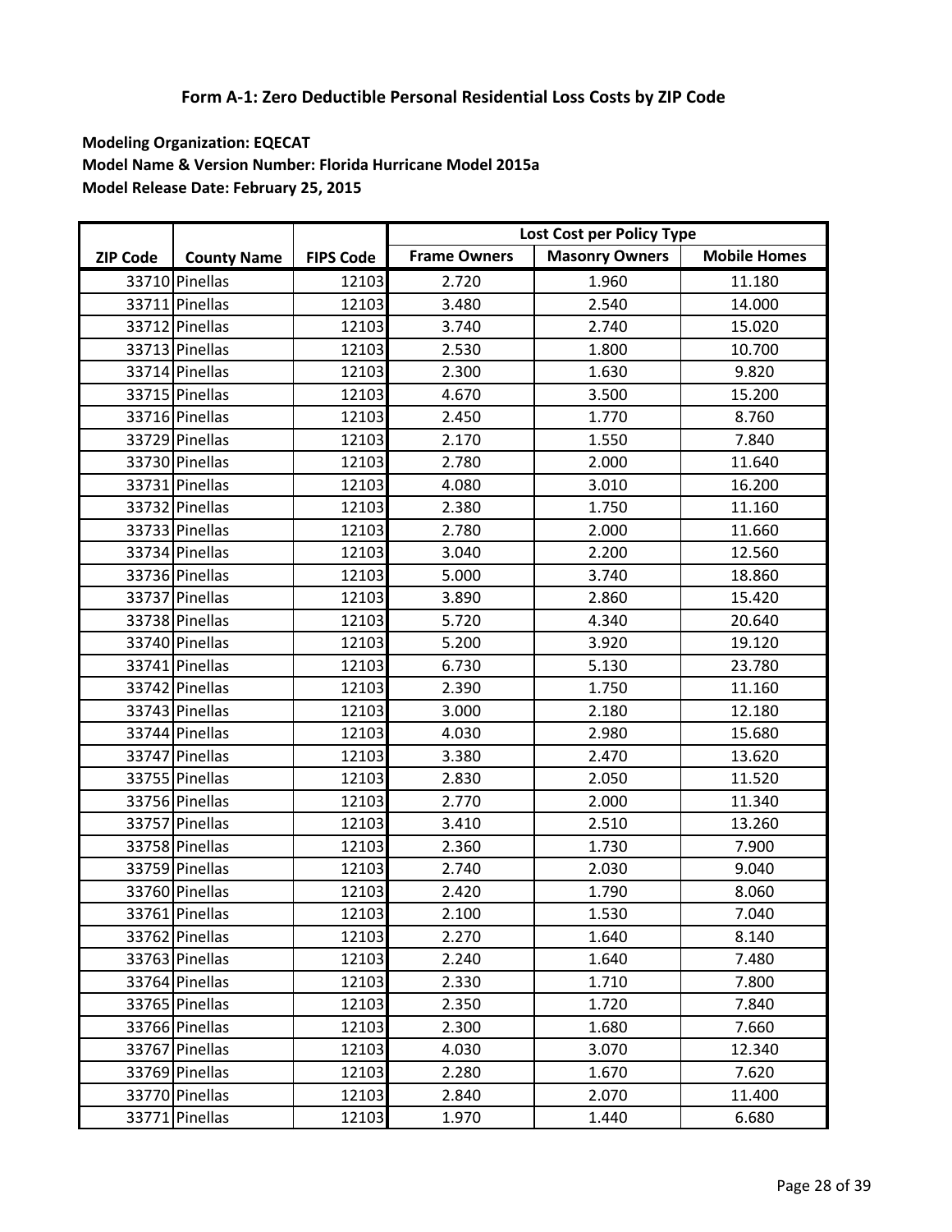# Form A-1: Zero Deductible Personal Residential Loss Costs by ZIP Code

**Modeling Organization: EQECAT**
**Model Name & Version Number: Florida Hurricane Model 2015a**
**Model Release Date: February 25, 2015**

| ZIP Code | County Name | FIPS Code | Lost Cost per Policy Type | | |
|---|---|---|---|---|---|
| | | | Frame Owners | Masonry Owners | Mobile Homes |
| 33710 | Pinellas | 12103 | 2.720 | 1.960 | 11.180 |
| 33711 | Pinellas | 12103 | 3.480 | 2.540 | 14.000 |
| 33712 | Pinellas | 12103 | 3.740 | 2.740 | 15.020 |
| 33713 | Pinellas | 12103 | 2.530 | 1.800 | 10.700 |
| 33714 | Pinellas | 12103 | 2.300 | 1.630 | 9.820 |
| 33715 | Pinellas | 12103 | 4.670 | 3.500 | 15.200 |
| 33716 | Pinellas | 12103 | 2.450 | 1.770 | 8.760 |
| 33729 | Pinellas | 12103 | 2.170 | 1.550 | 7.840 |
| 33730 | Pinellas | 12103 | 2.780 | 2.000 | 11.640 |
| 33731 | Pinellas | 12103 | 4.080 | 3.010 | 16.200 |
| 33732 | Pinellas | 12103 | 2.380 | 1.750 | 11.160 |
| 33733 | Pinellas | 12103 | 2.780 | 2.000 | 11.660 |
| 33734 | Pinellas | 12103 | 3.040 | 2.200 | 12.560 |
| 33736 | Pinellas | 12103 | 5.000 | 3.740 | 18.860 |
| 33737 | Pinellas | 12103 | 3.890 | 2.860 | 15.420 |
| 33738 | Pinellas | 12103 | 5.720 | 4.340 | 20.640 |
| 33740 | Pinellas | 12103 | 5.200 | 3.920 | 19.120 |
| 33741 | Pinellas | 12103 | 6.730 | 5.130 | 23.780 |
| 33742 | Pinellas | 12103 | 2.390 | 1.750 | 11.160 |
| 33743 | Pinellas | 12103 | 3.000 | 2.180 | 12.180 |
| 33744 | Pinellas | 12103 | 4.030 | 2.980 | 15.680 |
| 33747 | Pinellas | 12103 | 3.380 | 2.470 | 13.620 |
| 33755 | Pinellas | 12103 | 2.830 | 2.050 | 11.520 |
| 33756 | Pinellas | 12103 | 2.770 | 2.000 | 11.340 |
| 33757 | Pinellas | 12103 | 3.410 | 2.510 | 13.260 |
| 33758 | Pinellas | 12103 | 2.360 | 1.730 | 7.900 |
| 33759 | Pinellas | 12103 | 2.740 | 2.030 | 9.040 |
| 33760 | Pinellas | 12103 | 2.420 | 1.790 | 8.060 |
| 33761 | Pinellas | 12103 | 2.100 | 1.530 | 7.040 |
| 33762 | Pinellas | 12103 | 2.270 | 1.640 | 8.140 |
| 33763 | Pinellas | 12103 | 2.240 | 1.640 | 7.480 |
| 33764 | Pinellas | 12103 | 2.330 | 1.710 | 7.800 |
| 33765 | Pinellas | 12103 | 2.350 | 1.720 | 7.840 |
| 33766 | Pinellas | 12103 | 2.300 | 1.680 | 7.660 |
| 33767 | Pinellas | 12103 | 4.030 | 3.070 | 12.340 |
| 33769 | Pinellas | 12103 | 2.280 | 1.670 | 7.620 |
| 33770 | Pinellas | 12103 | 2.840 | 2.070 | 11.400 |
| 33771 | Pinellas | 12103 | 1.970 | 1.440 | 6.680 |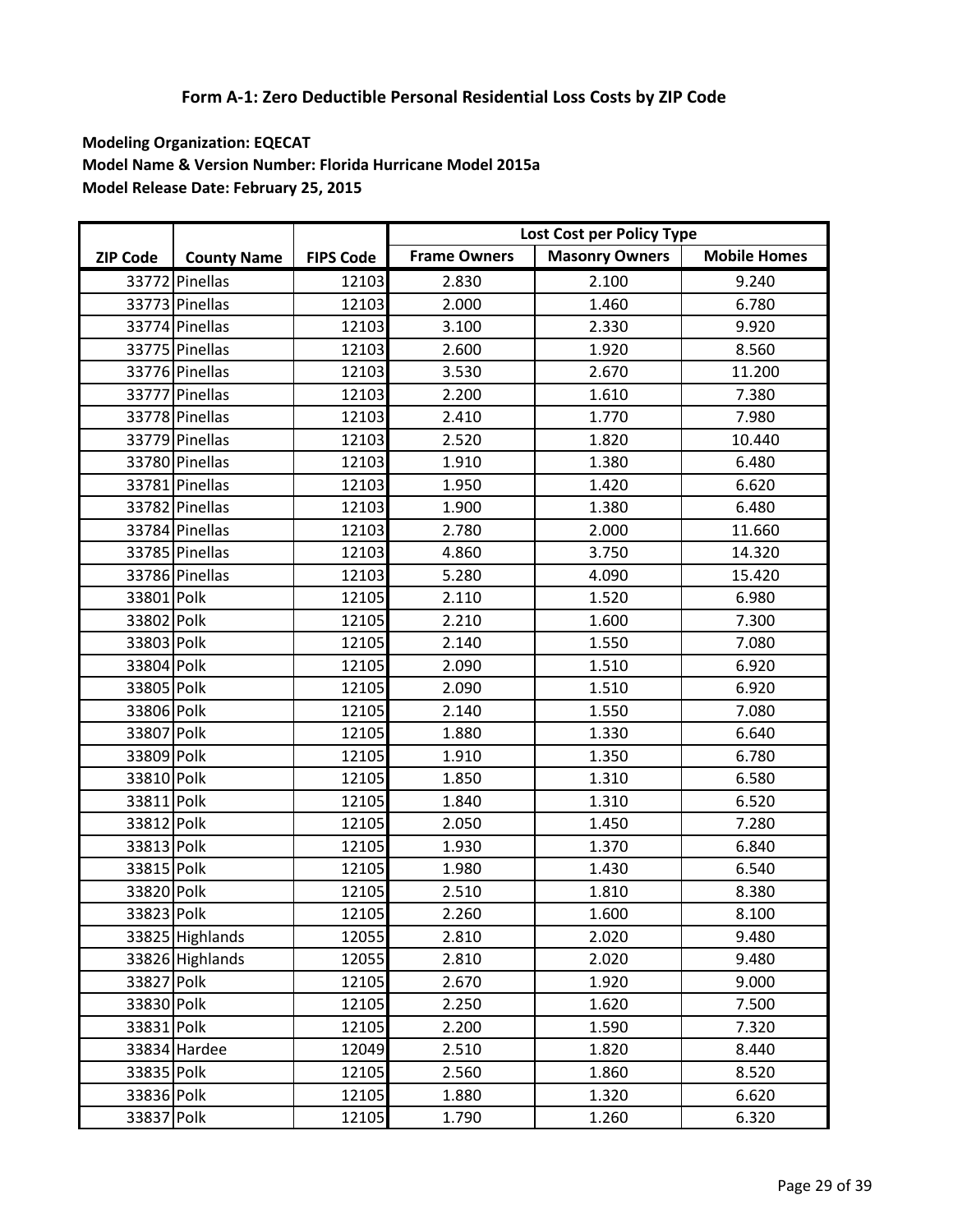## Form A-1: Zero Deductible Personal Residential Loss Costs by ZIP Code

**Modeling Organization: EQECAT**
**Model Name & Version Number: Florida Hurricane Model 2015a**
**Model Release Date: February 25, 2015**

| | | | Lost Cost per Policy Type | | |
|---|---|---|---|---|---|
| ZIP Code | County Name | FIPS Code | Frame Owners | Masonry Owners | Mobile Homes |
| 33772 | Pinellas | 12103 | 2.830 | 2.100 | 9.240 |
| 33773 | Pinellas | 12103 | 2.000 | 1.460 | 6.780 |
| 33774 | Pinellas | 12103 | 3.100 | 2.330 | 9.920 |
| 33775 | Pinellas | 12103 | 2.600 | 1.920 | 8.560 |
| 33776 | Pinellas | 12103 | 3.530 | 2.670 | 11.200 |
| 33777 | Pinellas | 12103 | 2.200 | 1.610 | 7.380 |
| 33778 | Pinellas | 12103 | 2.410 | 1.770 | 7.980 |
| 33779 | Pinellas | 12103 | 2.520 | 1.820 | 10.440 |
| 33780 | Pinellas | 12103 | 1.910 | 1.380 | 6.480 |
| 33781 | Pinellas | 12103 | 1.950 | 1.420 | 6.620 |
| 33782 | Pinellas | 12103 | 1.900 | 1.380 | 6.480 |
| 33784 | Pinellas | 12103 | 2.780 | 2.000 | 11.660 |
| 33785 | Pinellas | 12103 | 4.860 | 3.750 | 14.320 |
| 33786 | Pinellas | 12103 | 5.280 | 4.090 | 15.420 |
| 33801 | Polk | 12105 | 2.110 | 1.520 | 6.980 |
| 33802 | Polk | 12105 | 2.210 | 1.600 | 7.300 |
| 33803 | Polk | 12105 | 2.140 | 1.550 | 7.080 |
| 33804 | Polk | 12105 | 2.090 | 1.510 | 6.920 |
| 33805 | Polk | 12105 | 2.090 | 1.510 | 6.920 |
| 33806 | Polk | 12105 | 2.140 | 1.550 | 7.080 |
| 33807 | Polk | 12105 | 1.880 | 1.330 | 6.640 |
| 33809 | Polk | 12105 | 1.910 | 1.350 | 6.780 |
| 33810 | Polk | 12105 | 1.850 | 1.310 | 6.580 |
| 33811 | Polk | 12105 | 1.840 | 1.310 | 6.520 |
| 33812 | Polk | 12105 | 2.050 | 1.450 | 7.280 |
| 33813 | Polk | 12105 | 1.930 | 1.370 | 6.840 |
| 33815 | Polk | 12105 | 1.980 | 1.430 | 6.540 |
| 33820 | Polk | 12105 | 2.510 | 1.810 | 8.380 |
| 33823 | Polk | 12105 | 2.260 | 1.600 | 8.100 |
| 33825 | Highlands | 12055 | 2.810 | 2.020 | 9.480 |
| 33826 | Highlands | 12055 | 2.810 | 2.020 | 9.480 |
| 33827 | Polk | 12105 | 2.670 | 1.920 | 9.000 |
| 33830 | Polk | 12105 | 2.250 | 1.620 | 7.500 |
| 33831 | Polk | 12105 | 2.200 | 1.590 | 7.320 |
| 33834 | Hardee | 12049 | 2.510 | 1.820 | 8.440 |
| 33835 | Polk | 12105 | 2.560 | 1.860 | 8.520 |
| 33836 | Polk | 12105 | 1.880 | 1.320 | 6.620 |
| 33837 | Polk | 12105 | 1.790 | 1.260 | 6.320 |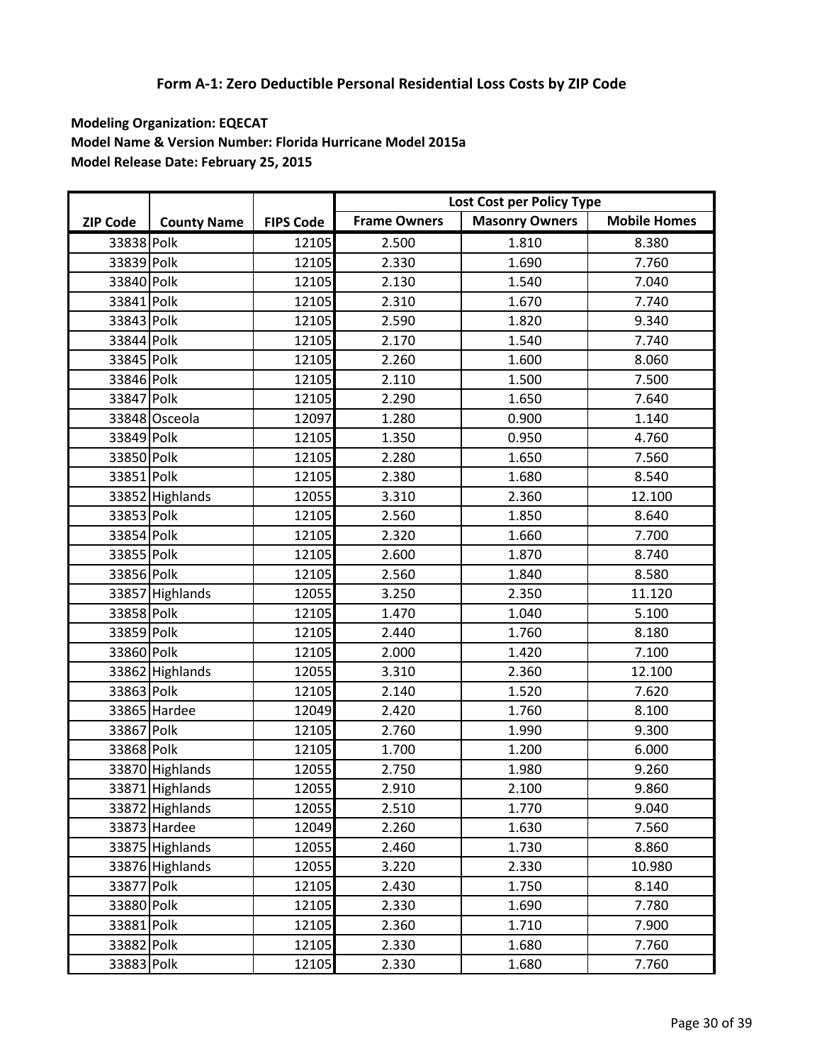# Form A-1: Zero Deductible Personal Residential Loss Costs by ZIP Code

**Modeling Organization: EQECAT**
**Model Name & Version Number: Florida Hurricane Model 2015a**
**Model Release Date: February 25, 2015**

| | | | Lost Cost per Policy Type | | |
|---|---|---|---|---|---|
| ZIP Code | County Name | FIPS Code | Frame Owners | Masonry Owners | Mobile Homes |
| 33838 | Polk | 12105 | 2.500 | 1.810 | 8.380 |
| 33839 | Polk | 12105 | 2.330 | 1.690 | 7.760 |
| 33840 | Polk | 12105 | 2.130 | 1.540 | 7.040 |
| 33841 | Polk | 12105 | 2.310 | 1.670 | 7.740 |
| 33843 | Polk | 12105 | 2.590 | 1.820 | 9.340 |
| 33844 | Polk | 12105 | 2.170 | 1.540 | 7.740 |
| 33845 | Polk | 12105 | 2.260 | 1.600 | 8.060 |
| 33846 | Polk | 12105 | 2.110 | 1.500 | 7.500 |
| 33847 | Polk | 12105 | 2.290 | 1.650 | 7.640 |
| 33848 | Osceola | 12097 | 1.280 | 0.900 | 1.140 |
| 33849 | Polk | 12105 | 1.350 | 0.950 | 4.760 |
| 33850 | Polk | 12105 | 2.280 | 1.650 | 7.560 |
| 33851 | Polk | 12105 | 2.380 | 1.680 | 8.540 |
| 33852 | Highlands | 12055 | 3.310 | 2.360 | 12.100 |
| 33853 | Polk | 12105 | 2.560 | 1.850 | 8.640 |
| 33854 | Polk | 12105 | 2.320 | 1.660 | 7.700 |
| 33855 | Polk | 12105 | 2.600 | 1.870 | 8.740 |
| 33856 | Polk | 12105 | 2.560 | 1.840 | 8.580 |
| 33857 | Highlands | 12055 | 3.250 | 2.350 | 11.120 |
| 33858 | Polk | 12105 | 1.470 | 1.040 | 5.100 |
| 33859 | Polk | 12105 | 2.440 | 1.760 | 8.180 |
| 33860 | Polk | 12105 | 2.000 | 1.420 | 7.100 |
| 33862 | Highlands | 12055 | 3.310 | 2.360 | 12.100 |
| 33863 | Polk | 12105 | 2.140 | 1.520 | 7.620 |
| 33865 | Hardee | 12049 | 2.420 | 1.760 | 8.100 |
| 33867 | Polk | 12105 | 2.760 | 1.990 | 9.300 |
| 33868 | Polk | 12105 | 1.700 | 1.200 | 6.000 |
| 33870 | Highlands | 12055 | 2.750 | 1.980 | 9.260 |
| 33871 | Highlands | 12055 | 2.910 | 2.100 | 9.860 |
| 33872 | Highlands | 12055 | 2.510 | 1.770 | 9.040 |
| 33873 | Hardee | 12049 | 2.260 | 1.630 | 7.560 |
| 33875 | Highlands | 12055 | 2.460 | 1.730 | 8.860 |
| 33876 | Highlands | 12055 | 3.220 | 2.330 | 10.980 |
| 33877 | Polk | 12105 | 2.430 | 1.750 | 8.140 |
| 33880 | Polk | 12105 | 2.330 | 1.690 | 7.780 |
| 33881 | Polk | 12105 | 2.360 | 1.710 | 7.900 |
| 33882 | Polk | 12105 | 2.330 | 1.680 | 7.760 |
| 33883 | Polk | 12105 | 2.330 | 1.680 | 7.760 |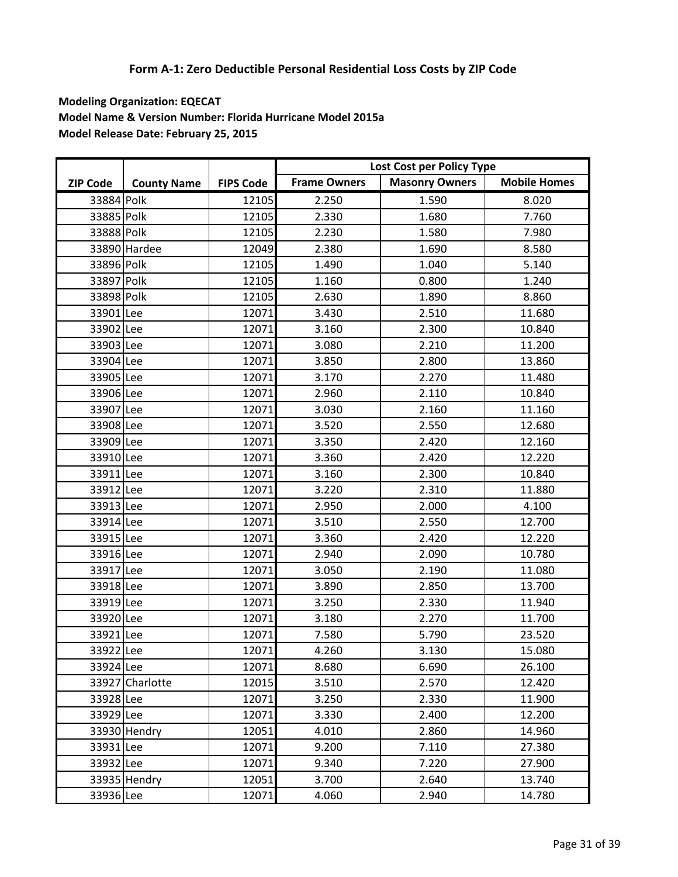# Form A-1: Zero Deductible Personal Residential Loss Costs by ZIP Code

**Modeling Organization: EQECAT**
**Model Name & Version Number: Florida Hurricane Model 2015a**
**Model Release Date: February 25, 2015**

| | | | Lost Cost per Policy Type | | |
|---|---|---|---|---|---|
| ZIP Code | County Name | FIPS Code | Frame Owners | Masonry Owners | Mobile Homes |
| 33884 | Polk | 12105 | 2.250 | 1.590 | 8.020 |
| 33885 | Polk | 12105 | 2.330 | 1.680 | 7.760 |
| 33888 | Polk | 12105 | 2.230 | 1.580 | 7.980 |
| 33890 | Hardee | 12049 | 2.380 | 1.690 | 8.580 |
| 33896 | Polk | 12105 | 1.490 | 1.040 | 5.140 |
| 33897 | Polk | 12105 | 1.160 | 0.800 | 1.240 |
| 33898 | Polk | 12105 | 2.630 | 1.890 | 8.860 |
| 33901 | Lee | 12071 | 3.430 | 2.510 | 11.680 |
| 33902 | Lee | 12071 | 3.160 | 2.300 | 10.840 |
| 33903 | Lee | 12071 | 3.080 | 2.210 | 11.200 |
| 33904 | Lee | 12071 | 3.850 | 2.800 | 13.860 |
| 33905 | Lee | 12071 | 3.170 | 2.270 | 11.480 |
| 33906 | Lee | 12071 | 2.960 | 2.110 | 10.840 |
| 33907 | Lee | 12071 | 3.030 | 2.160 | 11.160 |
| 33908 | Lee | 12071 | 3.520 | 2.550 | 12.680 |
| 33909 | Lee | 12071 | 3.350 | 2.420 | 12.160 |
| 33910 | Lee | 12071 | 3.360 | 2.420 | 12.220 |
| 33911 | Lee | 12071 | 3.160 | 2.300 | 10.840 |
| 33912 | Lee | 12071 | 3.220 | 2.310 | 11.880 |
| 33913 | Lee | 12071 | 2.950 | 2.000 | 4.100 |
| 33914 | Lee | 12071 | 3.510 | 2.550 | 12.700 |
| 33915 | Lee | 12071 | 3.360 | 2.420 | 12.220 |
| 33916 | Lee | 12071 | 2.940 | 2.090 | 10.780 |
| 33917 | Lee | 12071 | 3.050 | 2.190 | 11.080 |
| 33918 | Lee | 12071 | 3.890 | 2.850 | 13.700 |
| 33919 | Lee | 12071 | 3.250 | 2.330 | 11.940 |
| 33920 | Lee | 12071 | 3.180 | 2.270 | 11.700 |
| 33921 | Lee | 12071 | 7.580 | 5.790 | 23.520 |
| 33922 | Lee | 12071 | 4.260 | 3.130 | 15.080 |
| 33924 | Lee | 12071 | 8.680 | 6.690 | 26.100 |
| 33927 | Charlotte | 12015 | 3.510 | 2.570 | 12.420 |
| 33928 | Lee | 12071 | 3.250 | 2.330 | 11.900 |
| 33929 | Lee | 12071 | 3.330 | 2.400 | 12.200 |
| 33930 | Hendry | 12051 | 4.010 | 2.860 | 14.960 |
| 33931 | Lee | 12071 | 9.200 | 7.110 | 27.380 |
| 33932 | Lee | 12071 | 9.340 | 7.220 | 27.900 |
| 33935 | Hendry | 12051 | 3.700 | 2.640 | 13.740 |
| 33936 | Lee | 12071 | 4.060 | 2.940 | 14.780 |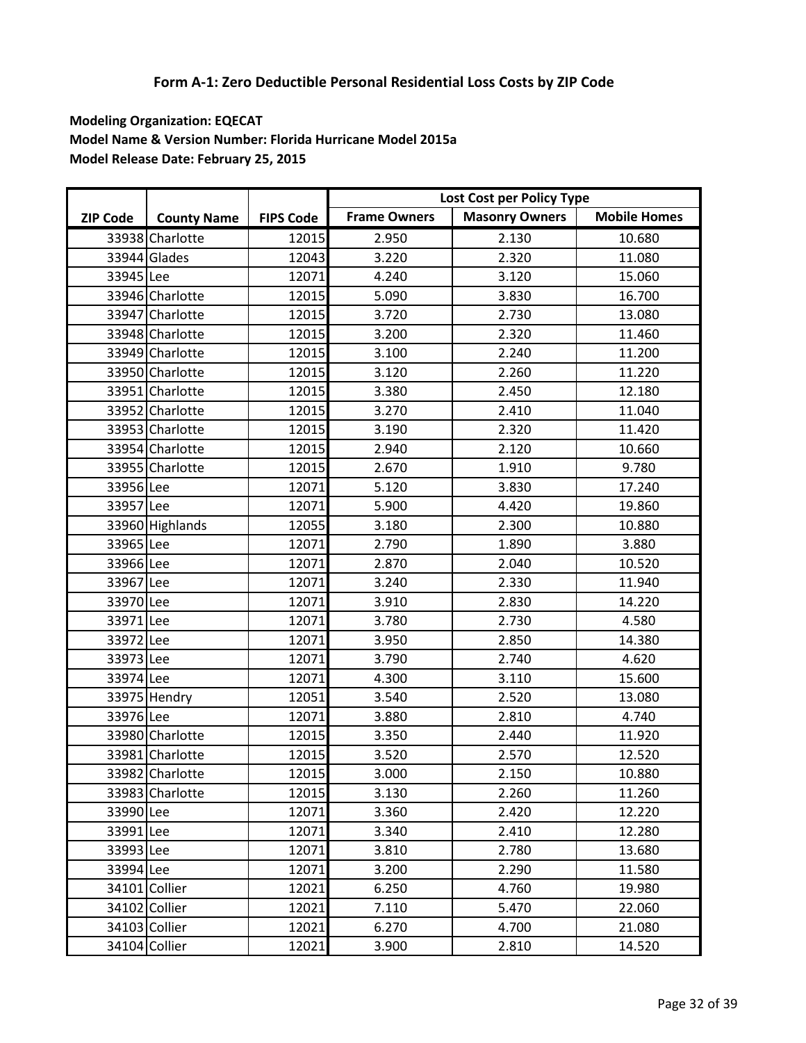# Form A-1: Zero Deductible Personal Residential Loss Costs by ZIP Code

**Modeling Organization: EQECAT**
**Model Name & Version Number: Florida Hurricane Model 2015a**
**Model Release Date: February 25, 2015**

| | | | Lost Cost per Policy Type | | |
|---|---|---|---|---|---|
| ZIP Code | County Name | FIPS Code | Frame Owners | Masonry Owners | Mobile Homes |
| 33938 | Charlotte | 12015 | 2.950 | 2.130 | 10.680 |
| 33944 | Glades | 12043 | 3.220 | 2.320 | 11.080 |
| 33945 | Lee | 12071 | 4.240 | 3.120 | 15.060 |
| 33946 | Charlotte | 12015 | 5.090 | 3.830 | 16.700 |
| 33947 | Charlotte | 12015 | 3.720 | 2.730 | 13.080 |
| 33948 | Charlotte | 12015 | 3.200 | 2.320 | 11.460 |
| 33949 | Charlotte | 12015 | 3.100 | 2.240 | 11.200 |
| 33950 | Charlotte | 12015 | 3.120 | 2.260 | 11.220 |
| 33951 | Charlotte | 12015 | 3.380 | 2.450 | 12.180 |
| 33952 | Charlotte | 12015 | 3.270 | 2.410 | 11.040 |
| 33953 | Charlotte | 12015 | 3.190 | 2.320 | 11.420 |
| 33954 | Charlotte | 12015 | 2.940 | 2.120 | 10.660 |
| 33955 | Charlotte | 12015 | 2.670 | 1.910 | 9.780 |
| 33956 | Lee | 12071 | 5.120 | 3.830 | 17.240 |
| 33957 | Lee | 12071 | 5.900 | 4.420 | 19.860 |
| 33960 | Highlands | 12055 | 3.180 | 2.300 | 10.880 |
| 33965 | Lee | 12071 | 2.790 | 1.890 | 3.880 |
| 33966 | Lee | 12071 | 2.870 | 2.040 | 10.520 |
| 33967 | Lee | 12071 | 3.240 | 2.330 | 11.940 |
| 33970 | Lee | 12071 | 3.910 | 2.830 | 14.220 |
| 33971 | Lee | 12071 | 3.780 | 2.730 | 4.580 |
| 33972 | Lee | 12071 | 3.950 | 2.850 | 14.380 |
| 33973 | Lee | 12071 | 3.790 | 2.740 | 4.620 |
| 33974 | Lee | 12071 | 4.300 | 3.110 | 15.600 |
| 33975 | Hendry | 12051 | 3.540 | 2.520 | 13.080 |
| 33976 | Lee | 12071 | 3.880 | 2.810 | 4.740 |
| 33980 | Charlotte | 12015 | 3.350 | 2.440 | 11.920 |
| 33981 | Charlotte | 12015 | 3.520 | 2.570 | 12.520 |
| 33982 | Charlotte | 12015 | 3.000 | 2.150 | 10.880 |
| 33983 | Charlotte | 12015 | 3.130 | 2.260 | 11.260 |
| 33990 | Lee | 12071 | 3.360 | 2.420 | 12.220 |
| 33991 | Lee | 12071 | 3.340 | 2.410 | 12.280 |
| 33993 | Lee | 12071 | 3.810 | 2.780 | 13.680 |
| 33994 | Lee | 12071 | 3.200 | 2.290 | 11.580 |
| 34101 | Collier | 12021 | 6.250 | 4.760 | 19.980 |
| 34102 | Collier | 12021 | 7.110 | 5.470 | 22.060 |
| 34103 | Collier | 12021 | 6.270 | 4.700 | 21.080 |
| 34104 | Collier | 12021 | 3.900 | 2.810 | 14.520 |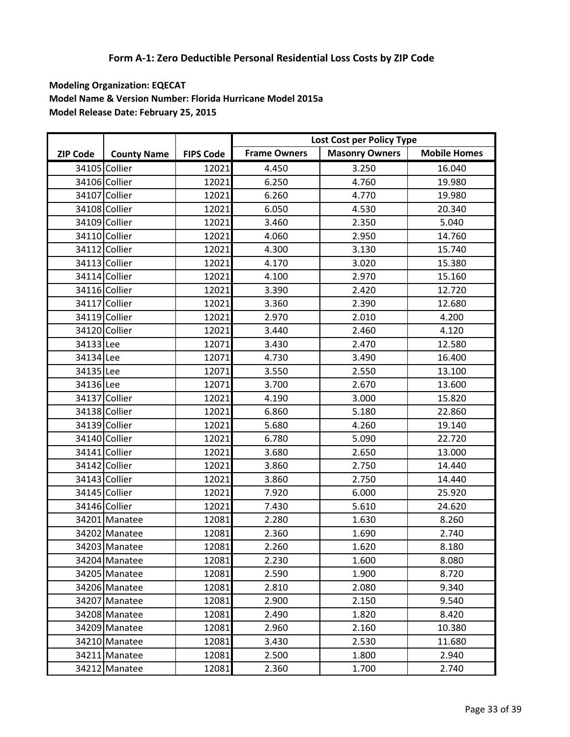## Form A-1: Zero Deductible Personal Residential Loss Costs by ZIP Code

**Modeling Organization: EQECAT**
**Model Name & Version Number: Florida Hurricane Model 2015a**
**Model Release Date: February 25, 2015**

| ZIP Code | County Name | FIPS Code | Lost Cost per Policy Type | | |
|---|---|---|---|---|---|
| | | | Frame Owners | Masonry Owners | Mobile Homes |
| 34105 | Collier | 12021 | 4.450 | 3.250 | 16.040 |
| 34106 | Collier | 12021 | 6.250 | 4.760 | 19.980 |
| 34107 | Collier | 12021 | 6.260 | 4.770 | 19.980 |
| 34108 | Collier | 12021 | 6.050 | 4.530 | 20.340 |
| 34109 | Collier | 12021 | 3.460 | 2.350 | 5.040 |
| 34110 | Collier | 12021 | 4.060 | 2.950 | 14.760 |
| 34112 | Collier | 12021 | 4.300 | 3.130 | 15.740 |
| 34113 | Collier | 12021 | 4.170 | 3.020 | 15.380 |
| 34114 | Collier | 12021 | 4.100 | 2.970 | 15.160 |
| 34116 | Collier | 12021 | 3.390 | 2.420 | 12.720 |
| 34117 | Collier | 12021 | 3.360 | 2.390 | 12.680 |
| 34119 | Collier | 12021 | 2.970 | 2.010 | 4.200 |
| 34120 | Collier | 12021 | 3.440 | 2.460 | 4.120 |
| 34133 | Lee | 12071 | 3.430 | 2.470 | 12.580 |
| 34134 | Lee | 12071 | 4.730 | 3.490 | 16.400 |
| 34135 | Lee | 12071 | 3.550 | 2.550 | 13.100 |
| 34136 | Lee | 12071 | 3.700 | 2.670 | 13.600 |
| 34137 | Collier | 12021 | 4.190 | 3.000 | 15.820 |
| 34138 | Collier | 12021 | 6.860 | 5.180 | 22.860 |
| 34139 | Collier | 12021 | 5.680 | 4.260 | 19.140 |
| 34140 | Collier | 12021 | 6.780 | 5.090 | 22.720 |
| 34141 | Collier | 12021 | 3.680 | 2.650 | 13.000 |
| 34142 | Collier | 12021 | 3.860 | 2.750 | 14.440 |
| 34143 | Collier | 12021 | 3.860 | 2.750 | 14.440 |
| 34145 | Collier | 12021 | 7.920 | 6.000 | 25.920 |
| 34146 | Collier | 12021 | 7.430 | 5.610 | 24.620 |
| 34201 | Manatee | 12081 | 2.280 | 1.630 | 8.260 |
| 34202 | Manatee | 12081 | 2.360 | 1.690 | 2.740 |
| 34203 | Manatee | 12081 | 2.260 | 1.620 | 8.180 |
| 34204 | Manatee | 12081 | 2.230 | 1.600 | 8.080 |
| 34205 | Manatee | 12081 | 2.590 | 1.900 | 8.720 |
| 34206 | Manatee | 12081 | 2.810 | 2.080 | 9.340 |
| 34207 | Manatee | 12081 | 2.900 | 2.150 | 9.540 |
| 34208 | Manatee | 12081 | 2.490 | 1.820 | 8.420 |
| 34209 | Manatee | 12081 | 2.960 | 2.160 | 10.380 |
| 34210 | Manatee | 12081 | 3.430 | 2.530 | 11.680 |
| 34211 | Manatee | 12081 | 2.500 | 1.800 | 2.940 |
| 34212 | Manatee | 12081 | 2.360 | 1.700 | 2.740 |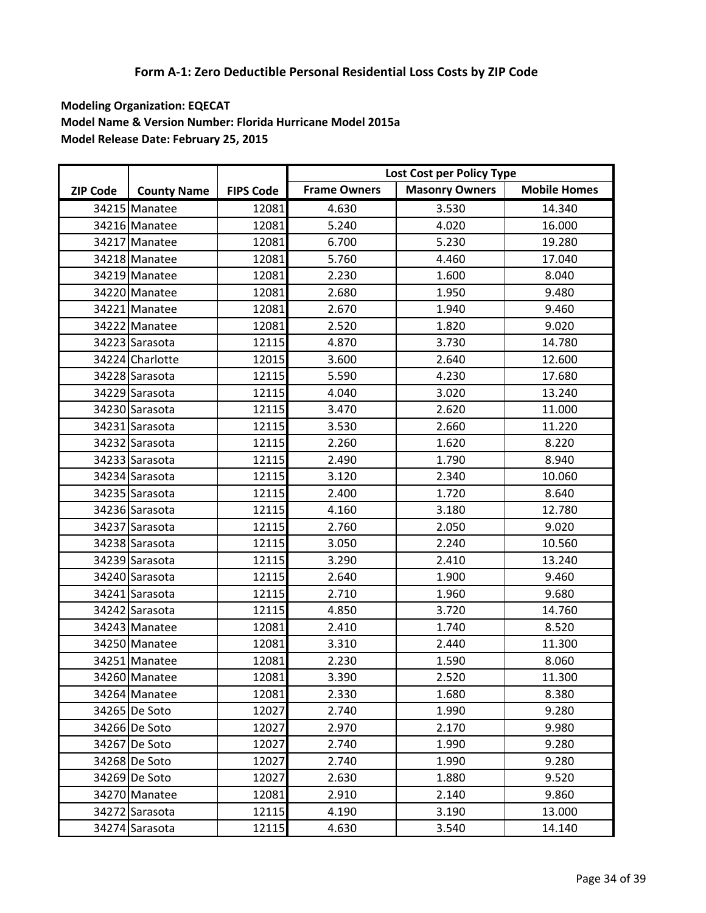# Form A-1: Zero Deductible Personal Residential Loss Costs by ZIP Code

**Modeling Organization: EQECAT**
**Model Name & Version Number: Florida Hurricane Model 2015a**
**Model Release Date: February 25, 2015**

| ZIP Code | County Name | FIPS Code | Lost Cost per Policy Type | | |
|---|---|---|---|---|---|
| | | | Frame Owners | Masonry Owners | Mobile Homes |
| 34215 | Manatee | 12081 | 4.630 | 3.530 | 14.340 |
| 34216 | Manatee | 12081 | 5.240 | 4.020 | 16.000 |
| 34217 | Manatee | 12081 | 6.700 | 5.230 | 19.280 |
| 34218 | Manatee | 12081 | 5.760 | 4.460 | 17.040 |
| 34219 | Manatee | 12081 | 2.230 | 1.600 | 8.040 |
| 34220 | Manatee | 12081 | 2.680 | 1.950 | 9.480 |
| 34221 | Manatee | 12081 | 2.670 | 1.940 | 9.460 |
| 34222 | Manatee | 12081 | 2.520 | 1.820 | 9.020 |
| 34223 | Sarasota | 12115 | 4.870 | 3.730 | 14.780 |
| 34224 | Charlotte | 12015 | 3.600 | 2.640 | 12.600 |
| 34228 | Sarasota | 12115 | 5.590 | 4.230 | 17.680 |
| 34229 | Sarasota | 12115 | 4.040 | 3.020 | 13.240 |
| 34230 | Sarasota | 12115 | 3.470 | 2.620 | 11.000 |
| 34231 | Sarasota | 12115 | 3.530 | 2.660 | 11.220 |
| 34232 | Sarasota | 12115 | 2.260 | 1.620 | 8.220 |
| 34233 | Sarasota | 12115 | 2.490 | 1.790 | 8.940 |
| 34234 | Sarasota | 12115 | 3.120 | 2.340 | 10.060 |
| 34235 | Sarasota | 12115 | 2.400 | 1.720 | 8.640 |
| 34236 | Sarasota | 12115 | 4.160 | 3.180 | 12.780 |
| 34237 | Sarasota | 12115 | 2.760 | 2.050 | 9.020 |
| 34238 | Sarasota | 12115 | 3.050 | 2.240 | 10.560 |
| 34239 | Sarasota | 12115 | 3.290 | 2.410 | 13.240 |
| 34240 | Sarasota | 12115 | 2.640 | 1.900 | 9.460 |
| 34241 | Sarasota | 12115 | 2.710 | 1.960 | 9.680 |
| 34242 | Sarasota | 12115 | 4.850 | 3.720 | 14.760 |
| 34243 | Manatee | 12081 | 2.410 | 1.740 | 8.520 |
| 34250 | Manatee | 12081 | 3.310 | 2.440 | 11.300 |
| 34251 | Manatee | 12081 | 2.230 | 1.590 | 8.060 |
| 34260 | Manatee | 12081 | 3.390 | 2.520 | 11.300 |
| 34264 | Manatee | 12081 | 2.330 | 1.680 | 8.380 |
| 34265 | De Soto | 12027 | 2.740 | 1.990 | 9.280 |
| 34266 | De Soto | 12027 | 2.970 | 2.170 | 9.980 |
| 34267 | De Soto | 12027 | 2.740 | 1.990 | 9.280 |
| 34268 | De Soto | 12027 | 2.740 | 1.990 | 9.280 |
| 34269 | De Soto | 12027 | 2.630 | 1.880 | 9.520 |
| 34270 | Manatee | 12081 | 2.910 | 2.140 | 9.860 |
| 34272 | Sarasota | 12115 | 4.190 | 3.190 | 13.000 |
| 34274 | Sarasota | 12115 | 4.630 | 3.540 | 14.140 |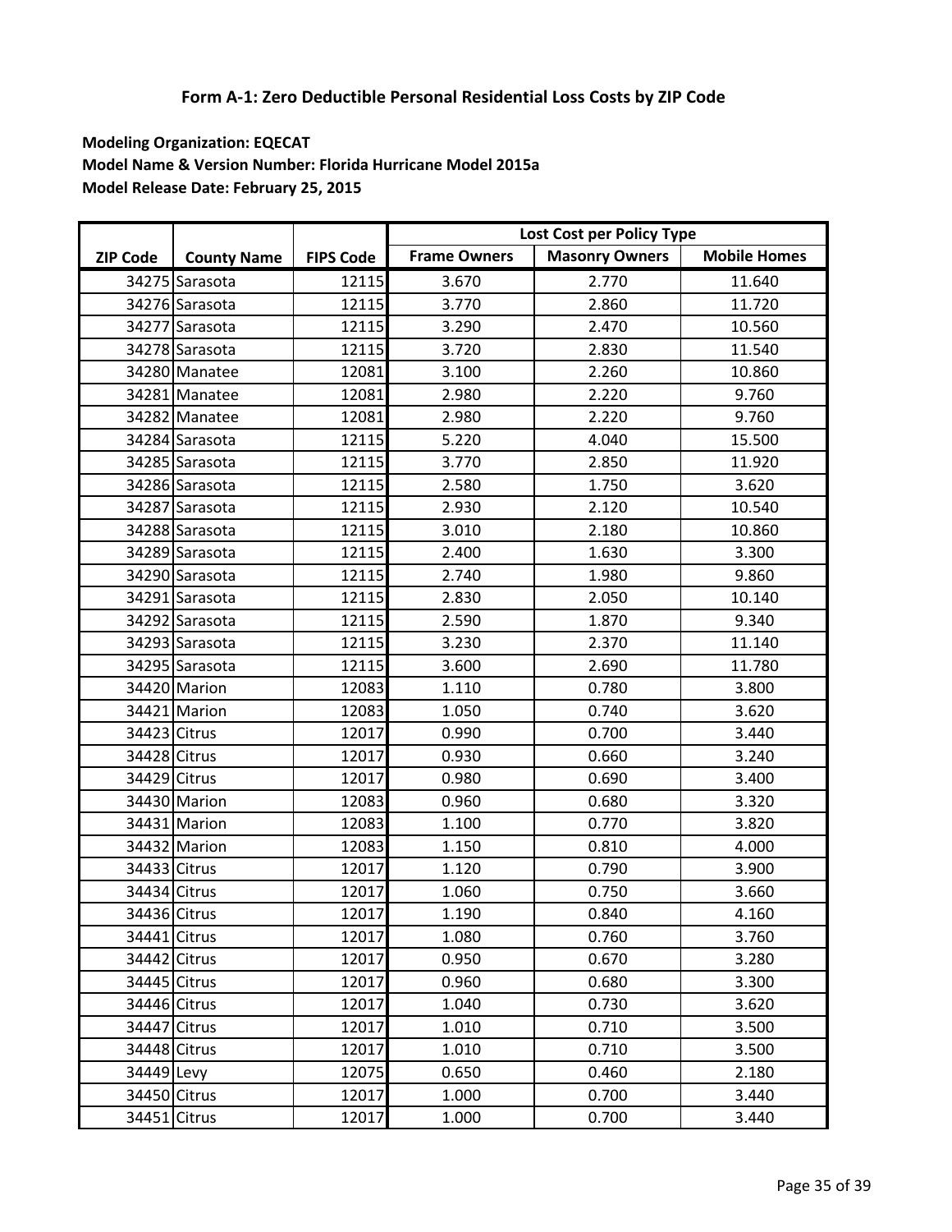# Form A-1: Zero Deductible Personal Residential Loss Costs by ZIP Code

**Modeling Organization: EQECAT**
**Model Name & Version Number: Florida Hurricane Model 2015a**
**Model Release Date: February 25, 2015**

| ZIP Code | County Name | FIPS Code | Lost Cost per Policy Type | | |
|---|---|---|---|---|---|
| | | | Frame Owners | Masonry Owners | Mobile Homes |
| 34275 | Sarasota | 12115 | 3.670 | 2.770 | 11.640 |
| 34276 | Sarasota | 12115 | 3.770 | 2.860 | 11.720 |
| 34277 | Sarasota | 12115 | 3.290 | 2.470 | 10.560 |
| 34278 | Sarasota | 12115 | 3.720 | 2.830 | 11.540 |
| 34280 | Manatee | 12081 | 3.100 | 2.260 | 10.860 |
| 34281 | Manatee | 12081 | 2.980 | 2.220 | 9.760 |
| 34282 | Manatee | 12081 | 2.980 | 2.220 | 9.760 |
| 34284 | Sarasota | 12115 | 5.220 | 4.040 | 15.500 |
| 34285 | Sarasota | 12115 | 3.770 | 2.850 | 11.920 |
| 34286 | Sarasota | 12115 | 2.580 | 1.750 | 3.620 |
| 34287 | Sarasota | 12115 | 2.930 | 2.120 | 10.540 |
| 34288 | Sarasota | 12115 | 3.010 | 2.180 | 10.860 |
| 34289 | Sarasota | 12115 | 2.400 | 1.630 | 3.300 |
| 34290 | Sarasota | 12115 | 2.740 | 1.980 | 9.860 |
| 34291 | Sarasota | 12115 | 2.830 | 2.050 | 10.140 |
| 34292 | Sarasota | 12115 | 2.590 | 1.870 | 9.340 |
| 34293 | Sarasota | 12115 | 3.230 | 2.370 | 11.140 |
| 34295 | Sarasota | 12115 | 3.600 | 2.690 | 11.780 |
| 34420 | Marion | 12083 | 1.110 | 0.780 | 3.800 |
| 34421 | Marion | 12083 | 1.050 | 0.740 | 3.620 |
| 34423 | Citrus | 12017 | 0.990 | 0.700 | 3.440 |
| 34428 | Citrus | 12017 | 0.930 | 0.660 | 3.240 |
| 34429 | Citrus | 12017 | 0.980 | 0.690 | 3.400 |
| 34430 | Marion | 12083 | 0.960 | 0.680 | 3.320 |
| 34431 | Marion | 12083 | 1.100 | 0.770 | 3.820 |
| 34432 | Marion | 12083 | 1.150 | 0.810 | 4.000 |
| 34433 | Citrus | 12017 | 1.120 | 0.790 | 3.900 |
| 34434 | Citrus | 12017 | 1.060 | 0.750 | 3.660 |
| 34436 | Citrus | 12017 | 1.190 | 0.840 | 4.160 |
| 34441 | Citrus | 12017 | 1.080 | 0.760 | 3.760 |
| 34442 | Citrus | 12017 | 0.950 | 0.670 | 3.280 |
| 34445 | Citrus | 12017 | 0.960 | 0.680 | 3.300 |
| 34446 | Citrus | 12017 | 1.040 | 0.730 | 3.620 |
| 34447 | Citrus | 12017 | 1.010 | 0.710 | 3.500 |
| 34448 | Citrus | 12017 | 1.010 | 0.710 | 3.500 |
| 34449 | Levy | 12075 | 0.650 | 0.460 | 2.180 |
| 34450 | Citrus | 12017 | 1.000 | 0.700 | 3.440 |
| 34451 | Citrus | 12017 | 1.000 | 0.700 | 3.440 |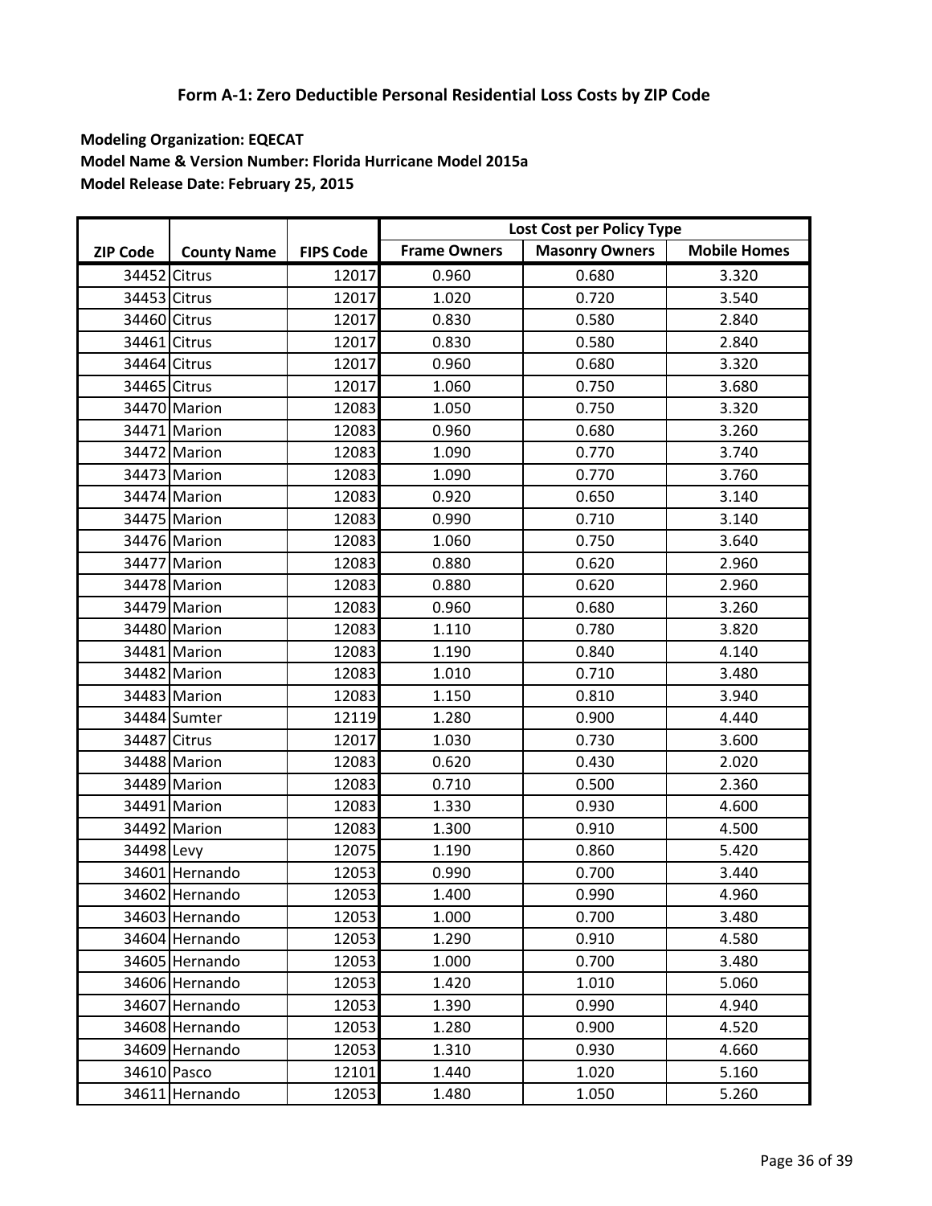# Form A-1: Zero Deductible Personal Residential Loss Costs by ZIP Code

**Modeling Organization: EQECAT**
**Model Name & Version Number: Florida Hurricane Model 2015a**
**Model Release Date: February 25, 2015**

| | | | Lost Cost per Policy Type | | |
|---|---|---|---|---|---|
| ZIP Code | County Name | FIPS Code | Frame Owners | Masonry Owners | Mobile Homes |
| 34452 | Citrus | 12017 | 0.960 | 0.680 | 3.320 |
| 34453 | Citrus | 12017 | 1.020 | 0.720 | 3.540 |
| 34460 | Citrus | 12017 | 0.830 | 0.580 | 2.840 |
| 34461 | Citrus | 12017 | 0.830 | 0.580 | 2.840 |
| 34464 | Citrus | 12017 | 0.960 | 0.680 | 3.320 |
| 34465 | Citrus | 12017 | 1.060 | 0.750 | 3.680 |
| 34470 | Marion | 12083 | 1.050 | 0.750 | 3.320 |
| 34471 | Marion | 12083 | 0.960 | 0.680 | 3.260 |
| 34472 | Marion | 12083 | 1.090 | 0.770 | 3.740 |
| 34473 | Marion | 12083 | 1.090 | 0.770 | 3.760 |
| 34474 | Marion | 12083 | 0.920 | 0.650 | 3.140 |
| 34475 | Marion | 12083 | 0.990 | 0.710 | 3.140 |
| 34476 | Marion | 12083 | 1.060 | 0.750 | 3.640 |
| 34477 | Marion | 12083 | 0.880 | 0.620 | 2.960 |
| 34478 | Marion | 12083 | 0.880 | 0.620 | 2.960 |
| 34479 | Marion | 12083 | 0.960 | 0.680 | 3.260 |
| 34480 | Marion | 12083 | 1.110 | 0.780 | 3.820 |
| 34481 | Marion | 12083 | 1.190 | 0.840 | 4.140 |
| 34482 | Marion | 12083 | 1.010 | 0.710 | 3.480 |
| 34483 | Marion | 12083 | 1.150 | 0.810 | 3.940 |
| 34484 | Sumter | 12119 | 1.280 | 0.900 | 4.440 |
| 34487 | Citrus | 12017 | 1.030 | 0.730 | 3.600 |
| 34488 | Marion | 12083 | 0.620 | 0.430 | 2.020 |
| 34489 | Marion | 12083 | 0.710 | 0.500 | 2.360 |
| 34491 | Marion | 12083 | 1.330 | 0.930 | 4.600 |
| 34492 | Marion | 12083 | 1.300 | 0.910 | 4.500 |
| 34498 | Levy | 12075 | 1.190 | 0.860 | 5.420 |
| 34601 | Hernando | 12053 | 0.990 | 0.700 | 3.440 |
| 34602 | Hernando | 12053 | 1.400 | 0.990 | 4.960 |
| 34603 | Hernando | 12053 | 1.000 | 0.700 | 3.480 |
| 34604 | Hernando | 12053 | 1.290 | 0.910 | 4.580 |
| 34605 | Hernando | 12053 | 1.000 | 0.700 | 3.480 |
| 34606 | Hernando | 12053 | 1.420 | 1.010 | 5.060 |
| 34607 | Hernando | 12053 | 1.390 | 0.990 | 4.940 |
| 34608 | Hernando | 12053 | 1.280 | 0.900 | 4.520 |
| 34609 | Hernando | 12053 | 1.310 | 0.930 | 4.660 |
| 34610 | Pasco | 12101 | 1.440 | 1.020 | 5.160 |
| 34611 | Hernando | 12053 | 1.480 | 1.050 | 5.260 |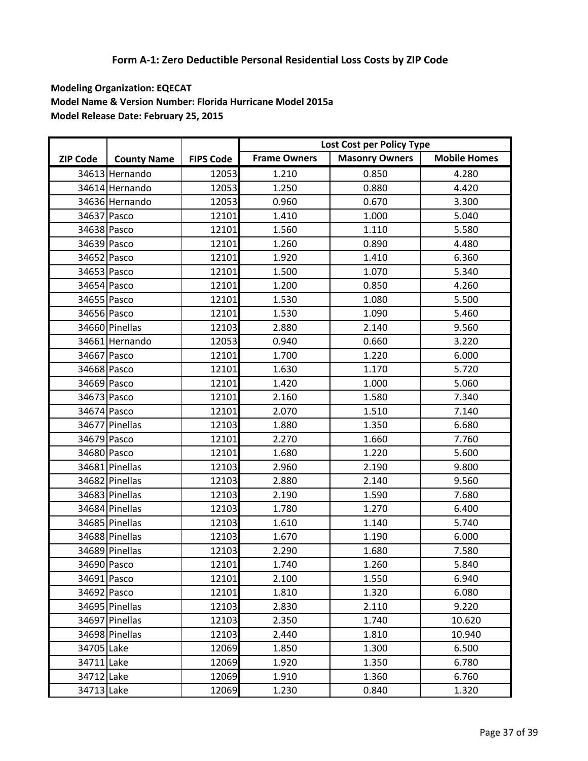# Form A-1: Zero Deductible Personal Residential Loss Costs by ZIP Code

**Modeling Organization: EQECAT**
**Model Name & Version Number: Florida Hurricane Model 2015a**
**Model Release Date: February 25, 2015**

| | | | Lost Cost per Policy Type | | |
|---|---|---|---|---|---|
| ZIP Code | County Name | FIPS Code | Frame Owners | Masonry Owners | Mobile Homes |
| 34613 | Hernando | 12053 | 1.210 | 0.850 | 4.280 |
| 34614 | Hernando | 12053 | 1.250 | 0.880 | 4.420 |
| 34636 | Hernando | 12053 | 0.960 | 0.670 | 3.300 |
| 34637 | Pasco | 12101 | 1.410 | 1.000 | 5.040 |
| 34638 | Pasco | 12101 | 1.560 | 1.110 | 5.580 |
| 34639 | Pasco | 12101 | 1.260 | 0.890 | 4.480 |
| 34652 | Pasco | 12101 | 1.920 | 1.410 | 6.360 |
| 34653 | Pasco | 12101 | 1.500 | 1.070 | 5.340 |
| 34654 | Pasco | 12101 | 1.200 | 0.850 | 4.260 |
| 34655 | Pasco | 12101 | 1.530 | 1.080 | 5.500 |
| 34656 | Pasco | 12101 | 1.530 | 1.090 | 5.460 |
| 34660 | Pinellas | 12103 | 2.880 | 2.140 | 9.560 |
| 34661 | Hernando | 12053 | 0.940 | 0.660 | 3.220 |
| 34667 | Pasco | 12101 | 1.700 | 1.220 | 6.000 |
| 34668 | Pasco | 12101 | 1.630 | 1.170 | 5.720 |
| 34669 | Pasco | 12101 | 1.420 | 1.000 | 5.060 |
| 34673 | Pasco | 12101 | 2.160 | 1.580 | 7.340 |
| 34674 | Pasco | 12101 | 2.070 | 1.510 | 7.140 |
| 34677 | Pinellas | 12103 | 1.880 | 1.350 | 6.680 |
| 34679 | Pasco | 12101 | 2.270 | 1.660 | 7.760 |
| 34680 | Pasco | 12101 | 1.680 | 1.220 | 5.600 |
| 34681 | Pinellas | 12103 | 2.960 | 2.190 | 9.800 |
| 34682 | Pinellas | 12103 | 2.880 | 2.140 | 9.560 |
| 34683 | Pinellas | 12103 | 2.190 | 1.590 | 7.680 |
| 34684 | Pinellas | 12103 | 1.780 | 1.270 | 6.400 |
| 34685 | Pinellas | 12103 | 1.610 | 1.140 | 5.740 |
| 34688 | Pinellas | 12103 | 1.670 | 1.190 | 6.000 |
| 34689 | Pinellas | 12103 | 2.290 | 1.680 | 7.580 |
| 34690 | Pasco | 12101 | 1.740 | 1.260 | 5.840 |
| 34691 | Pasco | 12101 | 2.100 | 1.550 | 6.940 |
| 34692 | Pasco | 12101 | 1.810 | 1.320 | 6.080 |
| 34695 | Pinellas | 12103 | 2.830 | 2.110 | 9.220 |
| 34697 | Pinellas | 12103 | 2.350 | 1.740 | 10.620 |
| 34698 | Pinellas | 12103 | 2.440 | 1.810 | 10.940 |
| 34705 | Lake | 12069 | 1.850 | 1.300 | 6.500 |
| 34711 | Lake | 12069 | 1.920 | 1.350 | 6.780 |
| 34712 | Lake | 12069 | 1.910 | 1.360 | 6.760 |
| 34713 | Lake | 12069 | 1.230 | 0.840 | 1.320 |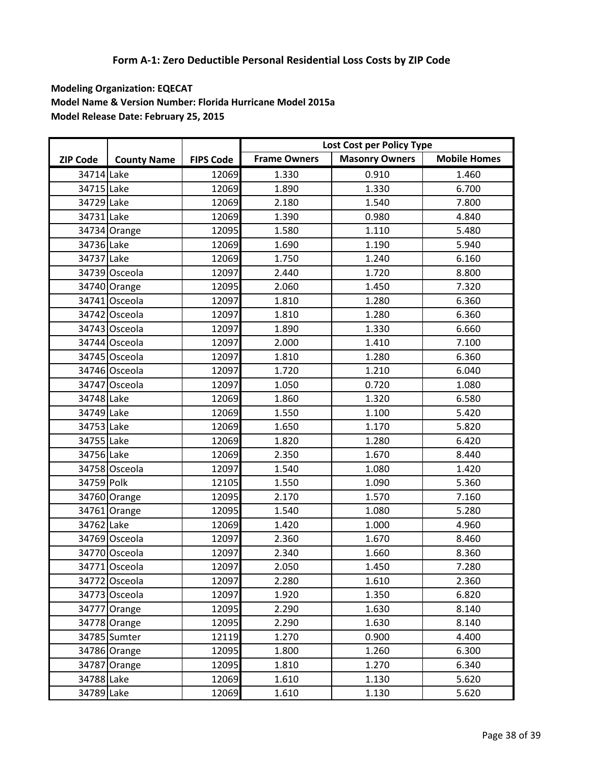# Form A-1: Zero Deductible Personal Residential Loss Costs by ZIP Code

**Modeling Organization: EQECAT**
**Model Name & Version Number: Florida Hurricane Model 2015a**
**Model Release Date: February 25, 2015**

| | | | Lost Cost per Policy Type | | |
|---|---|---|---|---|---|
| ZIP Code | County Name | FIPS Code | Frame Owners | Masonry Owners | Mobile Homes |
| 34714 | Lake | 12069 | 1.330 | 0.910 | 1.460 |
| 34715 | Lake | 12069 | 1.890 | 1.330 | 6.700 |
| 34729 | Lake | 12069 | 2.180 | 1.540 | 7.800 |
| 34731 | Lake | 12069 | 1.390 | 0.980 | 4.840 |
| 34734 | Orange | 12095 | 1.580 | 1.110 | 5.480 |
| 34736 | Lake | 12069 | 1.690 | 1.190 | 5.940 |
| 34737 | Lake | 12069 | 1.750 | 1.240 | 6.160 |
| 34739 | Osceola | 12097 | 2.440 | 1.720 | 8.800 |
| 34740 | Orange | 12095 | 2.060 | 1.450 | 7.320 |
| 34741 | Osceola | 12097 | 1.810 | 1.280 | 6.360 |
| 34742 | Osceola | 12097 | 1.810 | 1.280 | 6.360 |
| 34743 | Osceola | 12097 | 1.890 | 1.330 | 6.660 |
| 34744 | Osceola | 12097 | 2.000 | 1.410 | 7.100 |
| 34745 | Osceola | 12097 | 1.810 | 1.280 | 6.360 |
| 34746 | Osceola | 12097 | 1.720 | 1.210 | 6.040 |
| 34747 | Osceola | 12097 | 1.050 | 0.720 | 1.080 |
| 34748 | Lake | 12069 | 1.860 | 1.320 | 6.580 |
| 34749 | Lake | 12069 | 1.550 | 1.100 | 5.420 |
| 34753 | Lake | 12069 | 1.650 | 1.170 | 5.820 |
| 34755 | Lake | 12069 | 1.820 | 1.280 | 6.420 |
| 34756 | Lake | 12069 | 2.350 | 1.670 | 8.440 |
| 34758 | Osceola | 12097 | 1.540 | 1.080 | 1.420 |
| 34759 | Polk | 12105 | 1.550 | 1.090 | 5.360 |
| 34760 | Orange | 12095 | 2.170 | 1.570 | 7.160 |
| 34761 | Orange | 12095 | 1.540 | 1.080 | 5.280 |
| 34762 | Lake | 12069 | 1.420 | 1.000 | 4.960 |
| 34769 | Osceola | 12097 | 2.360 | 1.670 | 8.460 |
| 34770 | Osceola | 12097 | 2.340 | 1.660 | 8.360 |
| 34771 | Osceola | 12097 | 2.050 | 1.450 | 7.280 |
| 34772 | Osceola | 12097 | 2.280 | 1.610 | 2.360 |
| 34773 | Osceola | 12097 | 1.920 | 1.350 | 6.820 |
| 34777 | Orange | 12095 | 2.290 | 1.630 | 8.140 |
| 34778 | Orange | 12095 | 2.290 | 1.630 | 8.140 |
| 34785 | Sumter | 12119 | 1.270 | 0.900 | 4.400 |
| 34786 | Orange | 12095 | 1.800 | 1.260 | 6.300 |
| 34787 | Orange | 12095 | 1.810 | 1.270 | 6.340 |
| 34788 | Lake | 12069 | 1.610 | 1.130 | 5.620 |
| 34789 | Lake | 12069 | 1.610 | 1.130 | 5.620 |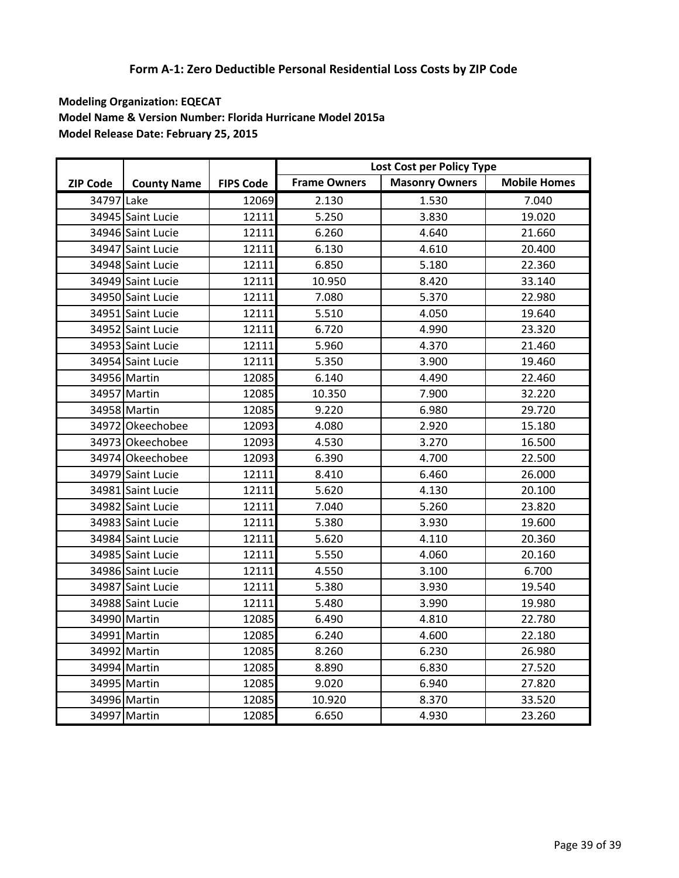# Form A-1: Zero Deductible Personal Residential Loss Costs by ZIP Code

**Modeling Organization: EQECAT**
**Model Name & Version Number: Florida Hurricane Model 2015a**
**Model Release Date: February 25, 2015**

| | | | Lost Cost per Policy Type | | |
|---|---|---|---|---|---|
| ZIP Code | County Name | FIPS Code | Frame Owners | Masonry Owners | Mobile Homes |
| 34797 | Lake | 12069 | 2.130 | 1.530 | 7.040 |
| 34945 | Saint Lucie | 12111 | 5.250 | 3.830 | 19.020 |
| 34946 | Saint Lucie | 12111 | 6.260 | 4.640 | 21.660 |
| 34947 | Saint Lucie | 12111 | 6.130 | 4.610 | 20.400 |
| 34948 | Saint Lucie | 12111 | 6.850 | 5.180 | 22.360 |
| 34949 | Saint Lucie | 12111 | 10.950 | 8.420 | 33.140 |
| 34950 | Saint Lucie | 12111 | 7.080 | 5.370 | 22.980 |
| 34951 | Saint Lucie | 12111 | 5.510 | 4.050 | 19.640 |
| 34952 | Saint Lucie | 12111 | 6.720 | 4.990 | 23.320 |
| 34953 | Saint Lucie | 12111 | 5.960 | 4.370 | 21.460 |
| 34954 | Saint Lucie | 12111 | 5.350 | 3.900 | 19.460 |
| 34956 | Martin | 12085 | 6.140 | 4.490 | 22.460 |
| 34957 | Martin | 12085 | 10.350 | 7.900 | 32.220 |
| 34958 | Martin | 12085 | 9.220 | 6.980 | 29.720 |
| 34972 | Okeechobee | 12093 | 4.080 | 2.920 | 15.180 |
| 34973 | Okeechobee | 12093 | 4.530 | 3.270 | 16.500 |
| 34974 | Okeechobee | 12093 | 6.390 | 4.700 | 22.500 |
| 34979 | Saint Lucie | 12111 | 8.410 | 6.460 | 26.000 |
| 34981 | Saint Lucie | 12111 | 5.620 | 4.130 | 20.100 |
| 34982 | Saint Lucie | 12111 | 7.040 | 5.260 | 23.820 |
| 34983 | Saint Lucie | 12111 | 5.380 | 3.930 | 19.600 |
| 34984 | Saint Lucie | 12111 | 5.620 | 4.110 | 20.360 |
| 34985 | Saint Lucie | 12111 | 5.550 | 4.060 | 20.160 |
| 34986 | Saint Lucie | 12111 | 4.550 | 3.100 | 6.700 |
| 34987 | Saint Lucie | 12111 | 5.380 | 3.930 | 19.540 |
| 34988 | Saint Lucie | 12111 | 5.480 | 3.990 | 19.980 |
| 34990 | Martin | 12085 | 6.490 | 4.810 | 22.780 |
| 34991 | Martin | 12085 | 6.240 | 4.600 | 22.180 |
| 34992 | Martin | 12085 | 8.260 | 6.230 | 26.980 |
| 34994 | Martin | 12085 | 8.890 | 6.830 | 27.520 |
| 34995 | Martin | 12085 | 9.020 | 6.940 | 27.820 |
| 34996 | Martin | 12085 | 10.920 | 8.370 | 33.520 |
| 34997 | Martin | 12085 | 6.650 | 4.930 | 23.260 |